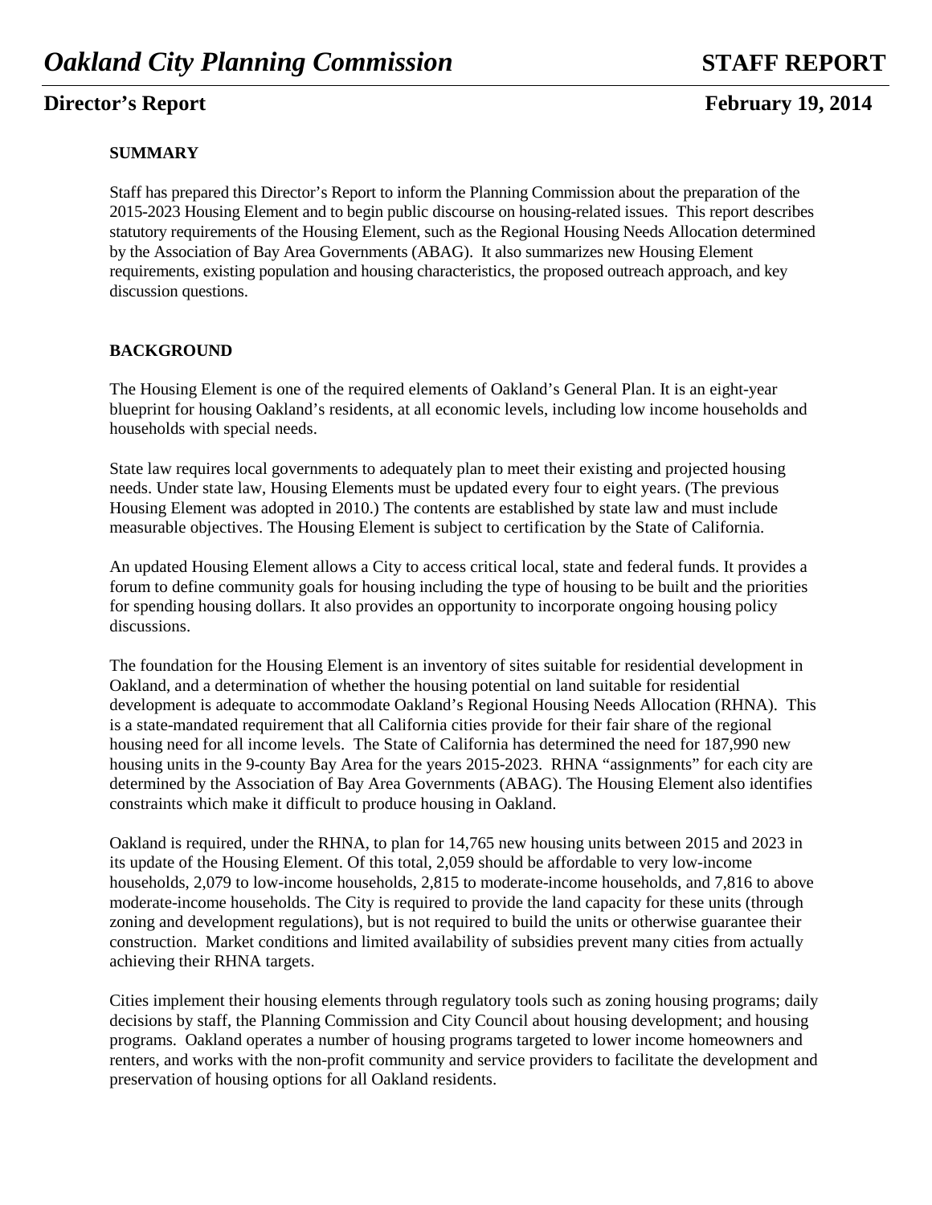# *Oakland City Planning Commission* — STAFF REPORT

## Director's Report — February 19, 2014

### SUMMARY

Staff has prepared this Director's Report to inform the Planning Commission about the preparation of the 2015-2023 Housing Element and to begin public discourse on housing-related issues. This report describes statutory requirements of the Housing Element, such as the Regional Housing Needs Allocation determined by the Association of Bay Area Governments (ABAG). It also summarizes new Housing Element requirements, existing population and housing characteristics, the proposed outreach approach, and key discussion questions.

### BACKGROUND

The Housing Element is one of the required elements of Oakland's General Plan. It is an eight-year blueprint for housing Oakland's residents, at all economic levels, including low income households and households with special needs.

State law requires local governments to adequately plan to meet their existing and projected housing needs. Under state law, Housing Elements must be updated every four to eight years. (The previous Housing Element was adopted in 2010.) The contents are established by state law and must include measurable objectives. The Housing Element is subject to certification by the State of California.

An updated Housing Element allows a City to access critical local, state and federal funds. It provides a forum to define community goals for housing including the type of housing to be built and the priorities for spending housing dollars. It also provides an opportunity to incorporate ongoing housing policy discussions.

The foundation for the Housing Element is an inventory of sites suitable for residential development in Oakland, and a determination of whether the housing potential on land suitable for residential development is adequate to accommodate Oakland's Regional Housing Needs Allocation (RHNA). This is a state-mandated requirement that all California cities provide for their fair share of the regional housing need for all income levels. The State of California has determined the need for 187,990 new housing units in the 9-county Bay Area for the years 2015-2023. RHNA "assignments" for each city are determined by the Association of Bay Area Governments (ABAG). The Housing Element also identifies constraints which make it difficult to produce housing in Oakland.

Oakland is required, under the RHNA, to plan for 14,765 new housing units between 2015 and 2023 in its update of the Housing Element. Of this total, 2,059 should be affordable to very low-income households, 2,079 to low-income households, 2,815 to moderate-income households, and 7,816 to above moderate-income households. The City is required to provide the land capacity for these units (through zoning and development regulations), but is not required to build the units or otherwise guarantee their construction. Market conditions and limited availability of subsidies prevent many cities from actually achieving their RHNA targets.

Cities implement their housing elements through regulatory tools such as zoning housing programs; daily decisions by staff, the Planning Commission and City Council about housing development; and housing programs. Oakland operates a number of housing programs targeted to lower income homeowners and renters, and works with the non-profit community and service providers to facilitate the development and preservation of housing options for all Oakland residents.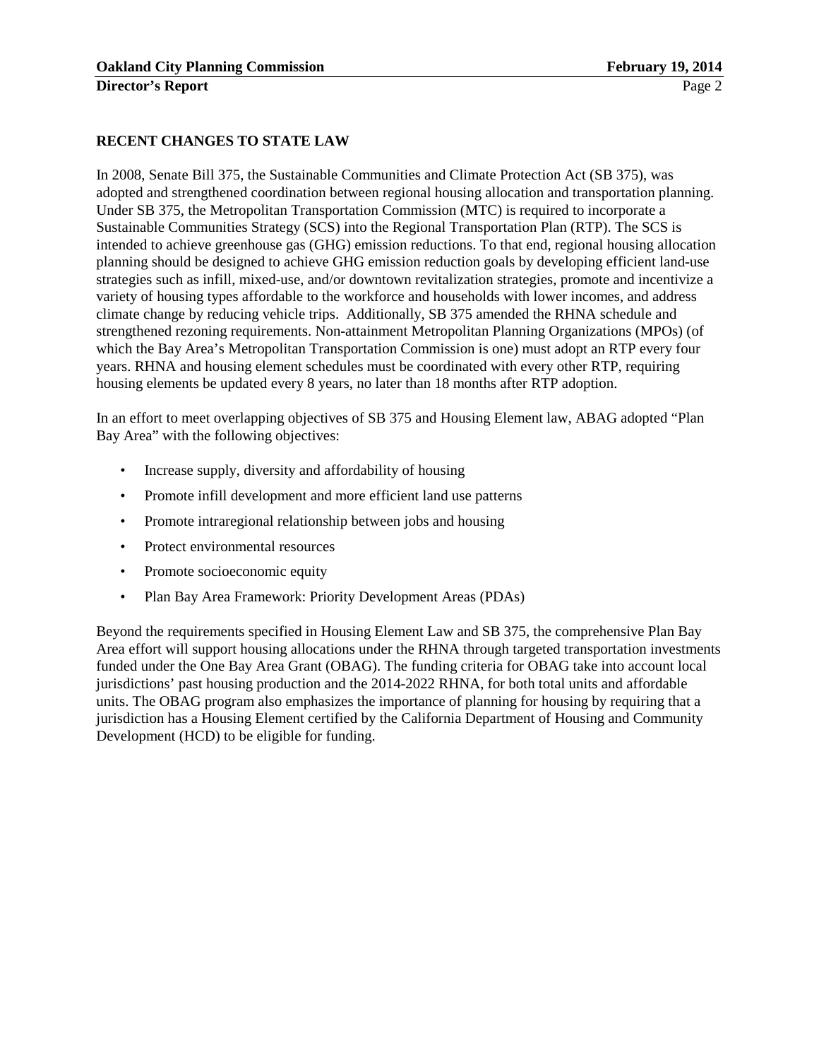## RECENT CHANGES TO STATE LAW

In 2008, Senate Bill 375, the Sustainable Communities and Climate Protection Act (SB 375), was adopted and strengthened coordination between regional housing allocation and transportation planning. Under SB 375, the Metropolitan Transportation Commission (MTC) is required to incorporate a Sustainable Communities Strategy (SCS) into the Regional Transportation Plan (RTP). The SCS is intended to achieve greenhouse gas (GHG) emission reductions. To that end, regional housing allocation planning should be designed to achieve GHG emission reduction goals by developing efficient land-use strategies such as infill, mixed-use, and/or downtown revitalization strategies, promote and incentivize a variety of housing types affordable to the workforce and households with lower incomes, and address climate change by reducing vehicle trips. Additionally, SB 375 amended the RHNA schedule and strengthened rezoning requirements. Non-attainment Metropolitan Planning Organizations (MPOs) (of which the Bay Area's Metropolitan Transportation Commission is one) must adopt an RTP every four years. RHNA and housing element schedules must be coordinated with every other RTP, requiring housing elements be updated every 8 years, no later than 18 months after RTP adoption.

In an effort to meet overlapping objectives of SB 375 and Housing Element law, ABAG adopted "Plan Bay Area" with the following objectives:

- Increase supply, diversity and affordability of housing
- Promote infill development and more efficient land use patterns
- Promote intraregional relationship between jobs and housing
- Protect environmental resources
- Promote socioeconomic equity
- Plan Bay Area Framework: Priority Development Areas (PDAs)

Beyond the requirements specified in Housing Element Law and SB 375, the comprehensive Plan Bay Area effort will support housing allocations under the RHNA through targeted transportation investments funded under the One Bay Area Grant (OBAG). The funding criteria for OBAG take into account local jurisdictions' past housing production and the 2014-2022 RHNA, for both total units and affordable units. The OBAG program also emphasizes the importance of planning for housing by requiring that a jurisdiction has a Housing Element certified by the California Department of Housing and Community Development (HCD) to be eligible for funding.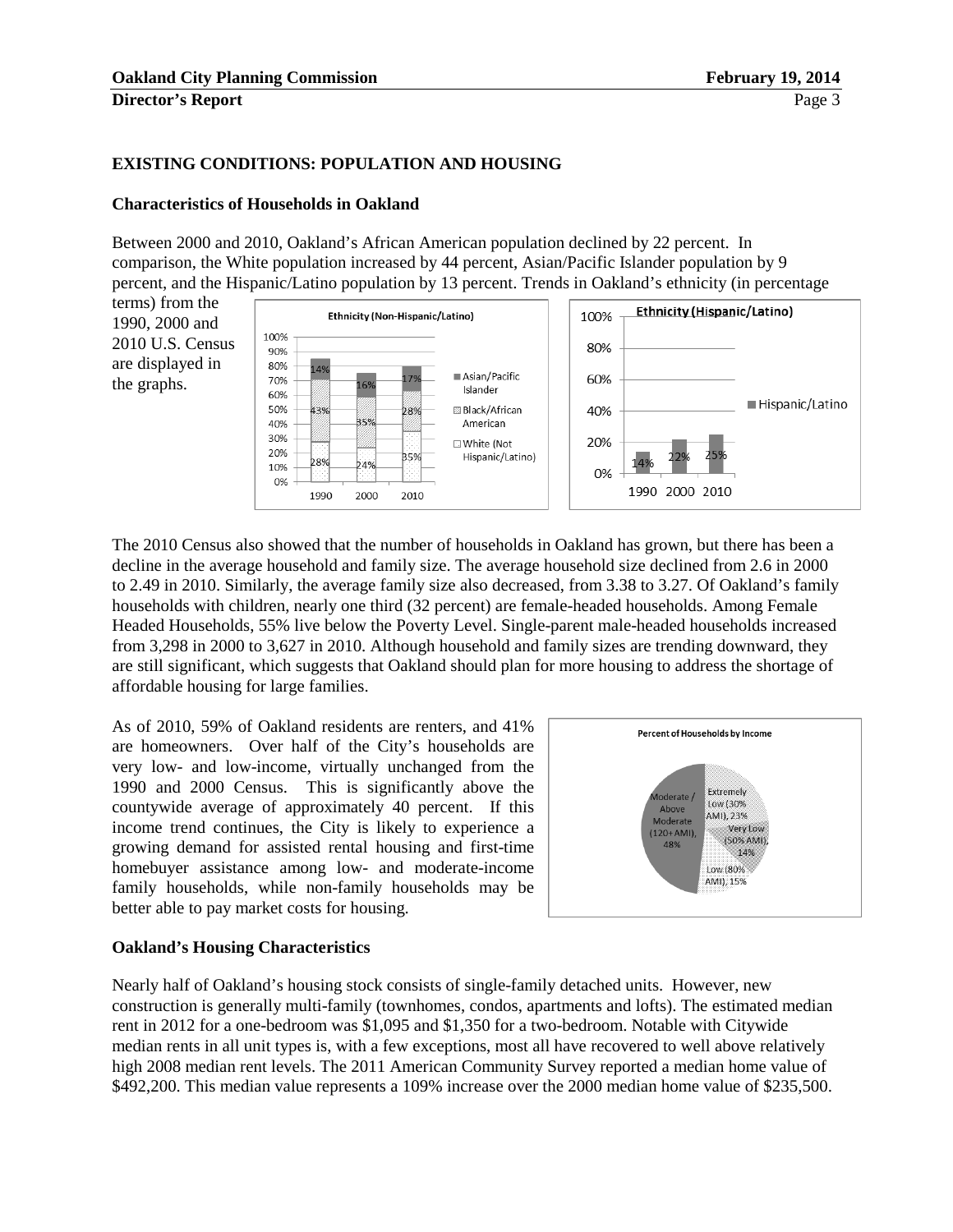## EXISTING CONDITIONS: POPULATION AND HOUSING

### Characteristics of Households in Oakland

Between 2000 and 2010, Oakland's African American population declined by 22 percent. In comparison, the White population increased by 44 percent, Asian/Pacific Islander population by 9 percent, and the Hispanic/Latino population by 13 percent. Trends in Oakland's ethnicity (in percentage terms) from the 1990, 2000 and 2010 U.S. Census are displayed in the graphs.

The 2010 Census also showed that the number of households in Oakland has grown, but there has been a decline in the average household and family size. The average household size declined from 2.6 in 2000 to 2.49 in 2010. Similarly, the average family size also decreased, from 3.38 to 3.27. Of Oakland's family households with children, nearly one third (32 percent) are female-headed households. Among Female Headed Households, 55% live below the Poverty Level. Single-parent male-headed households increased from 3,298 in 2000 to 3,627 in 2010. Although household and family sizes are trending downward, they are still significant, which suggests that Oakland should plan for more housing to address the shortage of affordable housing for large families.

As of 2010, 59% of Oakland residents are renters, and 41% are homeowners. Over half of the City's households are very low- and low-income, virtually unchanged from the 1990 and 2000 Census. This is significantly above the countywide average of approximately 40 percent. If this income trend continues, the City is likely to experience a growing demand for assisted rental housing and first-time homebuyer assistance among low- and moderate-income family households, while non-family households may be better able to pay market costs for housing.

### Oakland's Housing Characteristics

Nearly half of Oakland's housing stock consists of single-family detached units. However, new construction is generally multi-family (townhomes, condos, apartments and lofts). The estimated median rent in 2012 for a one-bedroom was $1,095 and $1,350 for a two-bedroom. Notable with Citywide median rents in all unit types is, with a few exceptions, most all have recovered to well above relatively high 2008 median rent levels. The 2011 American Community Survey reported a median home value of $492,200. This median value represents a 109% increase over the 2000 median home value of $235,500.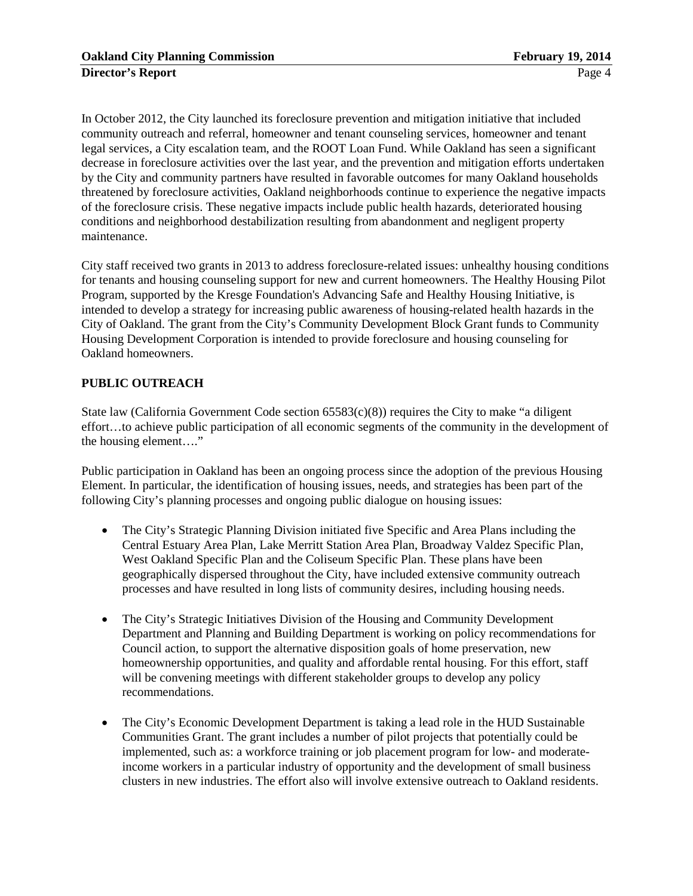In October 2012, the City launched its foreclosure prevention and mitigation initiative that included community outreach and referral, homeowner and tenant counseling services, homeowner and tenant legal services, a City escalation team, and the ROOT Loan Fund. While Oakland has seen a significant decrease in foreclosure activities over the last year, and the prevention and mitigation efforts undertaken by the City and community partners have resulted in favorable outcomes for many Oakland households threatened by foreclosure activities, Oakland neighborhoods continue to experience the negative impacts of the foreclosure crisis. These negative impacts include public health hazards, deteriorated housing conditions and neighborhood destabilization resulting from abandonment and negligent property maintenance.

City staff received two grants in 2013 to address foreclosure-related issues: unhealthy housing conditions for tenants and housing counseling support for new and current homeowners. The Healthy Housing Pilot Program, supported by the Kresge Foundation's Advancing Safe and Healthy Housing Initiative, is intended to develop a strategy for increasing public awareness of housing-related health hazards in the City of Oakland. The grant from the City's Community Development Block Grant funds to Community Housing Development Corporation is intended to provide foreclosure and housing counseling for Oakland homeowners.

**PUBLIC OUTREACH**

State law (California Government Code section 65583(c)(8)) requires the City to make "a diligent effort…to achieve public participation of all economic segments of the community in the development of the housing element…."

Public participation in Oakland has been an ongoing process since the adoption of the previous Housing Element. In particular, the identification of housing issues, needs, and strategies has been part of the following City's planning processes and ongoing public dialogue on housing issues:

- The City's Strategic Planning Division initiated five Specific and Area Plans including the Central Estuary Area Plan, Lake Merritt Station Area Plan, Broadway Valdez Specific Plan, West Oakland Specific Plan and the Coliseum Specific Plan. These plans have been geographically dispersed throughout the City, have included extensive community outreach processes and have resulted in long lists of community desires, including housing needs.

- The City's Strategic Initiatives Division of the Housing and Community Development Department and Planning and Building Department is working on policy recommendations for Council action, to support the alternative disposition goals of home preservation, new homeownership opportunities, and quality and affordable rental housing. For this effort, staff will be convening meetings with different stakeholder groups to develop any policy recommendations.

- The City's Economic Development Department is taking a lead role in the HUD Sustainable Communities Grant. The grant includes a number of pilot projects that potentially could be implemented, such as: a workforce training or job placement program for low- and moderate-income workers in a particular industry of opportunity and the development of small business clusters in new industries. The effort also will involve extensive outreach to Oakland residents.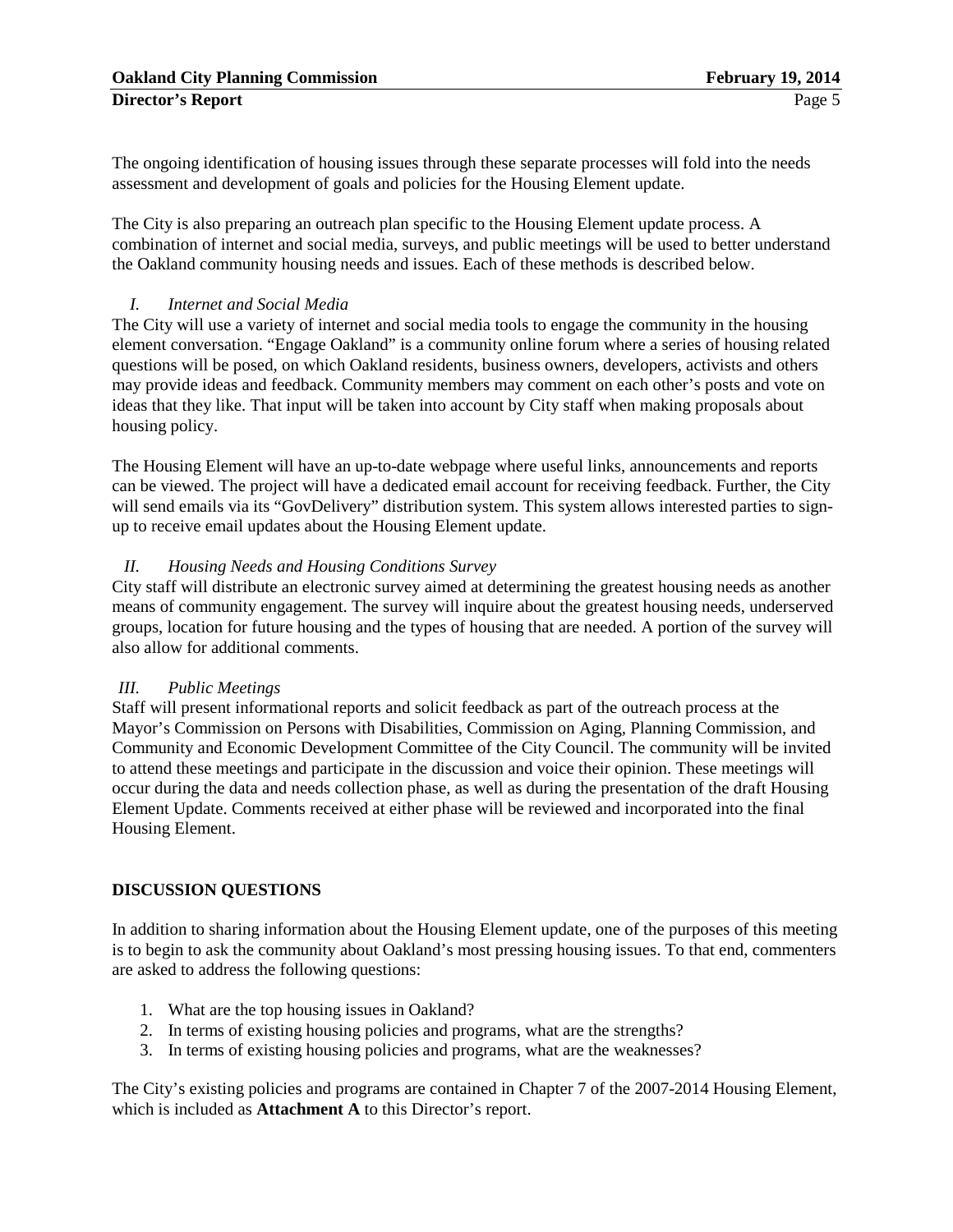The ongoing identification of housing issues through these separate processes will fold into the needs assessment and development of goals and policies for the Housing Element update.

The City is also preparing an outreach plan specific to the Housing Element update process. A combination of internet and social media, surveys, and public meetings will be used to better understand the Oakland community housing needs and issues. Each of these methods is described below.

*I. Internet and Social Media*

The City will use a variety of internet and social media tools to engage the community in the housing element conversation. "Engage Oakland" is a community online forum where a series of housing related questions will be posed, on which Oakland residents, business owners, developers, activists and others may provide ideas and feedback. Community members may comment on each other's posts and vote on ideas that they like. That input will be taken into account by City staff when making proposals about housing policy.

The Housing Element will have an up-to-date webpage where useful links, announcements and reports can be viewed. The project will have a dedicated email account for receiving feedback. Further, the City will send emails via its "GovDelivery" distribution system. This system allows interested parties to sign-up to receive email updates about the Housing Element update.

*II. Housing Needs and Housing Conditions Survey*

City staff will distribute an electronic survey aimed at determining the greatest housing needs as another means of community engagement. The survey will inquire about the greatest housing needs, underserved groups, location for future housing and the types of housing that are needed. A portion of the survey will also allow for additional comments.

*III. Public Meetings*

Staff will present informational reports and solicit feedback as part of the outreach process at the Mayor's Commission on Persons with Disabilities, Commission on Aging, Planning Commission, and Community and Economic Development Committee of the City Council. The community will be invited to attend these meetings and participate in the discussion and voice their opinion. These meetings will occur during the data and needs collection phase, as well as during the presentation of the draft Housing Element Update. Comments received at either phase will be reviewed and incorporated into the final Housing Element.

## DISCUSSION QUESTIONS

In addition to sharing information about the Housing Element update, one of the purposes of this meeting is to begin to ask the community about Oakland's most pressing housing issues. To that end, commenters are asked to address the following questions:

1. What are the top housing issues in Oakland?
2. In terms of existing housing policies and programs, what are the strengths?
3. In terms of existing housing policies and programs, what are the weaknesses?

The City's existing policies and programs are contained in Chapter 7 of the 2007-2014 Housing Element, which is included as **Attachment A** to this Director's report.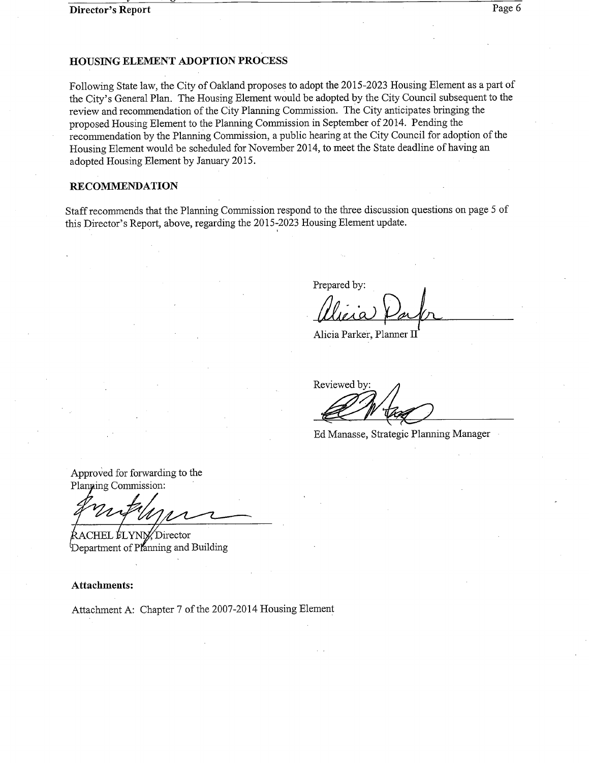## HOUSING ELEMENT ADOPTION PROCESS

Following State law, the City of Oakland proposes to adopt the 2015-2023 Housing Element as a part of the City's General Plan. The Housing Element would be adopted by the City Council subsequent to the review and recommendation of the City Planning Commission. The City anticipates bringing the proposed Housing Element to the Planning Commission in September of 2014. Pending the recommendation by the Planning Commission, a public hearing at the City Council for adoption of the Housing Element would be scheduled for November 2014, to meet the State deadline of having an adopted Housing Element by January 2015.

## RECOMMENDATION

Staff recommends that the Planning Commission respond to the three discussion questions on page 5 of this Director's Report, above, regarding the 2015-2023 Housing Element update.

Prepared by:

Alicia Parker, Planner II

Reviewed by:

Ed Manasse, Strategic Planning Manager

Approved for forwarding to the Planning Commission:

RACHEL FLYNN, Director
Department of Planning and Building

**Attachments:**

Attachment A: Chapter 7 of the 2007-2014 Housing Element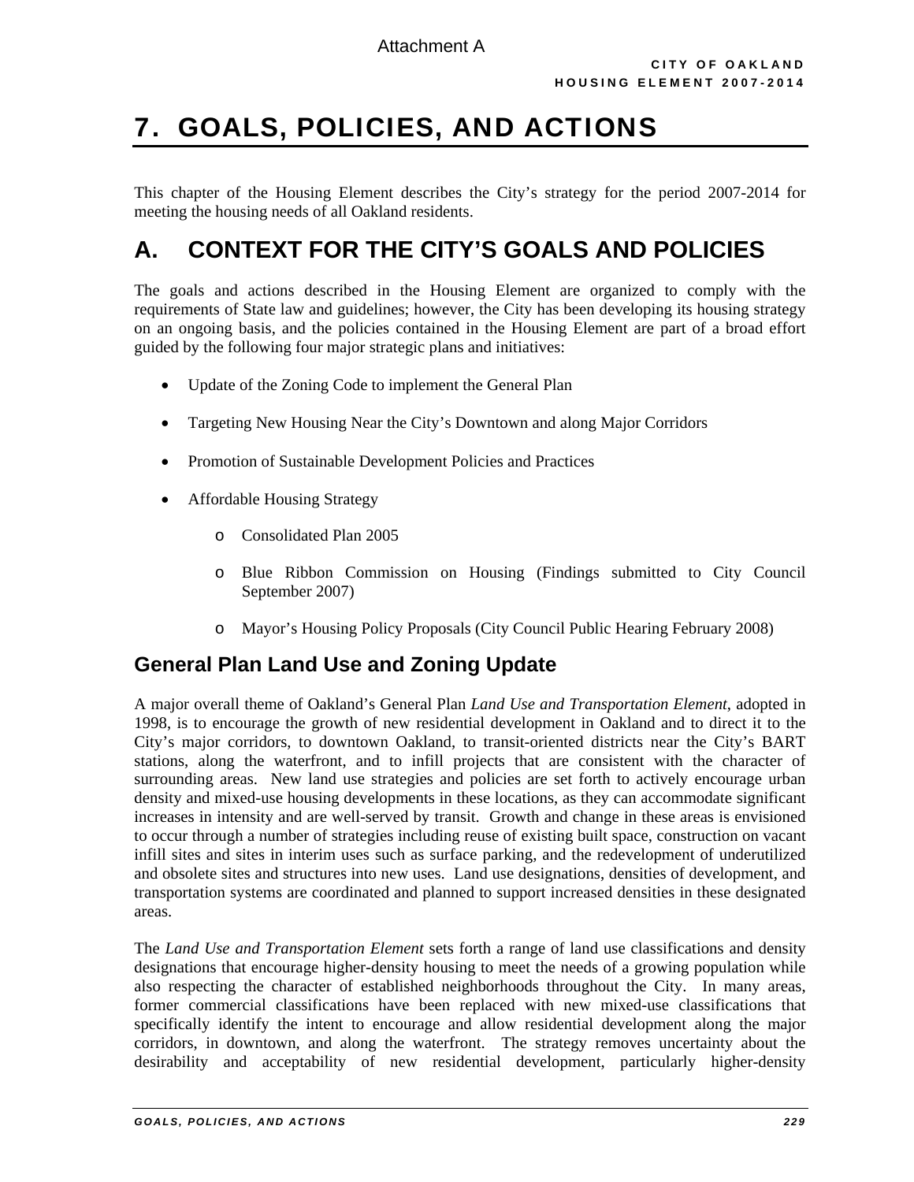Attachment A

# 7. GOALS, POLICIES, AND ACTIONS

This chapter of the Housing Element describes the City's strategy for the period 2007-2014 for meeting the housing needs of all Oakland residents.

## A. CONTEXT FOR THE CITY'S GOALS AND POLICIES

The goals and actions described in the Housing Element are organized to comply with the requirements of State law and guidelines; however, the City has been developing its housing strategy on an ongoing basis, and the policies contained in the Housing Element are part of a broad effort guided by the following four major strategic plans and initiatives:

- Update of the Zoning Code to implement the General Plan
- Targeting New Housing Near the City's Downtown and along Major Corridors
- Promotion of Sustainable Development Policies and Practices
- Affordable Housing Strategy
  - Consolidated Plan 2005
  - Blue Ribbon Commission on Housing (Findings submitted to City Council September 2007)
  - Mayor's Housing Policy Proposals (City Council Public Hearing February 2008)

### General Plan Land Use and Zoning Update

A major overall theme of Oakland's General Plan *Land Use and Transportation Element*, adopted in 1998, is to encourage the growth of new residential development in Oakland and to direct it to the City's major corridors, to downtown Oakland, to transit-oriented districts near the City's BART stations, along the waterfront, and to infill projects that are consistent with the character of surrounding areas. New land use strategies and policies are set forth to actively encourage urban density and mixed-use housing developments in these locations, as they can accommodate significant increases in intensity and are well-served by transit. Growth and change in these areas is envisioned to occur through a number of strategies including reuse of existing built space, construction on vacant infill sites and sites in interim uses such as surface parking, and the redevelopment of underutilized and obsolete sites and structures into new uses. Land use designations, densities of development, and transportation systems are coordinated and planned to support increased densities in these designated areas.

The *Land Use and Transportation Element* sets forth a range of land use classifications and density designations that encourage higher-density housing to meet the needs of a growing population while also respecting the character of established neighborhoods throughout the City. In many areas, former commercial classifications have been replaced with new mixed-use classifications that specifically identify the intent to encourage and allow residential development along the major corridors, in downtown, and along the waterfront. The strategy removes uncertainty about the desirability and acceptability of new residential development, particularly higher-density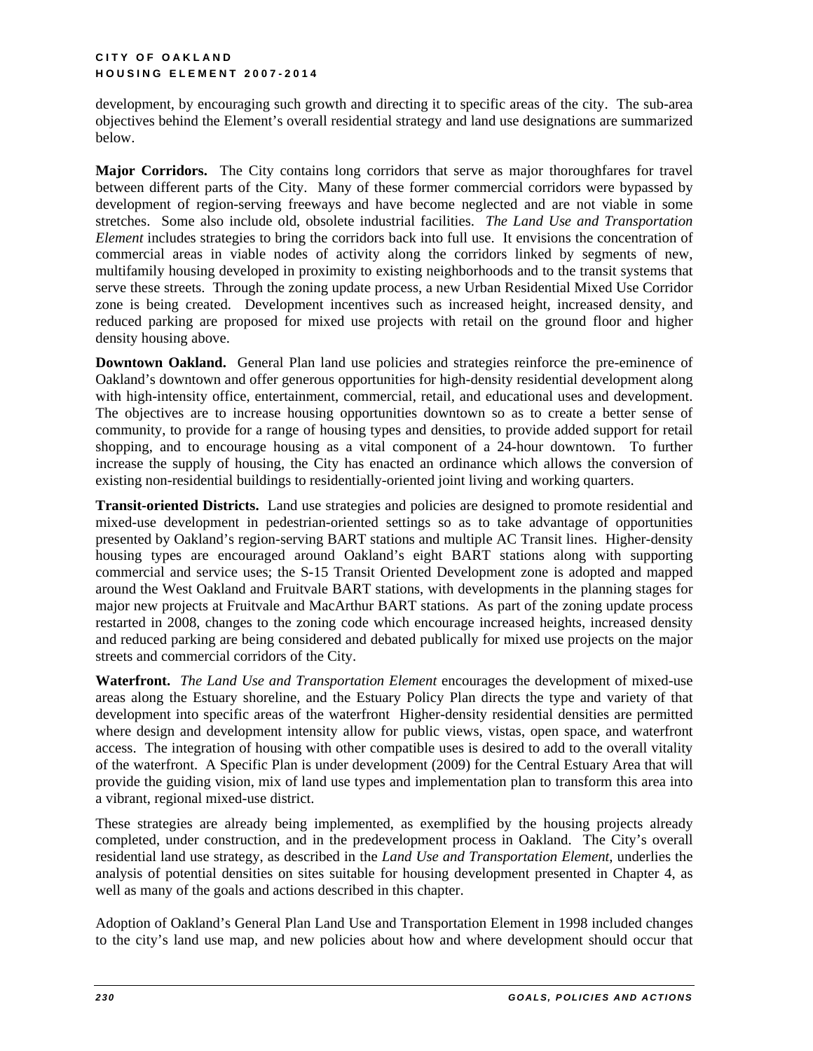development, by encouraging such growth and directing it to specific areas of the city. The sub-area objectives behind the Element's overall residential strategy and land use designations are summarized below.

**Major Corridors.** The City contains long corridors that serve as major thoroughfares for travel between different parts of the City. Many of these former commercial corridors were bypassed by development of region-serving freeways and have become neglected and are not viable in some stretches. Some also include old, obsolete industrial facilities. *The Land Use and Transportation Element* includes strategies to bring the corridors back into full use. It envisions the concentration of commercial areas in viable nodes of activity along the corridors linked by segments of new, multifamily housing developed in proximity to existing neighborhoods and to the transit systems that serve these streets. Through the zoning update process, a new Urban Residential Mixed Use Corridor zone is being created. Development incentives such as increased height, increased density, and reduced parking are proposed for mixed use projects with retail on the ground floor and higher density housing above.

**Downtown Oakland.** General Plan land use policies and strategies reinforce the pre-eminence of Oakland's downtown and offer generous opportunities for high-density residential development along with high-intensity office, entertainment, commercial, retail, and educational uses and development. The objectives are to increase housing opportunities downtown so as to create a better sense of community, to provide for a range of housing types and densities, to provide added support for retail shopping, and to encourage housing as a vital component of a 24-hour downtown. To further increase the supply of housing, the City has enacted an ordinance which allows the conversion of existing non-residential buildings to residentially-oriented joint living and working quarters.

**Transit-oriented Districts.** Land use strategies and policies are designed to promote residential and mixed-use development in pedestrian-oriented settings so as to take advantage of opportunities presented by Oakland's region-serving BART stations and multiple AC Transit lines. Higher-density housing types are encouraged around Oakland's eight BART stations along with supporting commercial and service uses; the S-15 Transit Oriented Development zone is adopted and mapped around the West Oakland and Fruitvale BART stations, with developments in the planning stages for major new projects at Fruitvale and MacArthur BART stations. As part of the zoning update process restarted in 2008, changes to the zoning code which encourage increased heights, increased density and reduced parking are being considered and debated publically for mixed use projects on the major streets and commercial corridors of the City.

**Waterfront.** *The Land Use and Transportation Element* encourages the development of mixed-use areas along the Estuary shoreline, and the Estuary Policy Plan directs the type and variety of that development into specific areas of the waterfront Higher-density residential densities are permitted where design and development intensity allow for public views, vistas, open space, and waterfront access. The integration of housing with other compatible uses is desired to add to the overall vitality of the waterfront. A Specific Plan is under development (2009) for the Central Estuary Area that will provide the guiding vision, mix of land use types and implementation plan to transform this area into a vibrant, regional mixed-use district.

These strategies are already being implemented, as exemplified by the housing projects already completed, under construction, and in the predevelopment process in Oakland. The City's overall residential land use strategy, as described in the *Land Use and Transportation Element*, underlies the analysis of potential densities on sites suitable for housing development presented in Chapter 4, as well as many of the goals and actions described in this chapter.

Adoption of Oakland's General Plan Land Use and Transportation Element in 1998 included changes to the city's land use map, and new policies about how and where development should occur that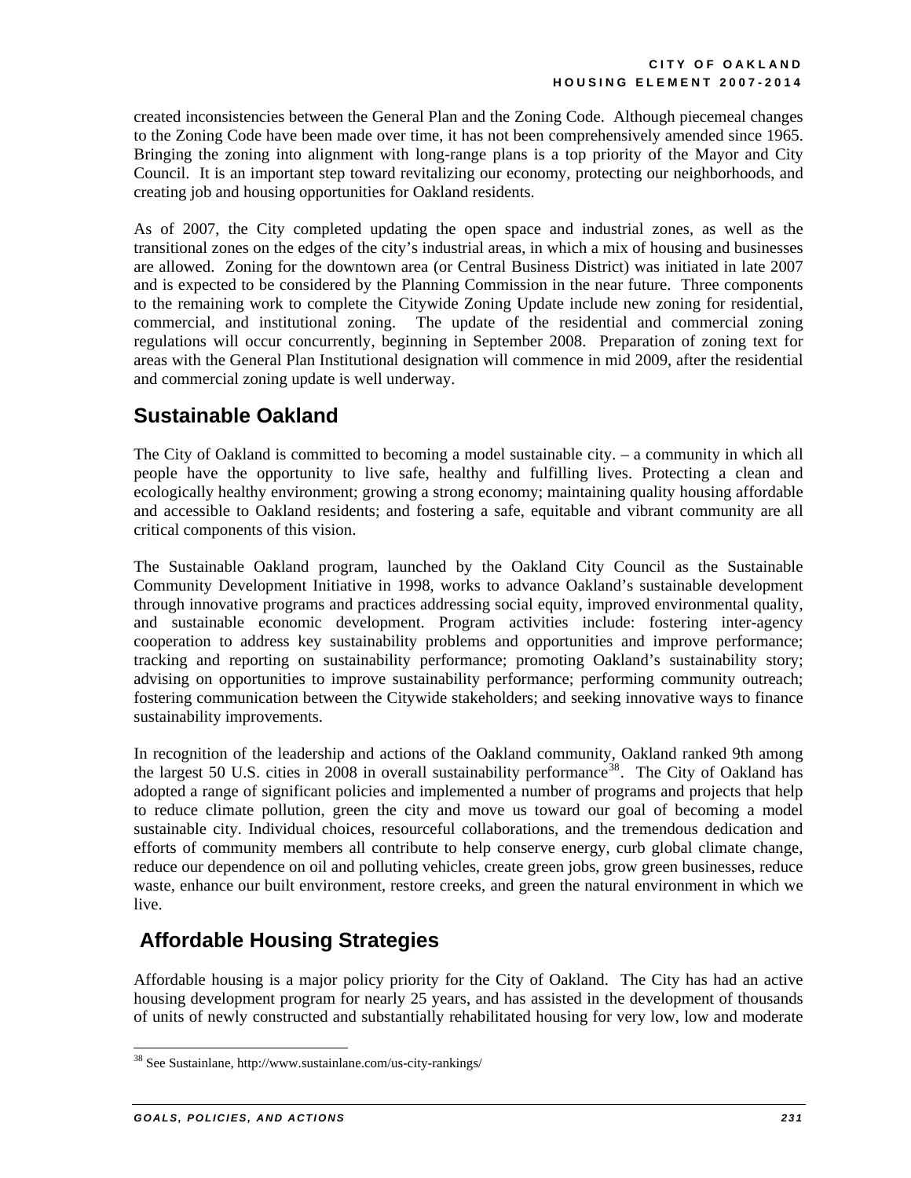created inconsistencies between the General Plan and the Zoning Code. Although piecemeal changes to the Zoning Code have been made over time, it has not been comprehensively amended since 1965. Bringing the zoning into alignment with long-range plans is a top priority of the Mayor and City Council. It is an important step toward revitalizing our economy, protecting our neighborhoods, and creating job and housing opportunities for Oakland residents.

As of 2007, the City completed updating the open space and industrial zones, as well as the transitional zones on the edges of the city's industrial areas, in which a mix of housing and businesses are allowed. Zoning for the downtown area (or Central Business District) was initiated in late 2007 and is expected to be considered by the Planning Commission in the near future. Three components to the remaining work to complete the Citywide Zoning Update include new zoning for residential, commercial, and institutional zoning. The update of the residential and commercial zoning regulations will occur concurrently, beginning in September 2008. Preparation of zoning text for areas with the General Plan Institutional designation will commence in mid 2009, after the residential and commercial zoning update is well underway.

## Sustainable Oakland

The City of Oakland is committed to becoming a model sustainable city. – a community in which all people have the opportunity to live safe, healthy and fulfilling lives. Protecting a clean and ecologically healthy environment; growing a strong economy; maintaining quality housing affordable and accessible to Oakland residents; and fostering a safe, equitable and vibrant community are all critical components of this vision.

The Sustainable Oakland program, launched by the Oakland City Council as the Sustainable Community Development Initiative in 1998, works to advance Oakland's sustainable development through innovative programs and practices addressing social equity, improved environmental quality, and sustainable economic development. Program activities include: fostering inter-agency cooperation to address key sustainability problems and opportunities and improve performance; tracking and reporting on sustainability performance; promoting Oakland's sustainability story; advising on opportunities to improve sustainability performance; performing community outreach; fostering communication between the Citywide stakeholders; and seeking innovative ways to finance sustainability improvements.

In recognition of the leadership and actions of the Oakland community, Oakland ranked 9th among the largest 50 U.S. cities in 2008 in overall sustainability performance[38]. The City of Oakland has adopted a range of significant policies and implemented a number of programs and projects that help to reduce climate pollution, green the city and move us toward our goal of becoming a model sustainable city. Individual choices, resourceful collaborations, and the tremendous dedication and efforts of community members all contribute to help conserve energy, curb global climate change, reduce our dependence on oil and polluting vehicles, create green jobs, grow green businesses, reduce waste, enhance our built environment, restore creeks, and green the natural environment in which we live.

## Affordable Housing Strategies

Affordable housing is a major policy priority for the City of Oakland. The City has had an active housing development program for nearly 25 years, and has assisted in the development of thousands of units of newly constructed and substantially rehabilitated housing for very low, low and moderate

[38] See Sustainlane, http://www.sustainlane.com/us-city-rankings/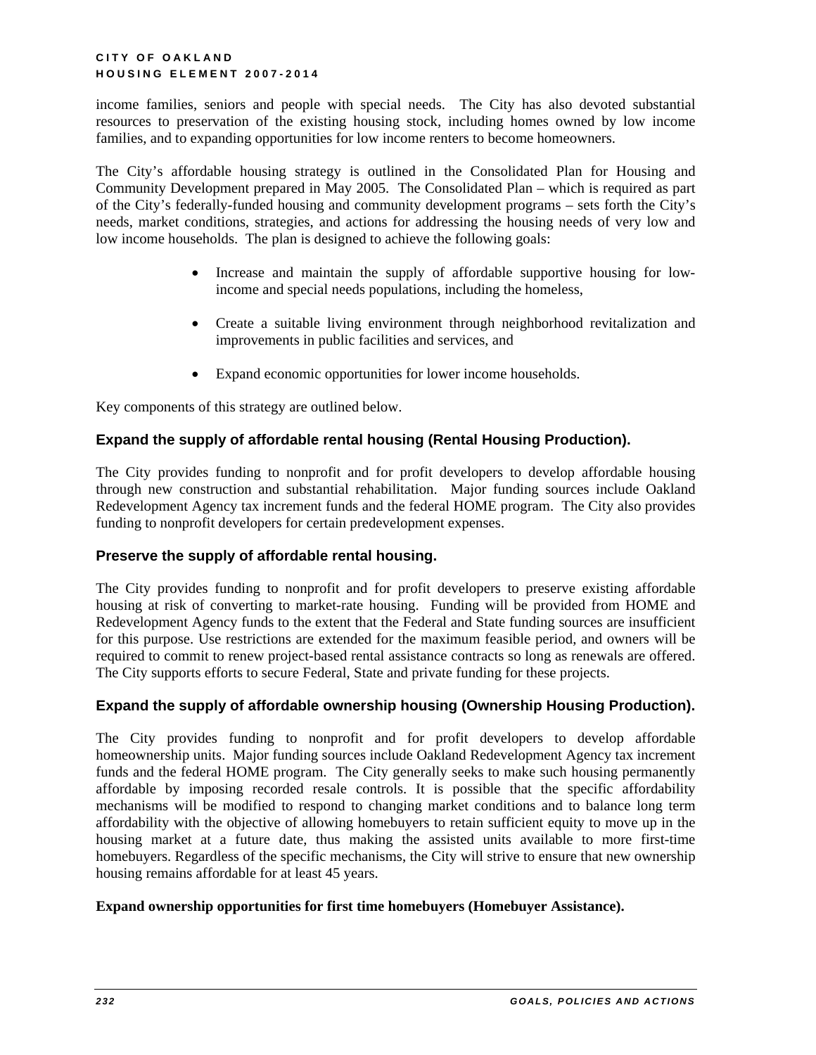income families, seniors and people with special needs. The City has also devoted substantial resources to preservation of the existing housing stock, including homes owned by low income families, and to expanding opportunities for low income renters to become homeowners.

The City's affordable housing strategy is outlined in the Consolidated Plan for Housing and Community Development prepared in May 2005. The Consolidated Plan – which is required as part of the City's federally-funded housing and community development programs – sets forth the City's needs, market conditions, strategies, and actions for addressing the housing needs of very low and low income households. The plan is designed to achieve the following goals:

- Increase and maintain the supply of affordable supportive housing for low-income and special needs populations, including the homeless,
- Create a suitable living environment through neighborhood revitalization and improvements in public facilities and services, and
- Expand economic opportunities for lower income households.

Key components of this strategy are outlined below.

### Expand the supply of affordable rental housing (Rental Housing Production).

The City provides funding to nonprofit and for profit developers to develop affordable housing through new construction and substantial rehabilitation. Major funding sources include Oakland Redevelopment Agency tax increment funds and the federal HOME program. The City also provides funding to nonprofit developers for certain predevelopment expenses.

### Preserve the supply of affordable rental housing.

The City provides funding to nonprofit and for profit developers to preserve existing affordable housing at risk of converting to market-rate housing. Funding will be provided from HOME and Redevelopment Agency funds to the extent that the Federal and State funding sources are insufficient for this purpose. Use restrictions are extended for the maximum feasible period, and owners will be required to commit to renew project-based rental assistance contracts so long as renewals are offered. The City supports efforts to secure Federal, State and private funding for these projects.

### Expand the supply of affordable ownership housing (Ownership Housing Production).

The City provides funding to nonprofit and for profit developers to develop affordable homeownership units. Major funding sources include Oakland Redevelopment Agency tax increment funds and the federal HOME program. The City generally seeks to make such housing permanently affordable by imposing recorded resale controls. It is possible that the specific affordability mechanisms will be modified to respond to changing market conditions and to balance long term affordability with the objective of allowing homebuyers to retain sufficient equity to move up in the housing market at a future date, thus making the assisted units available to more first-time homebuyers. Regardless of the specific mechanisms, the City will strive to ensure that new ownership housing remains affordable for at least 45 years.

### Expand ownership opportunities for first time homebuyers (Homebuyer Assistance).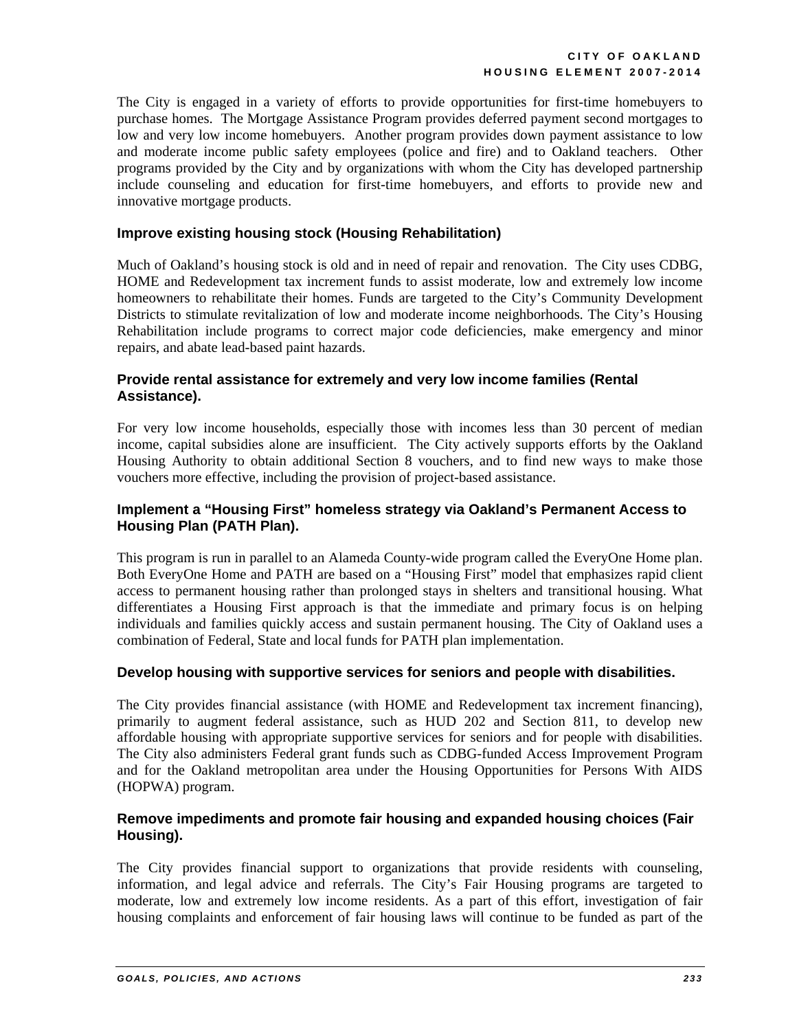The City is engaged in a variety of efforts to provide opportunities for first-time homebuyers to purchase homes. The Mortgage Assistance Program provides deferred payment second mortgages to low and very low income homebuyers. Another program provides down payment assistance to low and moderate income public safety employees (police and fire) and to Oakland teachers. Other programs provided by the City and by organizations with whom the City has developed partnership include counseling and education for first-time homebuyers, and efforts to provide new and innovative mortgage products.

### Improve existing housing stock (Housing Rehabilitation)

Much of Oakland's housing stock is old and in need of repair and renovation. The City uses CDBG, HOME and Redevelopment tax increment funds to assist moderate, low and extremely low income homeowners to rehabilitate their homes. Funds are targeted to the City's Community Development Districts to stimulate revitalization of low and moderate income neighborhoods. The City's Housing Rehabilitation include programs to correct major code deficiencies, make emergency and minor repairs, and abate lead-based paint hazards.

### Provide rental assistance for extremely and very low income families (Rental Assistance).

For very low income households, especially those with incomes less than 30 percent of median income, capital subsidies alone are insufficient. The City actively supports efforts by the Oakland Housing Authority to obtain additional Section 8 vouchers, and to find new ways to make those vouchers more effective, including the provision of project-based assistance.

### Implement a "Housing First" homeless strategy via Oakland's Permanent Access to Housing Plan (PATH Plan).

This program is run in parallel to an Alameda County-wide program called the EveryOne Home plan. Both EveryOne Home and PATH are based on a "Housing First" model that emphasizes rapid client access to permanent housing rather than prolonged stays in shelters and transitional housing. What differentiates a Housing First approach is that the immediate and primary focus is on helping individuals and families quickly access and sustain permanent housing. The City of Oakland uses a combination of Federal, State and local funds for PATH plan implementation.

### Develop housing with supportive services for seniors and people with disabilities.

The City provides financial assistance (with HOME and Redevelopment tax increment financing), primarily to augment federal assistance, such as HUD 202 and Section 811, to develop new affordable housing with appropriate supportive services for seniors and for people with disabilities. The City also administers Federal grant funds such as CDBG-funded Access Improvement Program and for the Oakland metropolitan area under the Housing Opportunities for Persons With AIDS (HOPWA) program.

### Remove impediments and promote fair housing and expanded housing choices (Fair Housing).

The City provides financial support to organizations that provide residents with counseling, information, and legal advice and referrals. The City's Fair Housing programs are targeted to moderate, low and extremely low income residents. As a part of this effort, investigation of fair housing complaints and enforcement of fair housing laws will continue to be funded as part of the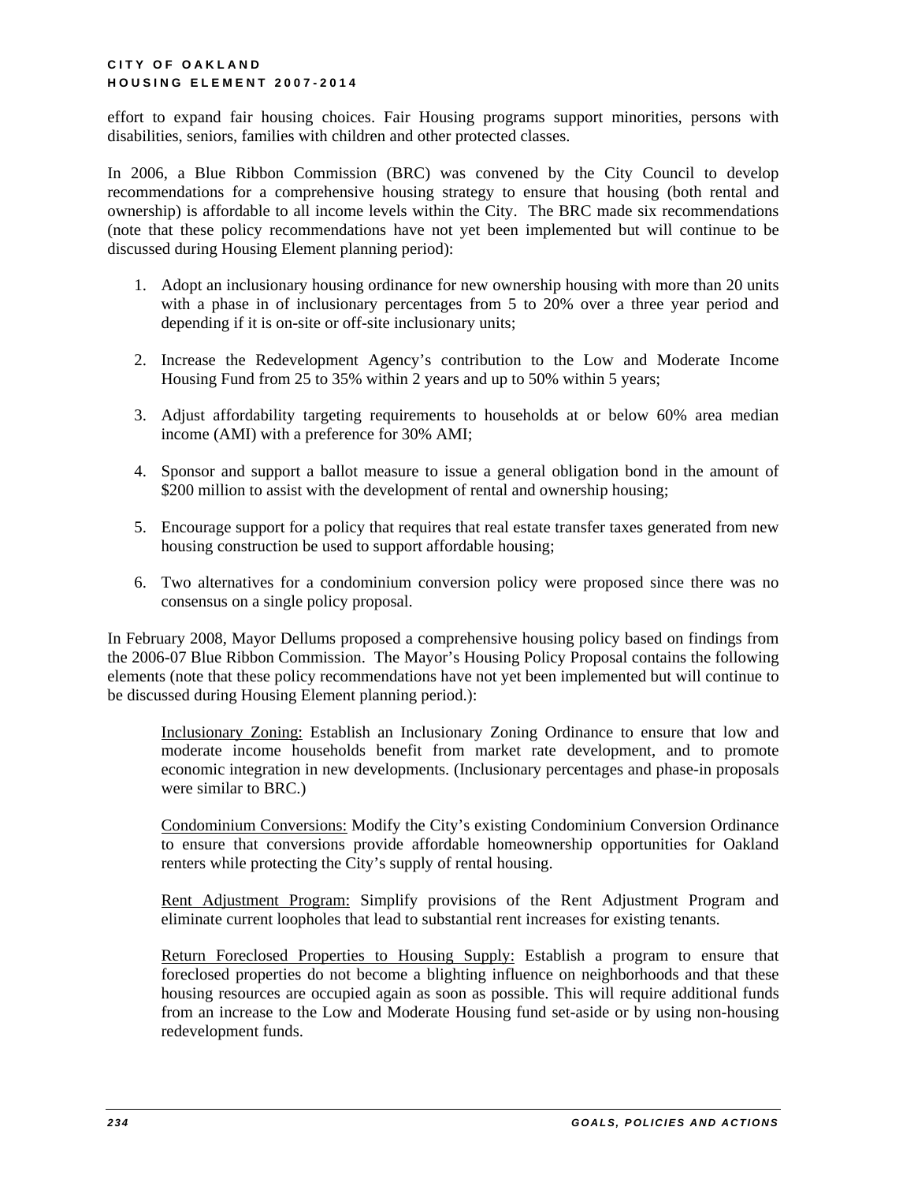effort to expand fair housing choices. Fair Housing programs support minorities, persons with disabilities, seniors, families with children and other protected classes.

In 2006, a Blue Ribbon Commission (BRC) was convened by the City Council to develop recommendations for a comprehensive housing strategy to ensure that housing (both rental and ownership) is affordable to all income levels within the City. The BRC made six recommendations (note that these policy recommendations have not yet been implemented but will continue to be discussed during Housing Element planning period):

1. Adopt an inclusionary housing ordinance for new ownership housing with more than 20 units with a phase in of inclusionary percentages from 5 to 20% over a three year period and depending if it is on-site or off-site inclusionary units;

2. Increase the Redevelopment Agency's contribution to the Low and Moderate Income Housing Fund from 25 to 35% within 2 years and up to 50% within 5 years;

3. Adjust affordability targeting requirements to households at or below 60% area median income (AMI) with a preference for 30% AMI;

4. Sponsor and support a ballot measure to issue a general obligation bond in the amount of $200 million to assist with the development of rental and ownership housing;

5. Encourage support for a policy that requires that real estate transfer taxes generated from new housing construction be used to support affordable housing;

6. Two alternatives for a condominium conversion policy were proposed since there was no consensus on a single policy proposal.

In February 2008, Mayor Dellums proposed a comprehensive housing policy based on findings from the 2006-07 Blue Ribbon Commission. The Mayor's Housing Policy Proposal contains the following elements (note that these policy recommendations have not yet been implemented but will continue to be discussed during Housing Element planning period.):

<u>Inclusionary Zoning:</u> Establish an Inclusionary Zoning Ordinance to ensure that low and moderate income households benefit from market rate development, and to promote economic integration in new developments. (Inclusionary percentages and phase-in proposals were similar to BRC.)

<u>Condominium Conversions:</u> Modify the City's existing Condominium Conversion Ordinance to ensure that conversions provide affordable homeownership opportunities for Oakland renters while protecting the City's supply of rental housing.

<u>Rent Adjustment Program:</u> Simplify provisions of the Rent Adjustment Program and eliminate current loopholes that lead to substantial rent increases for existing tenants.

<u>Return Foreclosed Properties to Housing Supply:</u> Establish a program to ensure that foreclosed properties do not become a blighting influence on neighborhoods and that these housing resources are occupied again as soon as possible. This will require additional funds from an increase to the Low and Moderate Housing fund set-aside or by using non-housing redevelopment funds.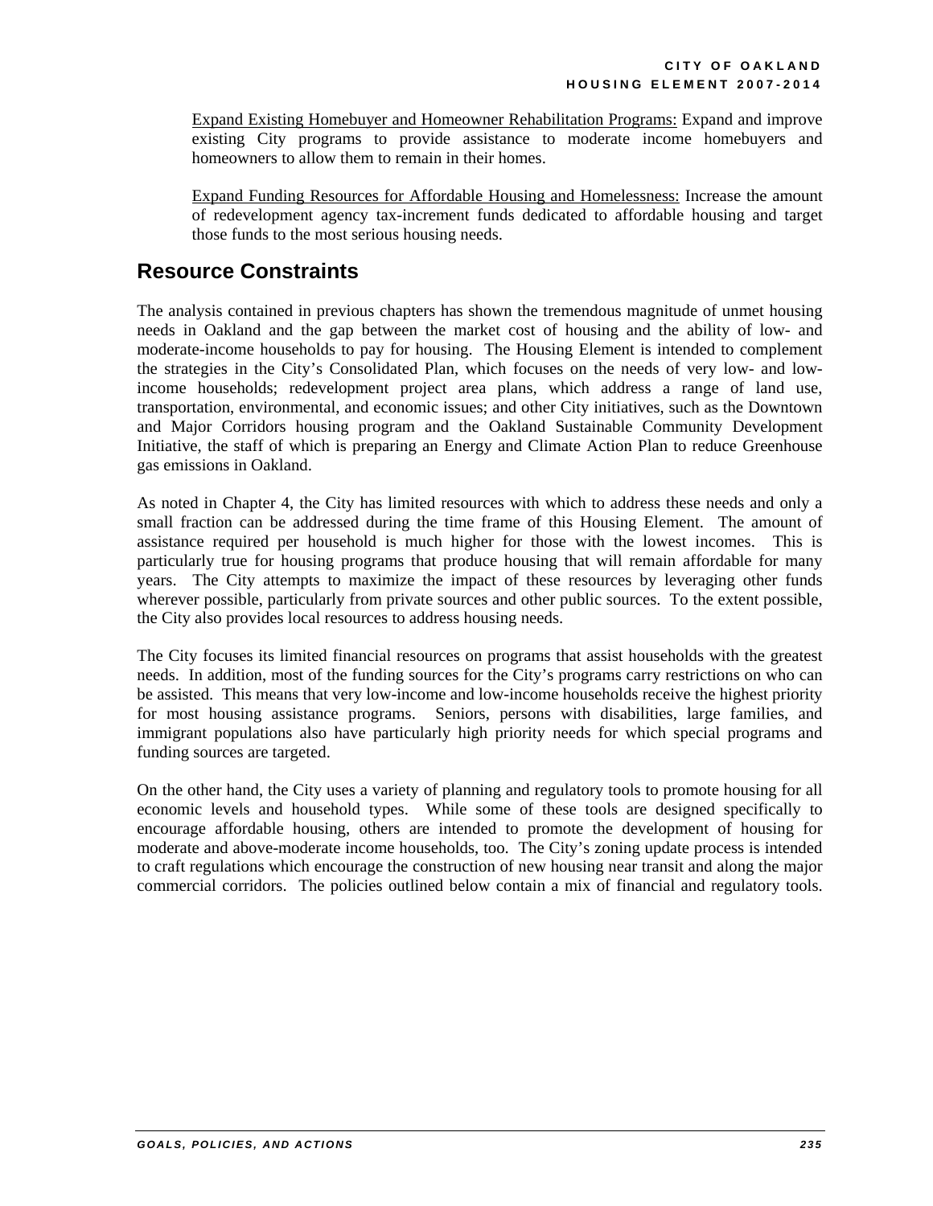Expand Existing Homebuyer and Homeowner Rehabilitation Programs: Expand and improve existing City programs to provide assistance to moderate income homebuyers and homeowners to allow them to remain in their homes.

Expand Funding Resources for Affordable Housing and Homelessness: Increase the amount of redevelopment agency tax-increment funds dedicated to affordable housing and target those funds to the most serious housing needs.

## Resource Constraints

The analysis contained in previous chapters has shown the tremendous magnitude of unmet housing needs in Oakland and the gap between the market cost of housing and the ability of low- and moderate-income households to pay for housing. The Housing Element is intended to complement the strategies in the City's Consolidated Plan, which focuses on the needs of very low- and low-income households; redevelopment project area plans, which address a range of land use, transportation, environmental, and economic issues; and other City initiatives, such as the Downtown and Major Corridors housing program and the Oakland Sustainable Community Development Initiative, the staff of which is preparing an Energy and Climate Action Plan to reduce Greenhouse gas emissions in Oakland.

As noted in Chapter 4, the City has limited resources with which to address these needs and only a small fraction can be addressed during the time frame of this Housing Element. The amount of assistance required per household is much higher for those with the lowest incomes. This is particularly true for housing programs that produce housing that will remain affordable for many years. The City attempts to maximize the impact of these resources by leveraging other funds wherever possible, particularly from private sources and other public sources. To the extent possible, the City also provides local resources to address housing needs.

The City focuses its limited financial resources on programs that assist households with the greatest needs. In addition, most of the funding sources for the City's programs carry restrictions on who can be assisted. This means that very low-income and low-income households receive the highest priority for most housing assistance programs. Seniors, persons with disabilities, large families, and immigrant populations also have particularly high priority needs for which special programs and funding sources are targeted.

On the other hand, the City uses a variety of planning and regulatory tools to promote housing for all economic levels and household types. While some of these tools are designed specifically to encourage affordable housing, others are intended to promote the development of housing for moderate and above-moderate income households, too. The City's zoning update process is intended to craft regulations which encourage the construction of new housing near transit and along the major commercial corridors. The policies outlined below contain a mix of financial and regulatory tools.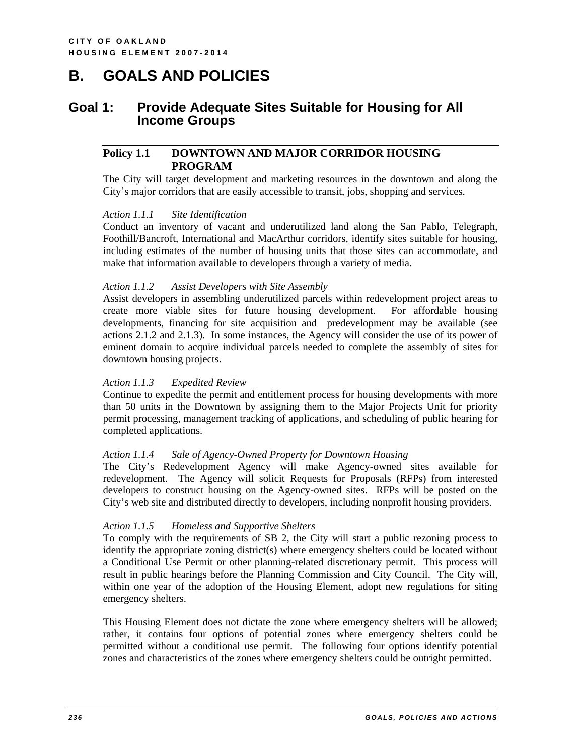# B. GOALS AND POLICIES

## Goal 1: Provide Adequate Sites Suitable for Housing for All Income Groups

### Policy 1.1 DOWNTOWN AND MAJOR CORRIDOR HOUSING PROGRAM

The City will target development and marketing resources in the downtown and along the City's major corridors that are easily accessible to transit, jobs, shopping and services.

*Action 1.1.1 Site Identification*
Conduct an inventory of vacant and underutilized land along the San Pablo, Telegraph, Foothill/Bancroft, International and MacArthur corridors, identify sites suitable for housing, including estimates of the number of housing units that those sites can accommodate, and make that information available to developers through a variety of media.

*Action 1.1.2 Assist Developers with Site Assembly*
Assist developers in assembling underutilized parcels within redevelopment project areas to create more viable sites for future housing development. For affordable housing developments, financing for site acquisition and predevelopment may be available (see actions 2.1.2 and 2.1.3). In some instances, the Agency will consider the use of its power of eminent domain to acquire individual parcels needed to complete the assembly of sites for downtown housing projects.

*Action 1.1.3 Expedited Review*
Continue to expedite the permit and entitlement process for housing developments with more than 50 units in the Downtown by assigning them to the Major Projects Unit for priority permit processing, management tracking of applications, and scheduling of public hearing for completed applications.

*Action 1.1.4 Sale of Agency-Owned Property for Downtown Housing*
The City's Redevelopment Agency will make Agency-owned sites available for redevelopment. The Agency will solicit Requests for Proposals (RFPs) from interested developers to construct housing on the Agency-owned sites. RFPs will be posted on the City's web site and distributed directly to developers, including nonprofit housing providers.

*Action 1.1.5 Homeless and Supportive Shelters*
To comply with the requirements of SB 2, the City will start a public rezoning process to identify the appropriate zoning district(s) where emergency shelters could be located without a Conditional Use Permit or other planning-related discretionary permit. This process will result in public hearings before the Planning Commission and City Council. The City will, within one year of the adoption of the Housing Element, adopt new regulations for siting emergency shelters.

This Housing Element does not dictate the zone where emergency shelters will be allowed; rather, it contains four options of potential zones where emergency shelters could be permitted without a conditional use permit. The following four options identify potential zones and characteristics of the zones where emergency shelters could be outright permitted.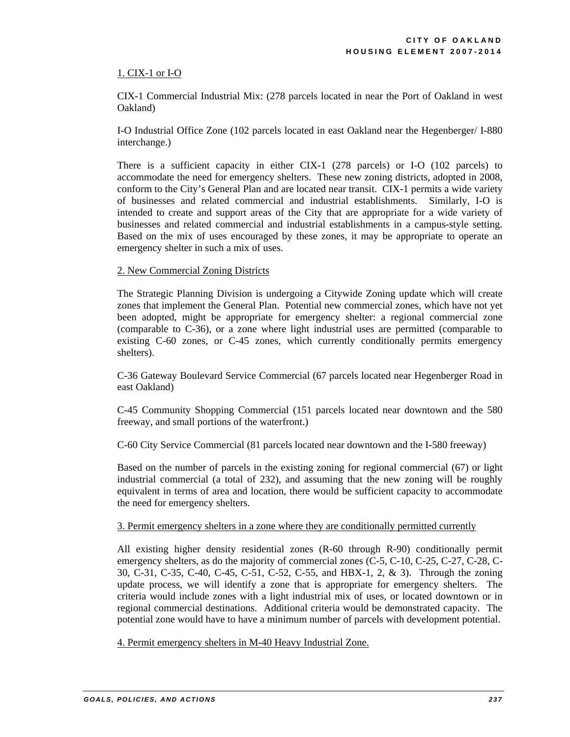1. CIX-1 or I-O

CIX-1 Commercial Industrial Mix: (278 parcels located in near the Port of Oakland in west Oakland)

I-O Industrial Office Zone (102 parcels located in east Oakland near the Hegenberger/ I-880 interchange.)

There is a sufficient capacity in either CIX-1 (278 parcels) or I-O (102 parcels) to accommodate the need for emergency shelters. These new zoning districts, adopted in 2008, conform to the City's General Plan and are located near transit. CIX-1 permits a wide variety of businesses and related commercial and industrial establishments. Similarly, I-O is intended to create and support areas of the City that are appropriate for a wide variety of businesses and related commercial and industrial establishments in a campus-style setting. Based on the mix of uses encouraged by these zones, it may be appropriate to operate an emergency shelter in such a mix of uses.

2. New Commercial Zoning Districts

The Strategic Planning Division is undergoing a Citywide Zoning update which will create zones that implement the General Plan. Potential new commercial zones, which have not yet been adopted, might be appropriate for emergency shelter: a regional commercial zone (comparable to C-36), or a zone where light industrial uses are permitted (comparable to existing C-60 zones, or C-45 zones, which currently conditionally permits emergency shelters).

C-36 Gateway Boulevard Service Commercial (67 parcels located near Hegenberger Road in east Oakland)

C-45 Community Shopping Commercial (151 parcels located near downtown and the 580 freeway, and small portions of the waterfront.)

C-60 City Service Commercial (81 parcels located near downtown and the I-580 freeway)

Based on the number of parcels in the existing zoning for regional commercial (67) or light industrial commercial (a total of 232), and assuming that the new zoning will be roughly equivalent in terms of area and location, there would be sufficient capacity to accommodate the need for emergency shelters.

3. Permit emergency shelters in a zone where they are conditionally permitted currently

All existing higher density residential zones (R-60 through R-90) conditionally permit emergency shelters, as do the majority of commercial zones (C-5, C-10, C-25, C-27, C-28, C-30, C-31, C-35, C-40, C-45, C-51, C-52, C-55, and HBX-1, 2, & 3). Through the zoning update process, we will identify a zone that is appropriate for emergency shelters. The criteria would include zones with a light industrial mix of uses, or located downtown or in regional commercial destinations. Additional criteria would be demonstrated capacity. The potential zone would have to have a minimum number of parcels with development potential.

4. Permit emergency shelters in M-40 Heavy Industrial Zone.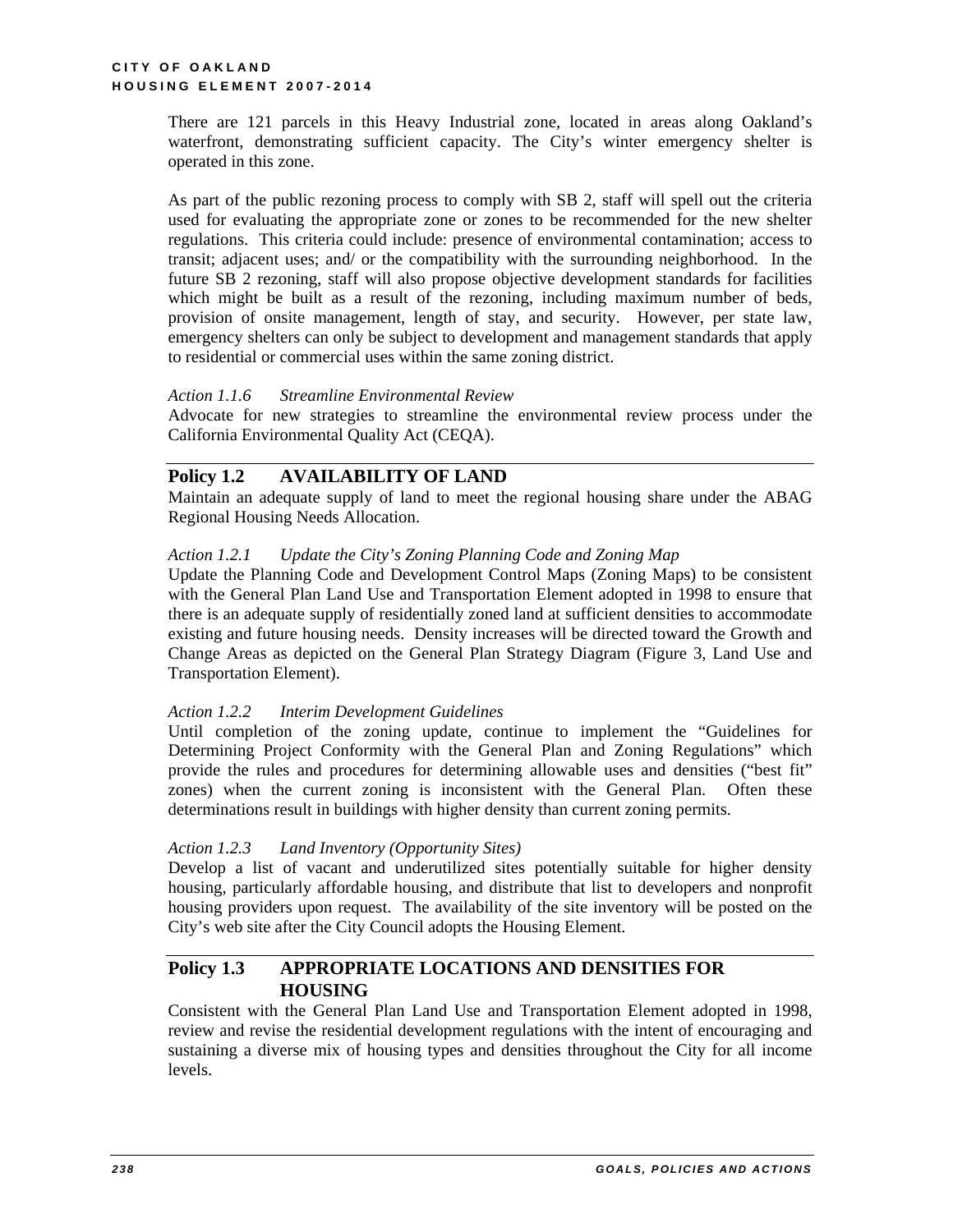There are 121 parcels in this Heavy Industrial zone, located in areas along Oakland's waterfront, demonstrating sufficient capacity. The City's winter emergency shelter is operated in this zone.

As part of the public rezoning process to comply with SB 2, staff will spell out the criteria used for evaluating the appropriate zone or zones to be recommended for the new shelter regulations. This criteria could include: presence of environmental contamination; access to transit; adjacent uses; and/ or the compatibility with the surrounding neighborhood. In the future SB 2 rezoning, staff will also propose objective development standards for facilities which might be built as a result of the rezoning, including maximum number of beds, provision of onsite management, length of stay, and security. However, per state law, emergency shelters can only be subject to development and management standards that apply to residential or commercial uses within the same zoning district.

*Action 1.1.6 Streamline Environmental Review*

Advocate for new strategies to streamline the environmental review process under the California Environmental Quality Act (CEQA).

## Policy 1.2 AVAILABILITY OF LAND

Maintain an adequate supply of land to meet the regional housing share under the ABAG Regional Housing Needs Allocation.

*Action 1.2.1 Update the City's Zoning Planning Code and Zoning Map*

Update the Planning Code and Development Control Maps (Zoning Maps) to be consistent with the General Plan Land Use and Transportation Element adopted in 1998 to ensure that there is an adequate supply of residentially zoned land at sufficient densities to accommodate existing and future housing needs. Density increases will be directed toward the Growth and Change Areas as depicted on the General Plan Strategy Diagram (Figure 3, Land Use and Transportation Element).

*Action 1.2.2 Interim Development Guidelines*

Until completion of the zoning update, continue to implement the "Guidelines for Determining Project Conformity with the General Plan and Zoning Regulations" which provide the rules and procedures for determining allowable uses and densities ("best fit" zones) when the current zoning is inconsistent with the General Plan. Often these determinations result in buildings with higher density than current zoning permits.

*Action 1.2.3 Land Inventory (Opportunity Sites)*

Develop a list of vacant and underutilized sites potentially suitable for higher density housing, particularly affordable housing, and distribute that list to developers and nonprofit housing providers upon request. The availability of the site inventory will be posted on the City's web site after the City Council adopts the Housing Element.

## Policy 1.3 APPROPRIATE LOCATIONS AND DENSITIES FOR HOUSING

Consistent with the General Plan Land Use and Transportation Element adopted in 1998, review and revise the residential development regulations with the intent of encouraging and sustaining a diverse mix of housing types and densities throughout the City for all income levels.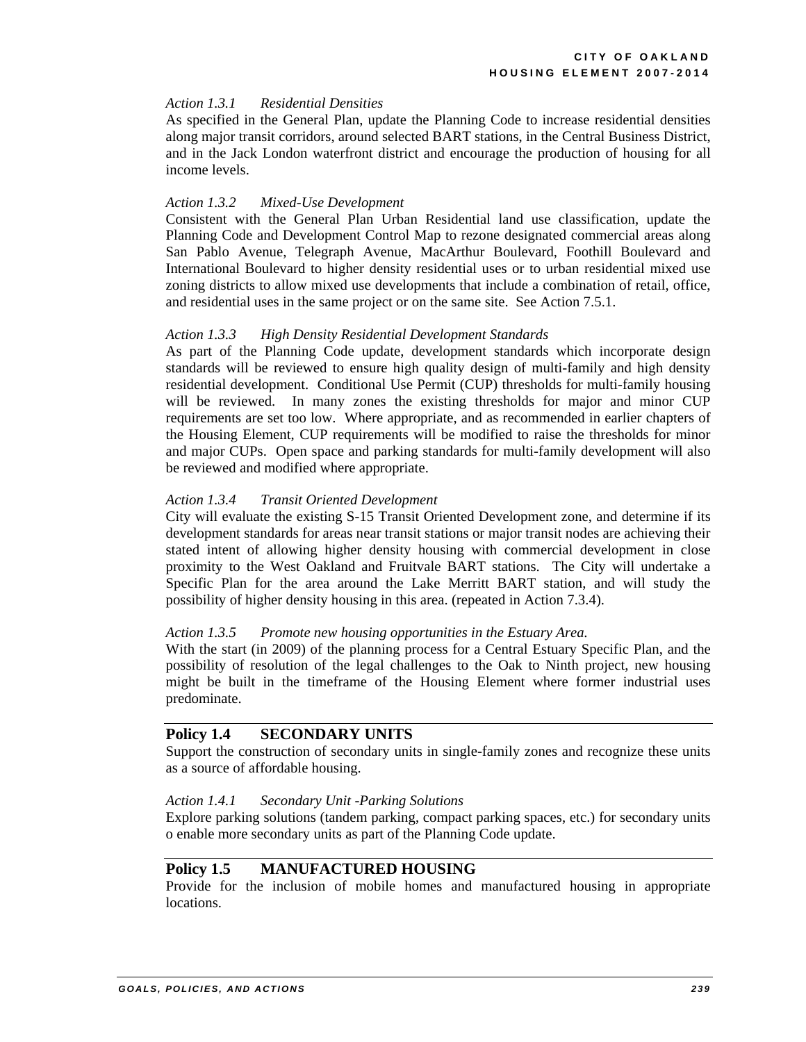*Action 1.3.1 Residential Densities*

As specified in the General Plan, update the Planning Code to increase residential densities along major transit corridors, around selected BART stations, in the Central Business District, and in the Jack London waterfront district and encourage the production of housing for all income levels.

*Action 1.3.2 Mixed-Use Development*

Consistent with the General Plan Urban Residential land use classification, update the Planning Code and Development Control Map to rezone designated commercial areas along San Pablo Avenue, Telegraph Avenue, MacArthur Boulevard, Foothill Boulevard and International Boulevard to higher density residential uses or to urban residential mixed use zoning districts to allow mixed use developments that include a combination of retail, office, and residential uses in the same project or on the same site. See Action 7.5.1.

*Action 1.3.3 High Density Residential Development Standards*

As part of the Planning Code update, development standards which incorporate design standards will be reviewed to ensure high quality design of multi-family and high density residential development. Conditional Use Permit (CUP) thresholds for multi-family housing will be reviewed. In many zones the existing thresholds for major and minor CUP requirements are set too low. Where appropriate, and as recommended in earlier chapters of the Housing Element, CUP requirements will be modified to raise the thresholds for minor and major CUPs. Open space and parking standards for multi-family development will also be reviewed and modified where appropriate.

*Action 1.3.4 Transit Oriented Development*

City will evaluate the existing S-15 Transit Oriented Development zone, and determine if its development standards for areas near transit stations or major transit nodes are achieving their stated intent of allowing higher density housing with commercial development in close proximity to the West Oakland and Fruitvale BART stations. The City will undertake a Specific Plan for the area around the Lake Merritt BART station, and will study the possibility of higher density housing in this area. (repeated in Action 7.3.4).

*Action 1.3.5 Promote new housing opportunities in the Estuary Area.*

With the start (in 2009) of the planning process for a Central Estuary Specific Plan, and the possibility of resolution of the legal challenges to the Oak to Ninth project, new housing might be built in the timeframe of the Housing Element where former industrial uses predominate.

## Policy 1.4 SECONDARY UNITS

Support the construction of secondary units in single-family zones and recognize these units as a source of affordable housing.

*Action 1.4.1 Secondary Unit -Parking Solutions*

Explore parking solutions (tandem parking, compact parking spaces, etc.) for secondary units o enable more secondary units as part of the Planning Code update.

## Policy 1.5 MANUFACTURED HOUSING

Provide for the inclusion of mobile homes and manufactured housing in appropriate locations.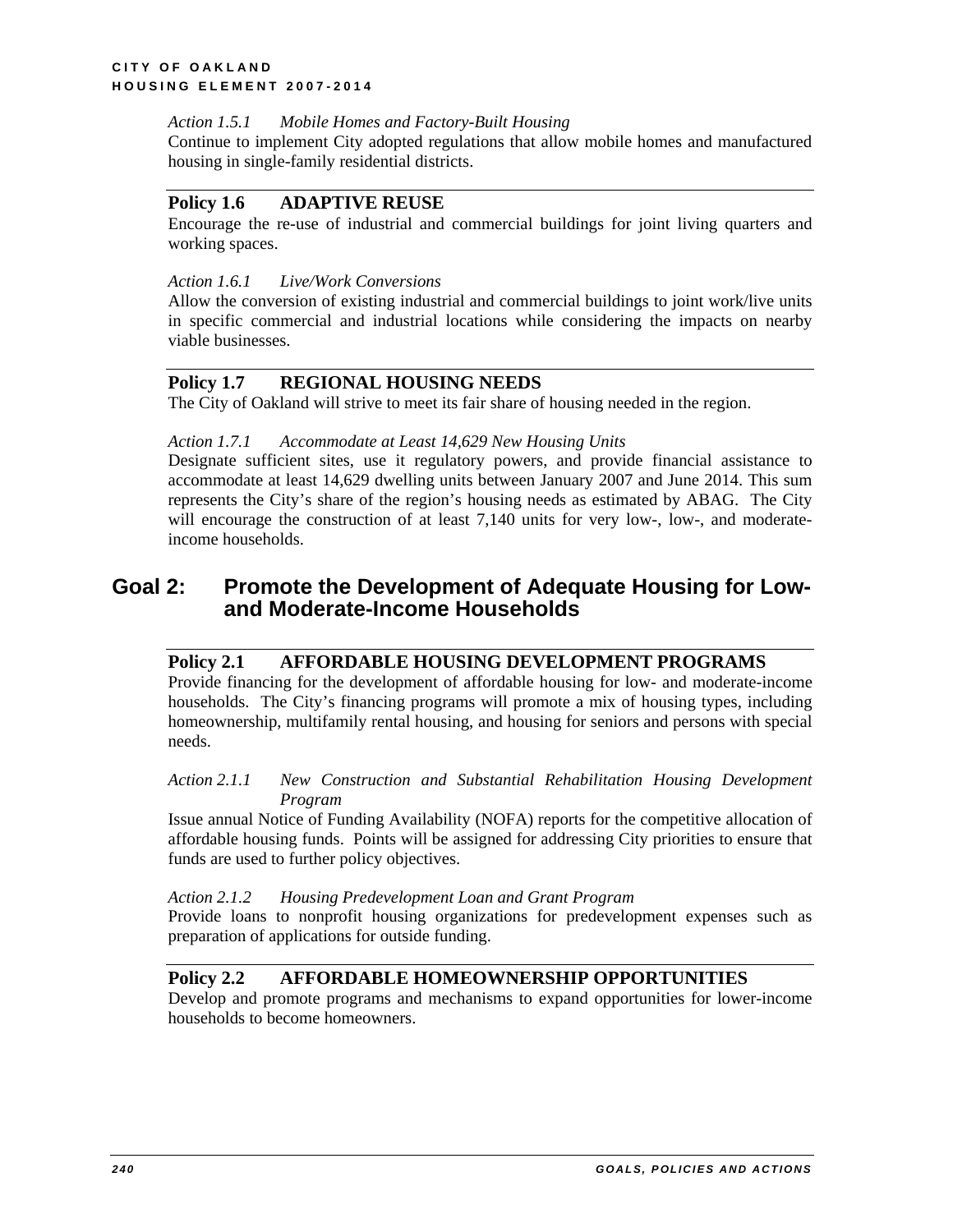*Action 1.5.1 Mobile Homes and Factory-Built Housing*

Continue to implement City adopted regulations that allow mobile homes and manufactured housing in single-family residential districts.

### Policy 1.6 ADAPTIVE REUSE

Encourage the re-use of industrial and commercial buildings for joint living quarters and working spaces.

*Action 1.6.1 Live/Work Conversions*

Allow the conversion of existing industrial and commercial buildings to joint work/live units in specific commercial and industrial locations while considering the impacts on nearby viable businesses.

### Policy 1.7 REGIONAL HOUSING NEEDS

The City of Oakland will strive to meet its fair share of housing needed in the region.

*Action 1.7.1 Accommodate at Least 14,629 New Housing Units*

Designate sufficient sites, use it regulatory powers, and provide financial assistance to accommodate at least 14,629 dwelling units between January 2007 and June 2014. This sum represents the City's share of the region's housing needs as estimated by ABAG. The City will encourage the construction of at least 7,140 units for very low-, low-, and moderate-income households.

## Goal 2: Promote the Development of Adequate Housing for Low- and Moderate-Income Households

### Policy 2.1 AFFORDABLE HOUSING DEVELOPMENT PROGRAMS

Provide financing for the development of affordable housing for low- and moderate-income households. The City's financing programs will promote a mix of housing types, including homeownership, multifamily rental housing, and housing for seniors and persons with special needs.

*Action 2.1.1 New Construction and Substantial Rehabilitation Housing Development Program*

Issue annual Notice of Funding Availability (NOFA) reports for the competitive allocation of affordable housing funds. Points will be assigned for addressing City priorities to ensure that funds are used to further policy objectives.

*Action 2.1.2 Housing Predevelopment Loan and Grant Program*

Provide loans to nonprofit housing organizations for predevelopment expenses such as preparation of applications for outside funding.

### Policy 2.2 AFFORDABLE HOMEOWNERSHIP OPPORTUNITIES

Develop and promote programs and mechanisms to expand opportunities for lower-income households to become homeowners.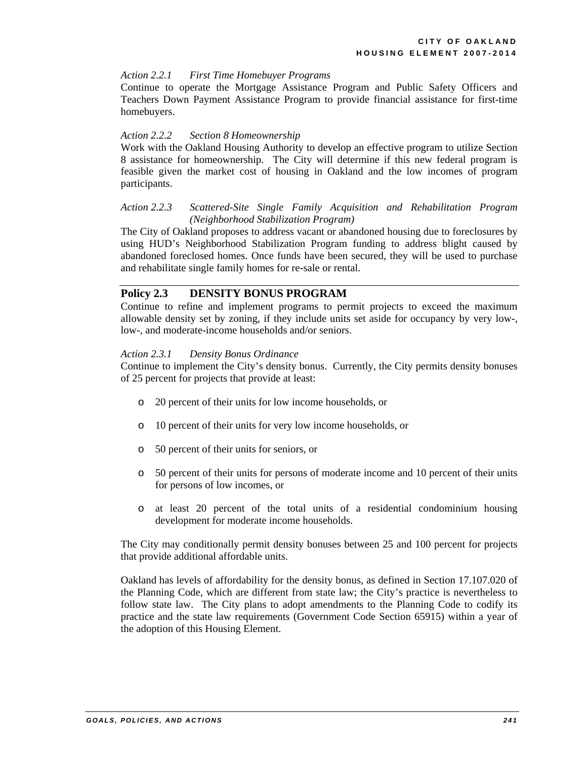*Action 2.2.1 First Time Homebuyer Programs*

Continue to operate the Mortgage Assistance Program and Public Safety Officers and Teachers Down Payment Assistance Program to provide financial assistance for first-time homebuyers.

*Action 2.2.2 Section 8 Homeownership*

Work with the Oakland Housing Authority to develop an effective program to utilize Section 8 assistance for homeownership. The City will determine if this new federal program is feasible given the market cost of housing in Oakland and the low incomes of program participants.

*Action 2.2.3 Scattered-Site Single Family Acquisition and Rehabilitation Program (Neighborhood Stabilization Program)*

The City of Oakland proposes to address vacant or abandoned housing due to foreclosures by using HUD's Neighborhood Stabilization Program funding to address blight caused by abandoned foreclosed homes. Once funds have been secured, they will be used to purchase and rehabilitate single family homes for re-sale or rental.

## Policy 2.3 DENSITY BONUS PROGRAM

Continue to refine and implement programs to permit projects to exceed the maximum allowable density set by zoning, if they include units set aside for occupancy by very low-, low-, and moderate-income households and/or seniors.

*Action 2.3.1 Density Bonus Ordinance*

Continue to implement the City's density bonus. Currently, the City permits density bonuses of 25 percent for projects that provide at least:

- 20 percent of their units for low income households, or
- 10 percent of their units for very low income households, or
- 50 percent of their units for seniors, or
- 50 percent of their units for persons of moderate income and 10 percent of their units for persons of low incomes, or
- at least 20 percent of the total units of a residential condominium housing development for moderate income households.

The City may conditionally permit density bonuses between 25 and 100 percent for projects that provide additional affordable units.

Oakland has levels of affordability for the density bonus, as defined in Section 17.107.020 of the Planning Code, which are different from state law; the City's practice is nevertheless to follow state law. The City plans to adopt amendments to the Planning Code to codify its practice and the state law requirements (Government Code Section 65915) within a year of the adoption of this Housing Element.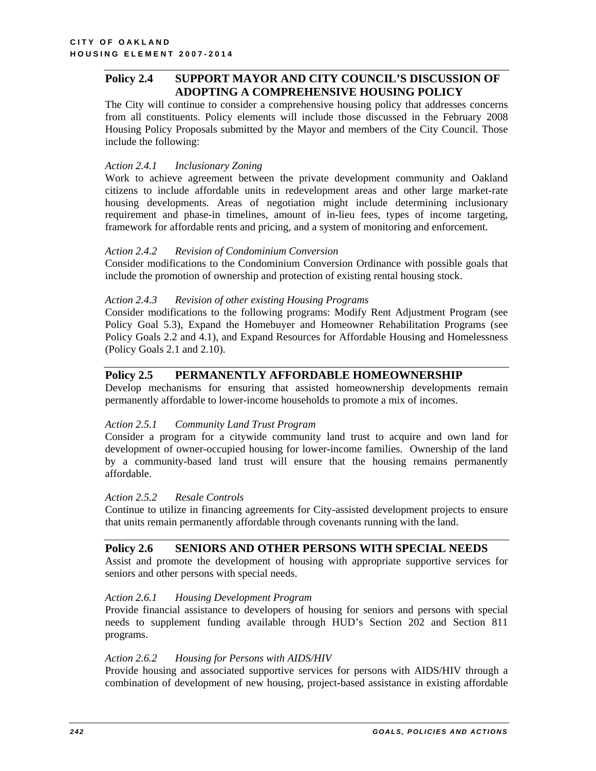## Policy 2.4 SUPPORT MAYOR AND CITY COUNCIL'S DISCUSSION OF ADOPTING A COMPREHENSIVE HOUSING POLICY

The City will continue to consider a comprehensive housing policy that addresses concerns from all constituents. Policy elements will include those discussed in the February 2008 Housing Policy Proposals submitted by the Mayor and members of the City Council. Those include the following:

*Action 2.4.1 Inclusionary Zoning*

Work to achieve agreement between the private development community and Oakland citizens to include affordable units in redevelopment areas and other large market-rate housing developments. Areas of negotiation might include determining inclusionary requirement and phase-in timelines, amount of in-lieu fees, types of income targeting, framework for affordable rents and pricing, and a system of monitoring and enforcement.

*Action 2.4.2 Revision of Condominium Conversion*

Consider modifications to the Condominium Conversion Ordinance with possible goals that include the promotion of ownership and protection of existing rental housing stock.

*Action 2.4.3 Revision of other existing Housing Programs*

Consider modifications to the following programs: Modify Rent Adjustment Program (see Policy Goal 5.3), Expand the Homebuyer and Homeowner Rehabilitation Programs (see Policy Goals 2.2 and 4.1), and Expand Resources for Affordable Housing and Homelessness (Policy Goals 2.1 and 2.10).

## Policy 2.5 PERMANENTLY AFFORDABLE HOMEOWNERSHIP

Develop mechanisms for ensuring that assisted homeownership developments remain permanently affordable to lower-income households to promote a mix of incomes.

*Action 2.5.1 Community Land Trust Program*

Consider a program for a citywide community land trust to acquire and own land for development of owner-occupied housing for lower-income families. Ownership of the land by a community-based land trust will ensure that the housing remains permanently affordable.

*Action 2.5.2 Resale Controls*

Continue to utilize in financing agreements for City-assisted development projects to ensure that units remain permanently affordable through covenants running with the land.

## Policy 2.6 SENIORS AND OTHER PERSONS WITH SPECIAL NEEDS

Assist and promote the development of housing with appropriate supportive services for seniors and other persons with special needs.

*Action 2.6.1 Housing Development Program*

Provide financial assistance to developers of housing for seniors and persons with special needs to supplement funding available through HUD's Section 202 and Section 811 programs.

*Action 2.6.2 Housing for Persons with AIDS/HIV*

Provide housing and associated supportive services for persons with AIDS/HIV through a combination of development of new housing, project-based assistance in existing affordable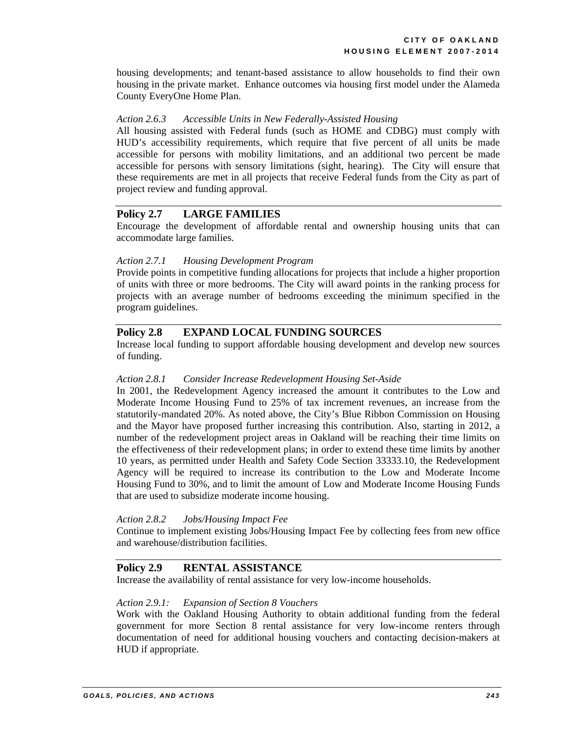housing developments; and tenant-based assistance to allow households to find their own housing in the private market. Enhance outcomes via housing first model under the Alameda County EveryOne Home Plan.

*Action 2.6.3 Accessible Units in New Federally-Assisted Housing*

All housing assisted with Federal funds (such as HOME and CDBG) must comply with HUD's accessibility requirements, which require that five percent of all units be made accessible for persons with mobility limitations, and an additional two percent be made accessible for persons with sensory limitations (sight, hearing). The City will ensure that these requirements are met in all projects that receive Federal funds from the City as part of project review and funding approval.

## Policy 2.7 LARGE FAMILIES

Encourage the development of affordable rental and ownership housing units that can accommodate large families.

*Action 2.7.1 Housing Development Program*

Provide points in competitive funding allocations for projects that include a higher proportion of units with three or more bedrooms. The City will award points in the ranking process for projects with an average number of bedrooms exceeding the minimum specified in the program guidelines.

## Policy 2.8 EXPAND LOCAL FUNDING SOURCES

Increase local funding to support affordable housing development and develop new sources of funding.

*Action 2.8.1 Consider Increase Redevelopment Housing Set-Aside*

In 2001, the Redevelopment Agency increased the amount it contributes to the Low and Moderate Income Housing Fund to 25% of tax increment revenues, an increase from the statutorily-mandated 20%. As noted above, the City's Blue Ribbon Commission on Housing and the Mayor have proposed further increasing this contribution. Also, starting in 2012, a number of the redevelopment project areas in Oakland will be reaching their time limits on the effectiveness of their redevelopment plans; in order to extend these time limits by another 10 years, as permitted under Health and Safety Code Section 33333.10, the Redevelopment Agency will be required to increase its contribution to the Low and Moderate Income Housing Fund to 30%, and to limit the amount of Low and Moderate Income Housing Funds that are used to subsidize moderate income housing.

*Action 2.8.2 Jobs/Housing Impact Fee*

Continue to implement existing Jobs/Housing Impact Fee by collecting fees from new office and warehouse/distribution facilities.

## Policy 2.9 RENTAL ASSISTANCE

Increase the availability of rental assistance for very low-income households.

*Action 2.9.1: Expansion of Section 8 Vouchers*

Work with the Oakland Housing Authority to obtain additional funding from the federal government for more Section 8 rental assistance for very low-income renters through documentation of need for additional housing vouchers and contacting decision-makers at HUD if appropriate.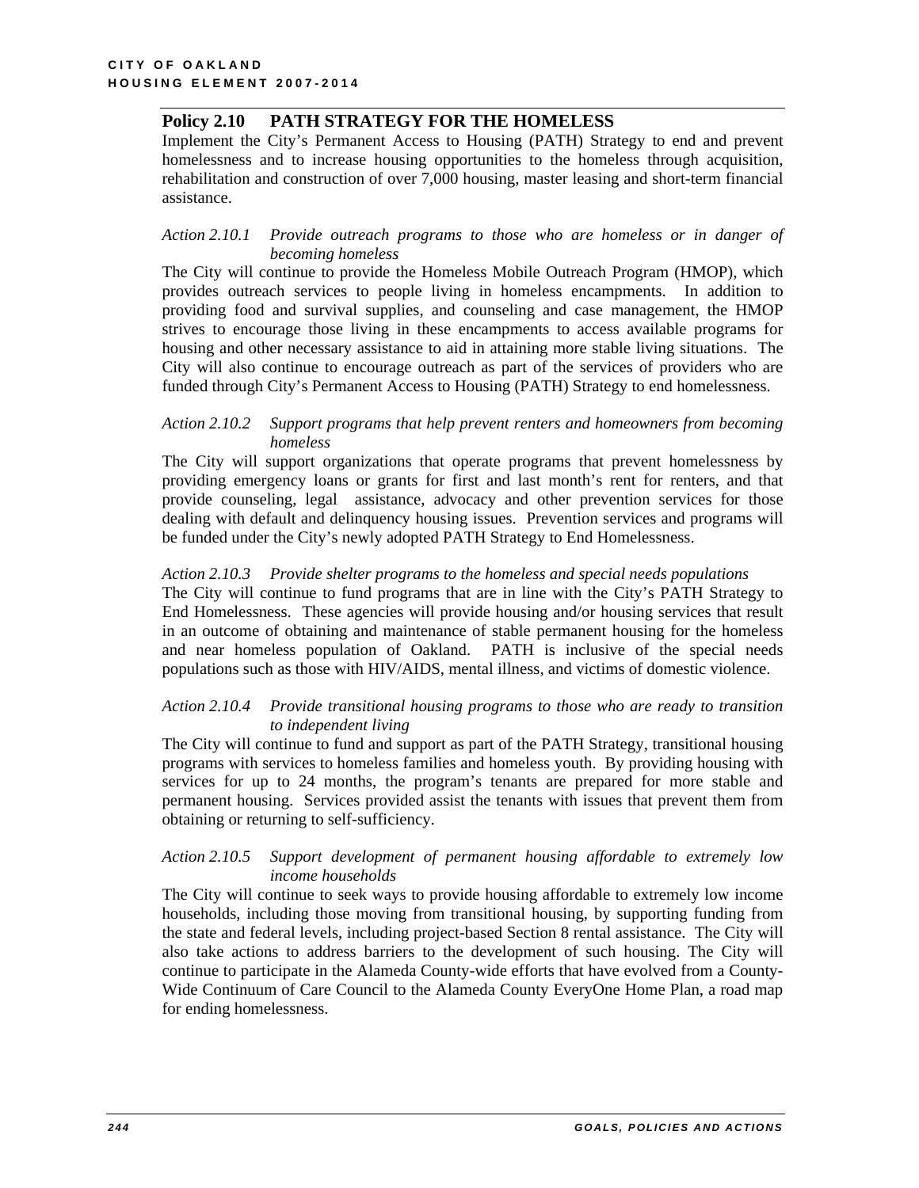## Policy 2.10 PATH STRATEGY FOR THE HOMELESS

Implement the City's Permanent Access to Housing (PATH) Strategy to end and prevent homelessness and to increase housing opportunities to the homeless through acquisition, rehabilitation and construction of over 7,000 housing, master leasing and short-term financial assistance.

*Action 2.10.1 Provide outreach programs to those who are homeless or in danger of becoming homeless*

The City will continue to provide the Homeless Mobile Outreach Program (HMOP), which provides outreach services to people living in homeless encampments. In addition to providing food and survival supplies, and counseling and case management, the HMOP strives to encourage those living in these encampments to access available programs for housing and other necessary assistance to aid in attaining more stable living situations. The City will also continue to encourage outreach as part of the services of providers who are funded through City's Permanent Access to Housing (PATH) Strategy to end homelessness.

*Action 2.10.2 Support programs that help prevent renters and homeowners from becoming homeless*

The City will support organizations that operate programs that prevent homelessness by providing emergency loans or grants for first and last month's rent for renters, and that provide counseling, legal assistance, advocacy and other prevention services for those dealing with default and delinquency housing issues. Prevention services and programs will be funded under the City's newly adopted PATH Strategy to End Homelessness.

*Action 2.10.3 Provide shelter programs to the homeless and special needs populations*

The City will continue to fund programs that are in line with the City's PATH Strategy to End Homelessness. These agencies will provide housing and/or housing services that result in an outcome of obtaining and maintenance of stable permanent housing for the homeless and near homeless population of Oakland. PATH is inclusive of the special needs populations such as those with HIV/AIDS, mental illness, and victims of domestic violence.

*Action 2.10.4 Provide transitional housing programs to those who are ready to transition to independent living*

The City will continue to fund and support as part of the PATH Strategy, transitional housing programs with services to homeless families and homeless youth. By providing housing with services for up to 24 months, the program's tenants are prepared for more stable and permanent housing. Services provided assist the tenants with issues that prevent them from obtaining or returning to self-sufficiency.

*Action 2.10.5 Support development of permanent housing affordable to extremely low income households*

The City will continue to seek ways to provide housing affordable to extremely low income households, including those moving from transitional housing, by supporting funding from the state and federal levels, including project-based Section 8 rental assistance. The City will also take actions to address barriers to the development of such housing. The City will continue to participate in the Alameda County-wide efforts that have evolved from a County-Wide Continuum of Care Council to the Alameda County EveryOne Home Plan, a road map for ending homelessness.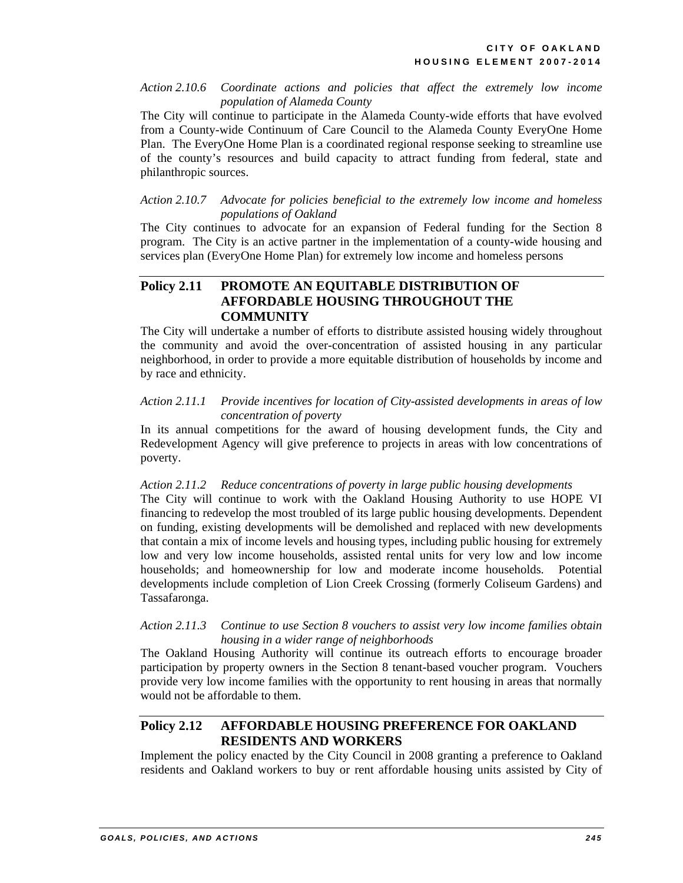*Action 2.10.6 Coordinate actions and policies that affect the extremely low income population of Alameda County*

The City will continue to participate in the Alameda County-wide efforts that have evolved from a County-wide Continuum of Care Council to the Alameda County EveryOne Home Plan. The EveryOne Home Plan is a coordinated regional response seeking to streamline use of the county's resources and build capacity to attract funding from federal, state and philanthropic sources.

*Action 2.10.7 Advocate for policies beneficial to the extremely low income and homeless populations of Oakland*

The City continues to advocate for an expansion of Federal funding for the Section 8 program. The City is an active partner in the implementation of a county-wide housing and services plan (EveryOne Home Plan) for extremely low income and homeless persons

## Policy 2.11 PROMOTE AN EQUITABLE DISTRIBUTION OF AFFORDABLE HOUSING THROUGHOUT THE COMMUNITY

The City will undertake a number of efforts to distribute assisted housing widely throughout the community and avoid the over-concentration of assisted housing in any particular neighborhood, in order to provide a more equitable distribution of households by income and by race and ethnicity.

*Action 2.11.1 Provide incentives for location of City-assisted developments in areas of low concentration of poverty*

In its annual competitions for the award of housing development funds, the City and Redevelopment Agency will give preference to projects in areas with low concentrations of poverty.

*Action 2.11.2 Reduce concentrations of poverty in large public housing developments*

The City will continue to work with the Oakland Housing Authority to use HOPE VI financing to redevelop the most troubled of its large public housing developments. Dependent on funding, existing developments will be demolished and replaced with new developments that contain a mix of income levels and housing types, including public housing for extremely low and very low income households, assisted rental units for very low and low income households; and homeownership for low and moderate income households. Potential developments include completion of Lion Creek Crossing (formerly Coliseum Gardens) and Tassafaronga.

*Action 2.11.3 Continue to use Section 8 vouchers to assist very low income families obtain housing in a wider range of neighborhoods*

The Oakland Housing Authority will continue its outreach efforts to encourage broader participation by property owners in the Section 8 tenant-based voucher program. Vouchers provide very low income families with the opportunity to rent housing in areas that normally would not be affordable to them.

## Policy 2.12 AFFORDABLE HOUSING PREFERENCE FOR OAKLAND RESIDENTS AND WORKERS

Implement the policy enacted by the City Council in 2008 granting a preference to Oakland residents and Oakland workers to buy or rent affordable housing units assisted by City of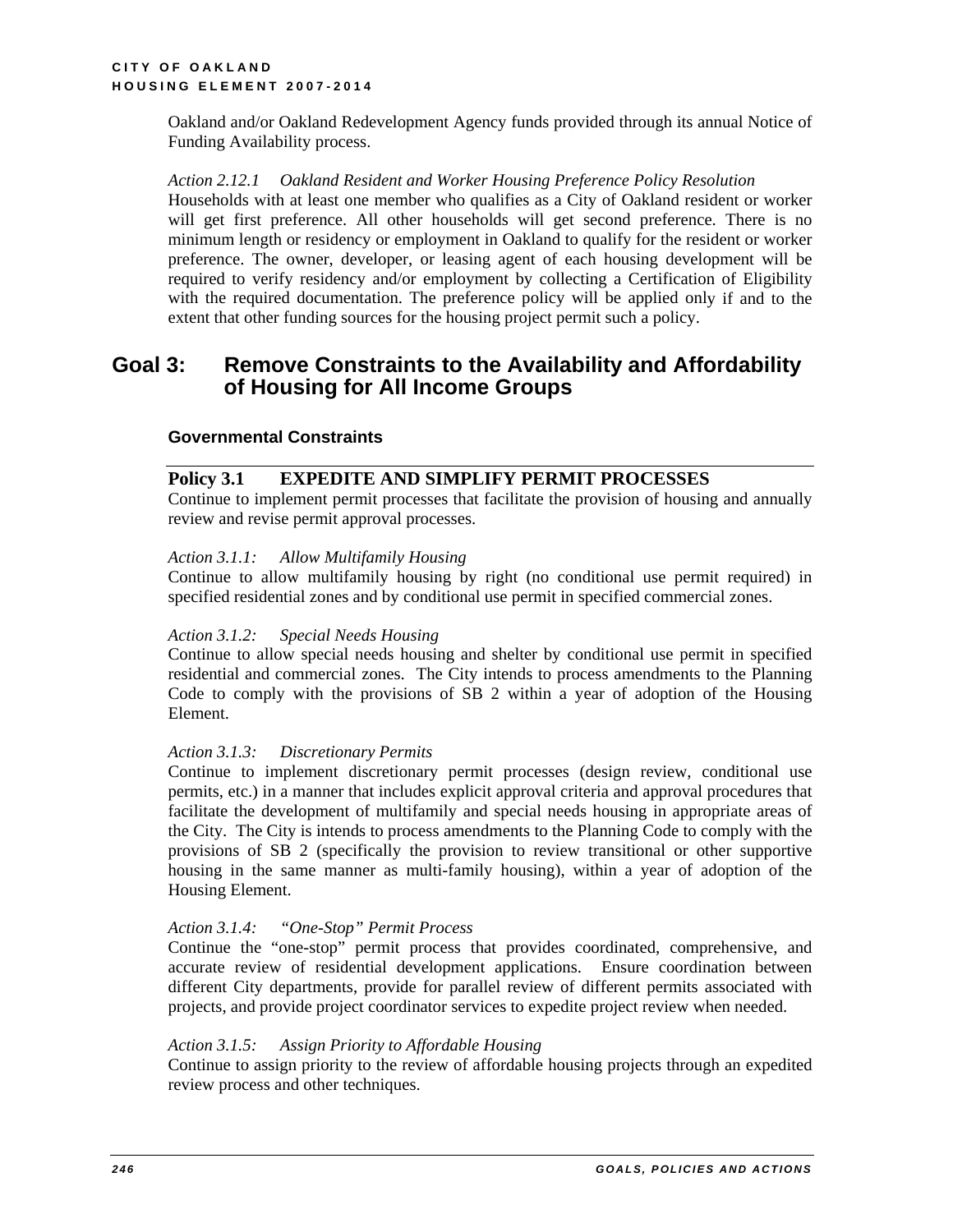Oakland and/or Oakland Redevelopment Agency funds provided through its annual Notice of Funding Availability process.

*Action 2.12.1 Oakland Resident and Worker Housing Preference Policy Resolution*
Households with at least one member who qualifies as a City of Oakland resident or worker will get first preference. All other households will get second preference. There is no minimum length or residency or employment in Oakland to qualify for the resident or worker preference. The owner, developer, or leasing agent of each housing development will be required to verify residency and/or employment by collecting a Certification of Eligibility with the required documentation. The preference policy will be applied only if and to the extent that other funding sources for the housing project permit such a policy.

## Goal 3: Remove Constraints to the Availability and Affordability of Housing for All Income Groups

### Governmental Constraints

### Policy 3.1 EXPEDITE AND SIMPLIFY PERMIT PROCESSES

Continue to implement permit processes that facilitate the provision of housing and annually review and revise permit approval processes.

*Action 3.1.1: Allow Multifamily Housing*
Continue to allow multifamily housing by right (no conditional use permit required) in specified residential zones and by conditional use permit in specified commercial zones.

*Action 3.1.2: Special Needs Housing*
Continue to allow special needs housing and shelter by conditional use permit in specified residential and commercial zones. The City intends to process amendments to the Planning Code to comply with the provisions of SB 2 within a year of adoption of the Housing Element.

*Action 3.1.3: Discretionary Permits*
Continue to implement discretionary permit processes (design review, conditional use permits, etc.) in a manner that includes explicit approval criteria and approval procedures that facilitate the development of multifamily and special needs housing in appropriate areas of the City. The City is intends to process amendments to the Planning Code to comply with the provisions of SB 2 (specifically the provision to review transitional or other supportive housing in the same manner as multi-family housing), within a year of adoption of the Housing Element.

*Action 3.1.4: "One-Stop" Permit Process*
Continue the "one-stop" permit process that provides coordinated, comprehensive, and accurate review of residential development applications. Ensure coordination between different City departments, provide for parallel review of different permits associated with projects, and provide project coordinator services to expedite project review when needed.

*Action 3.1.5: Assign Priority to Affordable Housing*
Continue to assign priority to the review of affordable housing projects through an expedited review process and other techniques.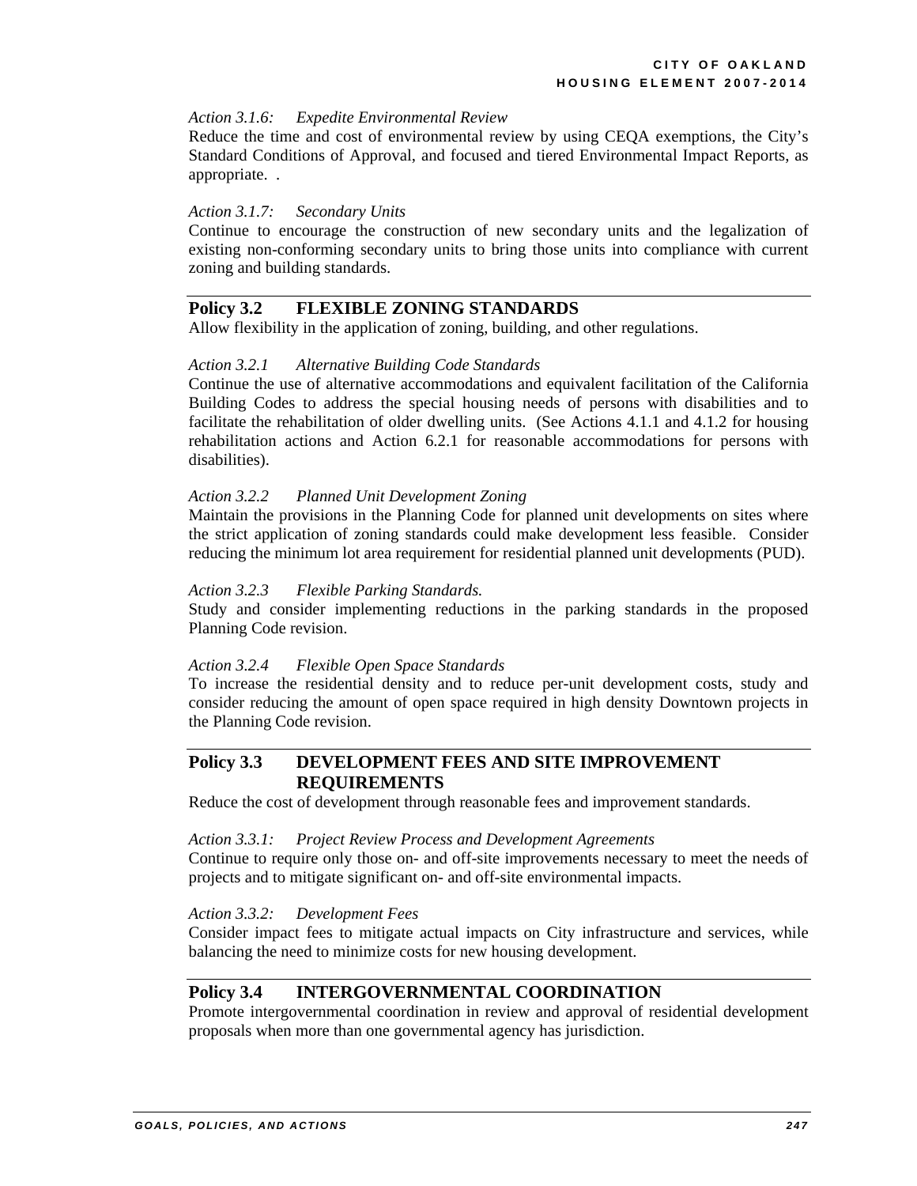*Action 3.1.6: Expedite Environmental Review*

Reduce the time and cost of environmental review by using CEQA exemptions, the City's Standard Conditions of Approval, and focused and tiered Environmental Impact Reports, as appropriate. .

*Action 3.1.7: Secondary Units*

Continue to encourage the construction of new secondary units and the legalization of existing non-conforming secondary units to bring those units into compliance with current zoning and building standards.

## Policy 3.2 FLEXIBLE ZONING STANDARDS

Allow flexibility in the application of zoning, building, and other regulations.

*Action 3.2.1 Alternative Building Code Standards*

Continue the use of alternative accommodations and equivalent facilitation of the California Building Codes to address the special housing needs of persons with disabilities and to facilitate the rehabilitation of older dwelling units. (See Actions 4.1.1 and 4.1.2 for housing rehabilitation actions and Action 6.2.1 for reasonable accommodations for persons with disabilities).

*Action 3.2.2 Planned Unit Development Zoning*

Maintain the provisions in the Planning Code for planned unit developments on sites where the strict application of zoning standards could make development less feasible. Consider reducing the minimum lot area requirement for residential planned unit developments (PUD).

*Action 3.2.3 Flexible Parking Standards.*

Study and consider implementing reductions in the parking standards in the proposed Planning Code revision.

*Action 3.2.4 Flexible Open Space Standards*

To increase the residential density and to reduce per-unit development costs, study and consider reducing the amount of open space required in high density Downtown projects in the Planning Code revision.

## Policy 3.3 DEVELOPMENT FEES AND SITE IMPROVEMENT REQUIREMENTS

Reduce the cost of development through reasonable fees and improvement standards.

*Action 3.3.1: Project Review Process and Development Agreements*

Continue to require only those on- and off-site improvements necessary to meet the needs of projects and to mitigate significant on- and off-site environmental impacts.

*Action 3.3.2: Development Fees*

Consider impact fees to mitigate actual impacts on City infrastructure and services, while balancing the need to minimize costs for new housing development.

## Policy 3.4 INTERGOVERNMENTAL COORDINATION

Promote intergovernmental coordination in review and approval of residential development proposals when more than one governmental agency has jurisdiction.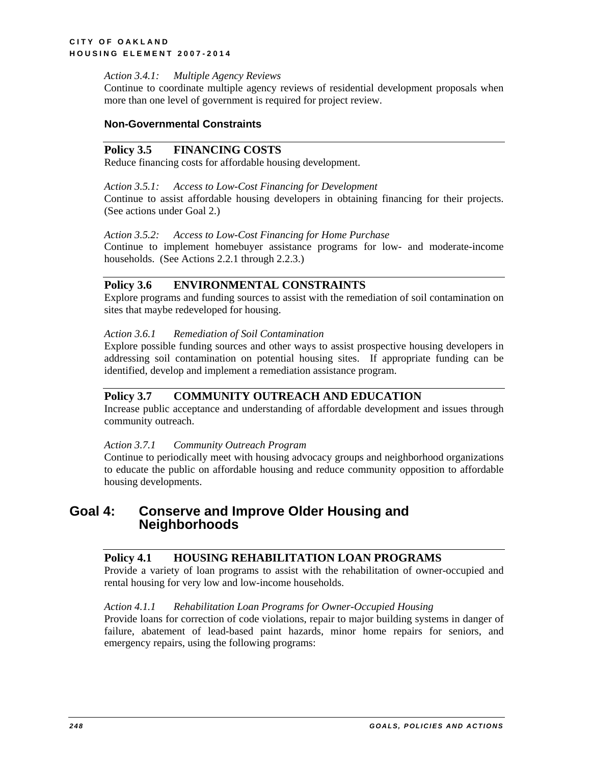*Action 3.4.1: Multiple Agency Reviews*

Continue to coordinate multiple agency reviews of residential development proposals when more than one level of government is required for project review.

### Non-Governmental Constraints

### Policy 3.5 FINANCING COSTS

Reduce financing costs for affordable housing development.

*Action 3.5.1: Access to Low-Cost Financing for Development*

Continue to assist affordable housing developers in obtaining financing for their projects. (See actions under Goal 2.)

*Action 3.5.2: Access to Low-Cost Financing for Home Purchase*

Continue to implement homebuyer assistance programs for low- and moderate-income households. (See Actions 2.2.1 through 2.2.3.)

### Policy 3.6 ENVIRONMENTAL CONSTRAINTS

Explore programs and funding sources to assist with the remediation of soil contamination on sites that maybe redeveloped for housing.

*Action 3.6.1 Remediation of Soil Contamination*

Explore possible funding sources and other ways to assist prospective housing developers in addressing soil contamination on potential housing sites. If appropriate funding can be identified, develop and implement a remediation assistance program.

### Policy 3.7 COMMUNITY OUTREACH AND EDUCATION

Increase public acceptance and understanding of affordable development and issues through community outreach.

*Action 3.7.1 Community Outreach Program*

Continue to periodically meet with housing advocacy groups and neighborhood organizations to educate the public on affordable housing and reduce community opposition to affordable housing developments.

## Goal 4: Conserve and Improve Older Housing and Neighborhoods

### Policy 4.1 HOUSING REHABILITATION LOAN PROGRAMS

Provide a variety of loan programs to assist with the rehabilitation of owner-occupied and rental housing for very low and low-income households.

*Action 4.1.1 Rehabilitation Loan Programs for Owner-Occupied Housing*

Provide loans for correction of code violations, repair to major building systems in danger of failure, abatement of lead-based paint hazards, minor home repairs for seniors, and emergency repairs, using the following programs: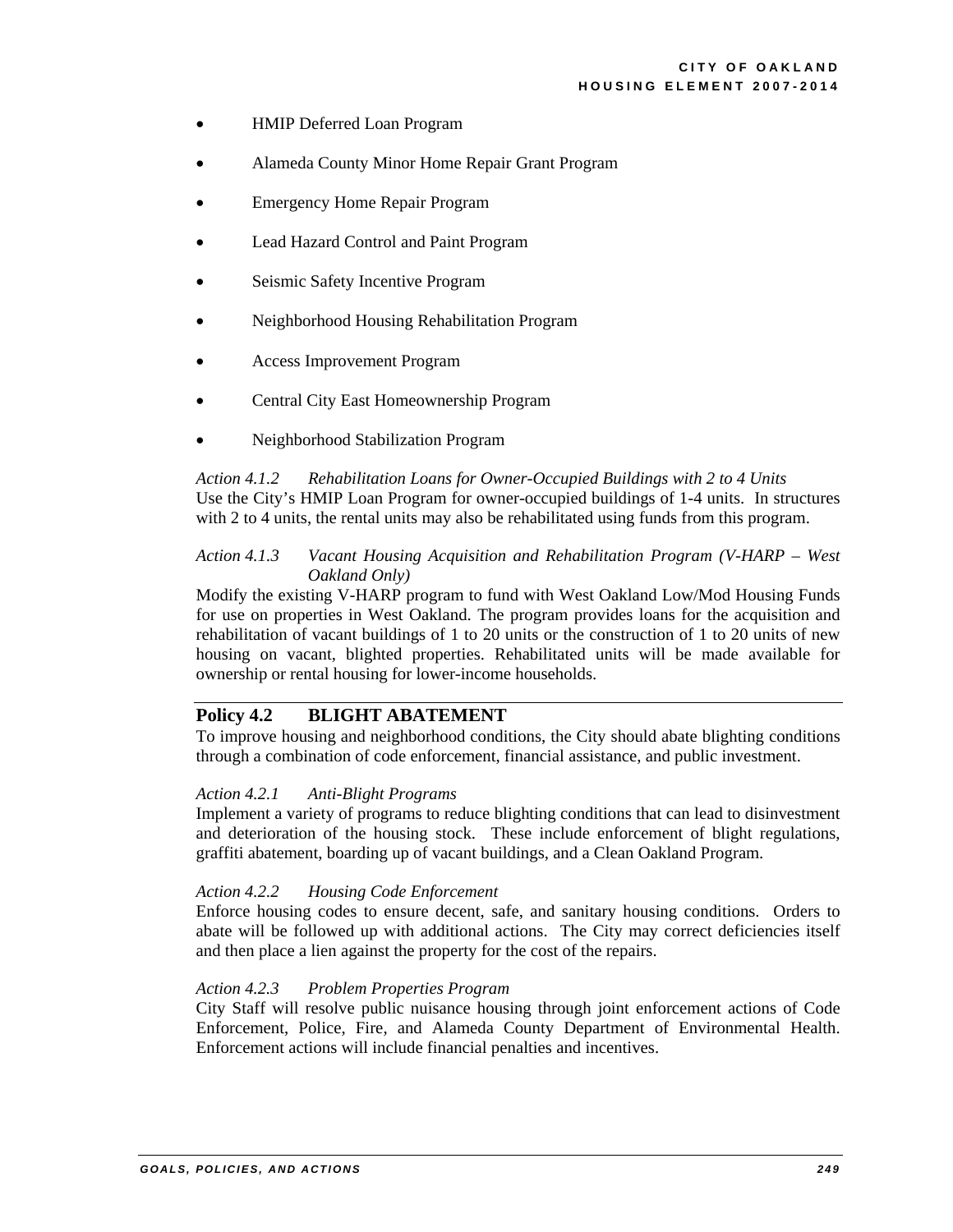- HMIP Deferred Loan Program
- Alameda County Minor Home Repair Grant Program
- Emergency Home Repair Program
- Lead Hazard Control and Paint Program
- Seismic Safety Incentive Program
- Neighborhood Housing Rehabilitation Program
- Access Improvement Program
- Central City East Homeownership Program
- Neighborhood Stabilization Program

*Action 4.1.2 Rehabilitation Loans for Owner-Occupied Buildings with 2 to 4 Units*
Use the City's HMIP Loan Program for owner-occupied buildings of 1-4 units. In structures with 2 to 4 units, the rental units may also be rehabilitated using funds from this program.

*Action 4.1.3 Vacant Housing Acquisition and Rehabilitation Program (V-HARP – West Oakland Only)*
Modify the existing V-HARP program to fund with West Oakland Low/Mod Housing Funds for use on properties in West Oakland. The program provides loans for the acquisition and rehabilitation of vacant buildings of 1 to 20 units or the construction of 1 to 20 units of new housing on vacant, blighted properties. Rehabilitated units will be made available for ownership or rental housing for lower-income households.

## Policy 4.2 BLIGHT ABATEMENT

To improve housing and neighborhood conditions, the City should abate blighting conditions through a combination of code enforcement, financial assistance, and public investment.

*Action 4.2.1 Anti-Blight Programs*
Implement a variety of programs to reduce blighting conditions that can lead to disinvestment and deterioration of the housing stock. These include enforcement of blight regulations, graffiti abatement, boarding up of vacant buildings, and a Clean Oakland Program.

*Action 4.2.2 Housing Code Enforcement*
Enforce housing codes to ensure decent, safe, and sanitary housing conditions. Orders to abate will be followed up with additional actions. The City may correct deficiencies itself and then place a lien against the property for the cost of the repairs.

*Action 4.2.3 Problem Properties Program*
City Staff will resolve public nuisance housing through joint enforcement actions of Code Enforcement, Police, Fire, and Alameda County Department of Environmental Health. Enforcement actions will include financial penalties and incentives.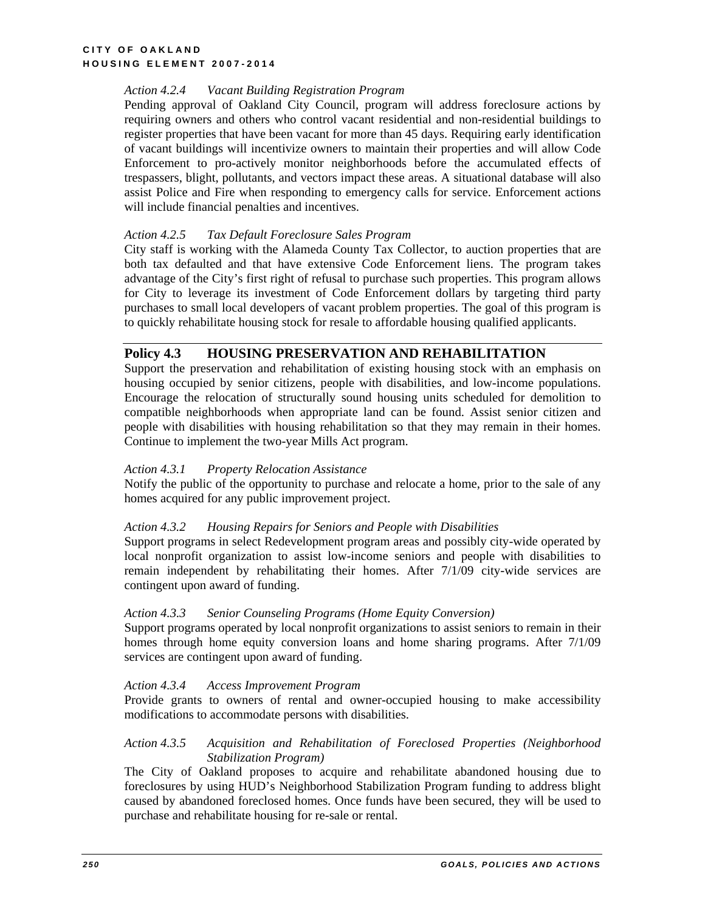*Action 4.2.4 Vacant Building Registration Program*

Pending approval of Oakland City Council, program will address foreclosure actions by requiring owners and others who control vacant residential and non-residential buildings to register properties that have been vacant for more than 45 days. Requiring early identification of vacant buildings will incentivize owners to maintain their properties and will allow Code Enforcement to pro-actively monitor neighborhoods before the accumulated effects of trespassers, blight, pollutants, and vectors impact these areas. A situational database will also assist Police and Fire when responding to emergency calls for service. Enforcement actions will include financial penalties and incentives.

*Action 4.2.5 Tax Default Foreclosure Sales Program*

City staff is working with the Alameda County Tax Collector, to auction properties that are both tax defaulted and that have extensive Code Enforcement liens. The program takes advantage of the City's first right of refusal to purchase such properties. This program allows for City to leverage its investment of Code Enforcement dollars by targeting third party purchases to small local developers of vacant problem properties. The goal of this program is to quickly rehabilitate housing stock for resale to affordable housing qualified applicants.

## Policy 4.3 HOUSING PRESERVATION AND REHABILITATION

Support the preservation and rehabilitation of existing housing stock with an emphasis on housing occupied by senior citizens, people with disabilities, and low-income populations. Encourage the relocation of structurally sound housing units scheduled for demolition to compatible neighborhoods when appropriate land can be found. Assist senior citizen and people with disabilities with housing rehabilitation so that they may remain in their homes. Continue to implement the two-year Mills Act program.

*Action 4.3.1 Property Relocation Assistance*

Notify the public of the opportunity to purchase and relocate a home, prior to the sale of any homes acquired for any public improvement project.

*Action 4.3.2 Housing Repairs for Seniors and People with Disabilities*

Support programs in select Redevelopment program areas and possibly city-wide operated by local nonprofit organization to assist low-income seniors and people with disabilities to remain independent by rehabilitating their homes. After 7/1/09 city-wide services are contingent upon award of funding.

*Action 4.3.3 Senior Counseling Programs (Home Equity Conversion)*

Support programs operated by local nonprofit organizations to assist seniors to remain in their homes through home equity conversion loans and home sharing programs. After 7/1/09 services are contingent upon award of funding.

*Action 4.3.4 Access Improvement Program*

Provide grants to owners of rental and owner-occupied housing to make accessibility modifications to accommodate persons with disabilities.

*Action 4.3.5 Acquisition and Rehabilitation of Foreclosed Properties (Neighborhood Stabilization Program)*

The City of Oakland proposes to acquire and rehabilitate abandoned housing due to foreclosures by using HUD's Neighborhood Stabilization Program funding to address blight caused by abandoned foreclosed homes. Once funds have been secured, they will be used to purchase and rehabilitate housing for re-sale or rental.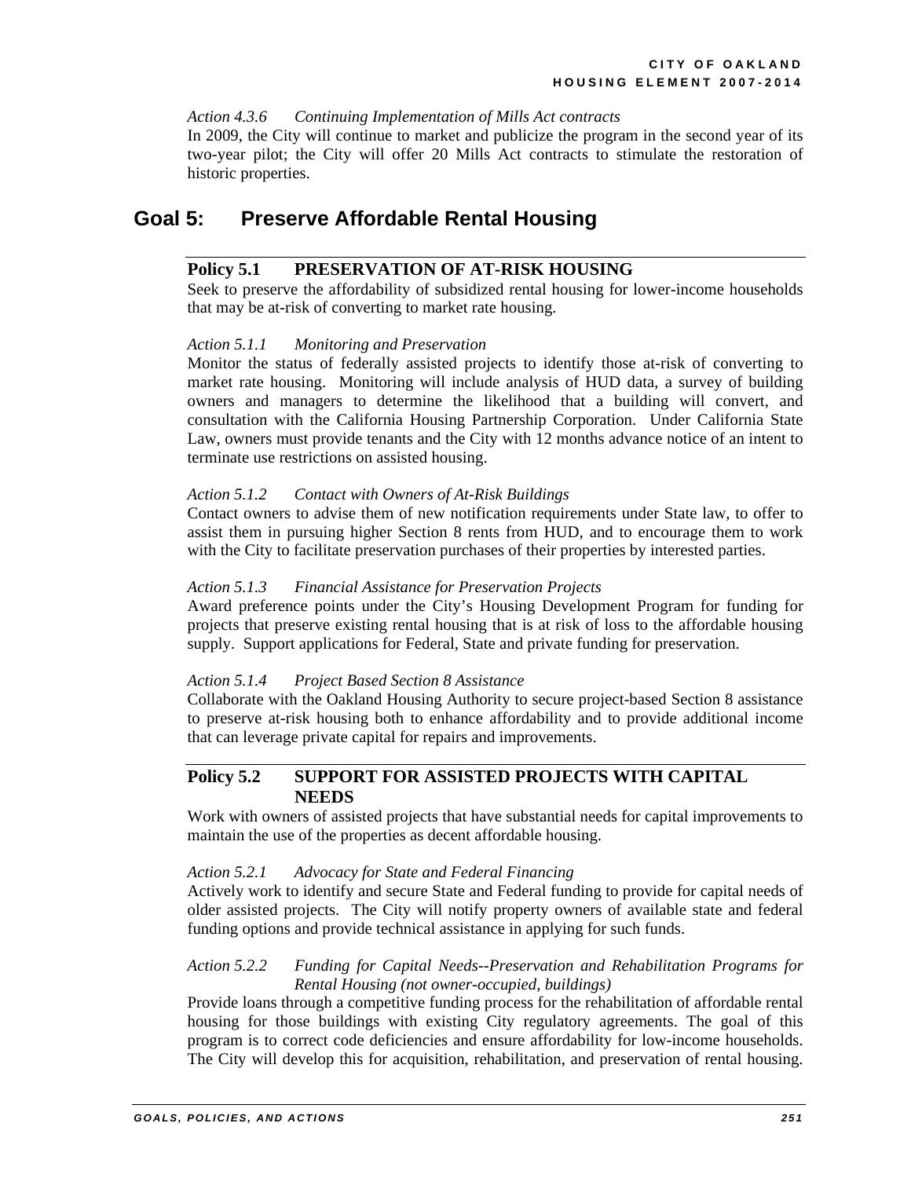*Action 4.3.6 Continuing Implementation of Mills Act contracts*

In 2009, the City will continue to market and publicize the program in the second year of its two-year pilot; the City will offer 20 Mills Act contracts to stimulate the restoration of historic properties.

## Goal 5: Preserve Affordable Rental Housing

### Policy 5.1 PRESERVATION OF AT-RISK HOUSING

Seek to preserve the affordability of subsidized rental housing for lower-income households that may be at-risk of converting to market rate housing.

*Action 5.1.1 Monitoring and Preservation*

Monitor the status of federally assisted projects to identify those at-risk of converting to market rate housing. Monitoring will include analysis of HUD data, a survey of building owners and managers to determine the likelihood that a building will convert, and consultation with the California Housing Partnership Corporation. Under California State Law, owners must provide tenants and the City with 12 months advance notice of an intent to terminate use restrictions on assisted housing.

*Action 5.1.2 Contact with Owners of At-Risk Buildings*

Contact owners to advise them of new notification requirements under State law, to offer to assist them in pursuing higher Section 8 rents from HUD, and to encourage them to work with the City to facilitate preservation purchases of their properties by interested parties.

*Action 5.1.3 Financial Assistance for Preservation Projects*

Award preference points under the City's Housing Development Program for funding for projects that preserve existing rental housing that is at risk of loss to the affordable housing supply. Support applications for Federal, State and private funding for preservation.

*Action 5.1.4 Project Based Section 8 Assistance*

Collaborate with the Oakland Housing Authority to secure project-based Section 8 assistance to preserve at-risk housing both to enhance affordability and to provide additional income that can leverage private capital for repairs and improvements.

### Policy 5.2 SUPPORT FOR ASSISTED PROJECTS WITH CAPITAL NEEDS

Work with owners of assisted projects that have substantial needs for capital improvements to maintain the use of the properties as decent affordable housing.

*Action 5.2.1 Advocacy for State and Federal Financing*

Actively work to identify and secure State and Federal funding to provide for capital needs of older assisted projects. The City will notify property owners of available state and federal funding options and provide technical assistance in applying for such funds.

*Action 5.2.2 Funding for Capital Needs--Preservation and Rehabilitation Programs for Rental Housing (not owner-occupied, buildings)*

Provide loans through a competitive funding process for the rehabilitation of affordable rental housing for those buildings with existing City regulatory agreements. The goal of this program is to correct code deficiencies and ensure affordability for low-income households. The City will develop this for acquisition, rehabilitation, and preservation of rental housing.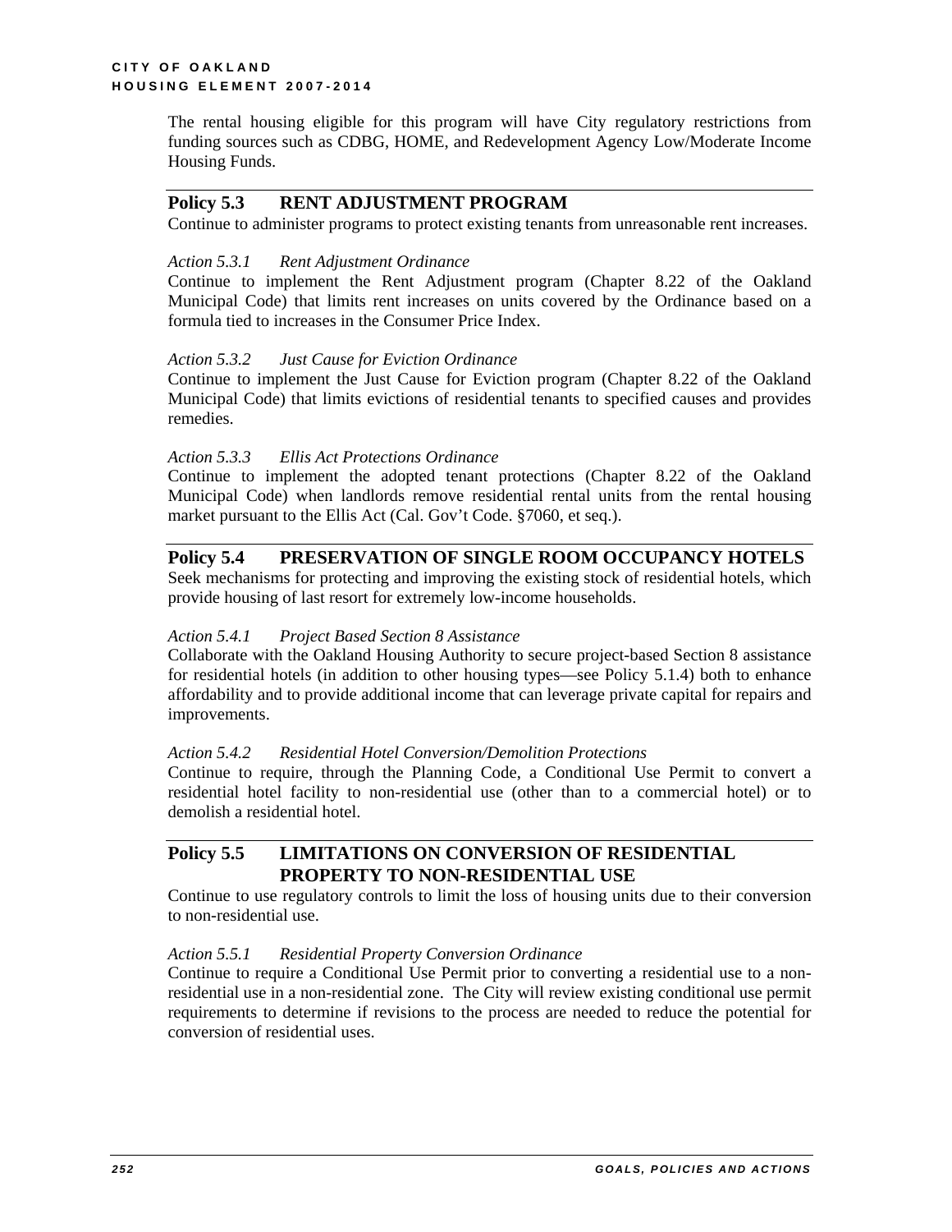The rental housing eligible for this program will have City regulatory restrictions from funding sources such as CDBG, HOME, and Redevelopment Agency Low/Moderate Income Housing Funds.

## Policy 5.3 RENT ADJUSTMENT PROGRAM

Continue to administer programs to protect existing tenants from unreasonable rent increases.

*Action 5.3.1 Rent Adjustment Ordinance*

Continue to implement the Rent Adjustment program (Chapter 8.22 of the Oakland Municipal Code) that limits rent increases on units covered by the Ordinance based on a formula tied to increases in the Consumer Price Index.

*Action 5.3.2 Just Cause for Eviction Ordinance*

Continue to implement the Just Cause for Eviction program (Chapter 8.22 of the Oakland Municipal Code) that limits evictions of residential tenants to specified causes and provides remedies.

*Action 5.3.3 Ellis Act Protections Ordinance*

Continue to implement the adopted tenant protections (Chapter 8.22 of the Oakland Municipal Code) when landlords remove residential rental units from the rental housing market pursuant to the Ellis Act (Cal. Gov't Code. §7060, et seq.).

## Policy 5.4 PRESERVATION OF SINGLE ROOM OCCUPANCY HOTELS

Seek mechanisms for protecting and improving the existing stock of residential hotels, which provide housing of last resort for extremely low-income households.

*Action 5.4.1 Project Based Section 8 Assistance*

Collaborate with the Oakland Housing Authority to secure project-based Section 8 assistance for residential hotels (in addition to other housing types—see Policy 5.1.4) both to enhance affordability and to provide additional income that can leverage private capital for repairs and improvements.

*Action 5.4.2 Residential Hotel Conversion/Demolition Protections*

Continue to require, through the Planning Code, a Conditional Use Permit to convert a residential hotel facility to non-residential use (other than to a commercial hotel) or to demolish a residential hotel.

## Policy 5.5 LIMITATIONS ON CONVERSION OF RESIDENTIAL PROPERTY TO NON-RESIDENTIAL USE

Continue to use regulatory controls to limit the loss of housing units due to their conversion to non-residential use.

*Action 5.5.1 Residential Property Conversion Ordinance*

Continue to require a Conditional Use Permit prior to converting a residential use to a non-residential use in a non-residential zone. The City will review existing conditional use permit requirements to determine if revisions to the process are needed to reduce the potential for conversion of residential uses.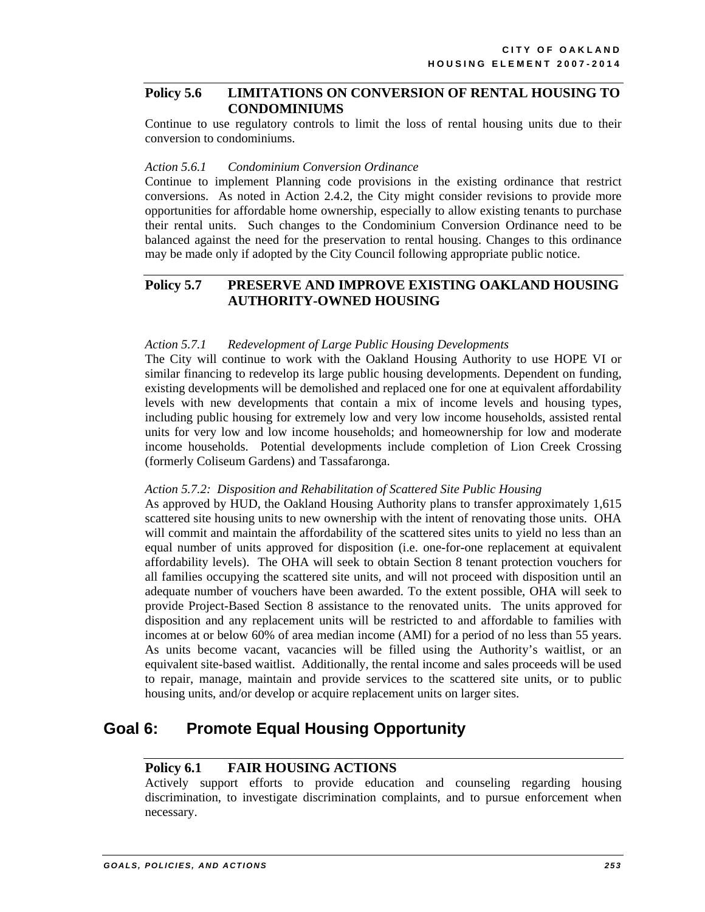### Policy 5.6 LIMITATIONS ON CONVERSION OF RENTAL HOUSING TO CONDOMINIUMS

Continue to use regulatory controls to limit the loss of rental housing units due to their conversion to condominiums.

*Action 5.6.1 Condominium Conversion Ordinance*

Continue to implement Planning code provisions in the existing ordinance that restrict conversions. As noted in Action 2.4.2, the City might consider revisions to provide more opportunities for affordable home ownership, especially to allow existing tenants to purchase their rental units. Such changes to the Condominium Conversion Ordinance need to be balanced against the need for the preservation to rental housing. Changes to this ordinance may be made only if adopted by the City Council following appropriate public notice.

### Policy 5.7 PRESERVE AND IMPROVE EXISTING OAKLAND HOUSING AUTHORITY-OWNED HOUSING

*Action 5.7.1 Redevelopment of Large Public Housing Developments*

The City will continue to work with the Oakland Housing Authority to use HOPE VI or similar financing to redevelop its large public housing developments. Dependent on funding, existing developments will be demolished and replaced one for one at equivalent affordability levels with new developments that contain a mix of income levels and housing types, including public housing for extremely low and very low income households, assisted rental units for very low and low income households; and homeownership for low and moderate income households. Potential developments include completion of Lion Creek Crossing (formerly Coliseum Gardens) and Tassafaronga.

*Action 5.7.2: Disposition and Rehabilitation of Scattered Site Public Housing*

As approved by HUD, the Oakland Housing Authority plans to transfer approximately 1,615 scattered site housing units to new ownership with the intent of renovating those units. OHA will commit and maintain the affordability of the scattered sites units to yield no less than an equal number of units approved for disposition (i.e. one-for-one replacement at equivalent affordability levels). The OHA will seek to obtain Section 8 tenant protection vouchers for all families occupying the scattered site units, and will not proceed with disposition until an adequate number of vouchers have been awarded. To the extent possible, OHA will seek to provide Project-Based Section 8 assistance to the renovated units. The units approved for disposition and any replacement units will be restricted to and affordable to families with incomes at or below 60% of area median income (AMI) for a period of no less than 55 years. As units become vacant, vacancies will be filled using the Authority's waitlist, or an equivalent site-based waitlist. Additionally, the rental income and sales proceeds will be used to repair, manage, maintain and provide services to the scattered site units, or to public housing units, and/or develop or acquire replacement units on larger sites.

## Goal 6: Promote Equal Housing Opportunity

### Policy 6.1 FAIR HOUSING ACTIONS

Actively support efforts to provide education and counseling regarding housing discrimination, to investigate discrimination complaints, and to pursue enforcement when necessary.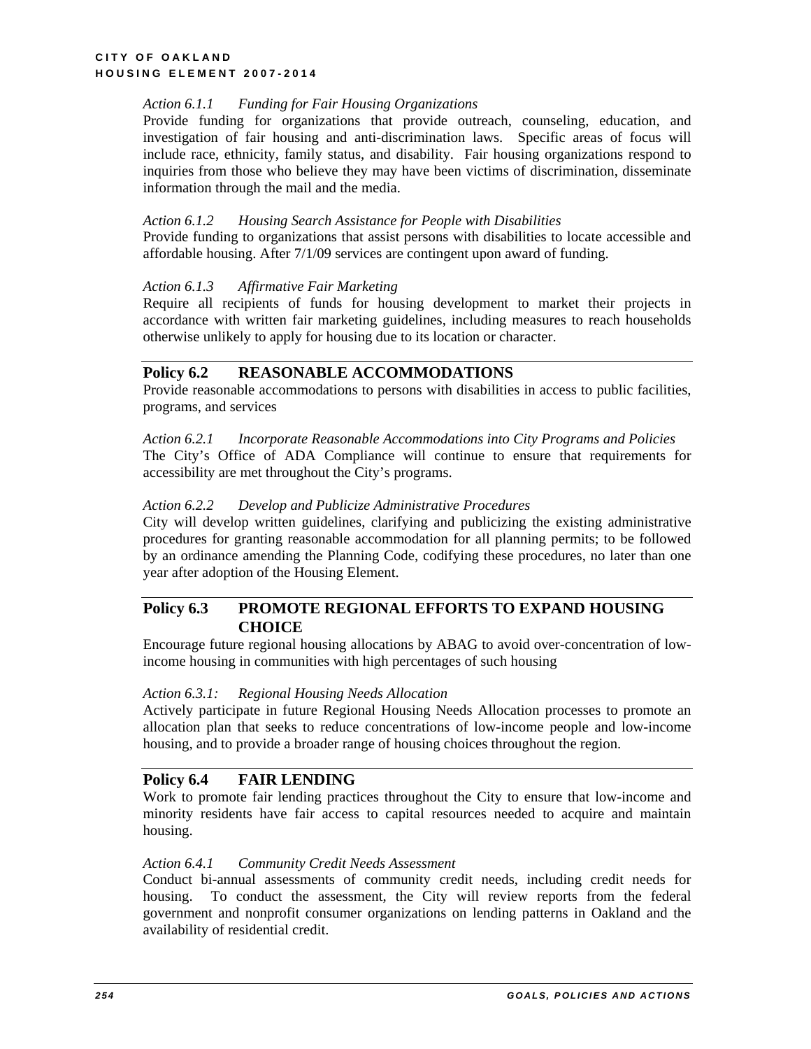*Action 6.1.1 Funding for Fair Housing Organizations*

Provide funding for organizations that provide outreach, counseling, education, and investigation of fair housing and anti-discrimination laws. Specific areas of focus will include race, ethnicity, family status, and disability. Fair housing organizations respond to inquiries from those who believe they may have been victims of discrimination, disseminate information through the mail and the media.

*Action 6.1.2 Housing Search Assistance for People with Disabilities*

Provide funding to organizations that assist persons with disabilities to locate accessible and affordable housing. After 7/1/09 services are contingent upon award of funding.

*Action 6.1.3 Affirmative Fair Marketing*

Require all recipients of funds for housing development to market their projects in accordance with written fair marketing guidelines, including measures to reach households otherwise unlikely to apply for housing due to its location or character.

## Policy 6.2 REASONABLE ACCOMMODATIONS

Provide reasonable accommodations to persons with disabilities in access to public facilities, programs, and services

*Action 6.2.1 Incorporate Reasonable Accommodations into City Programs and Policies*

The City's Office of ADA Compliance will continue to ensure that requirements for accessibility are met throughout the City's programs.

*Action 6.2.2 Develop and Publicize Administrative Procedures*

City will develop written guidelines, clarifying and publicizing the existing administrative procedures for granting reasonable accommodation for all planning permits; to be followed by an ordinance amending the Planning Code, codifying these procedures, no later than one year after adoption of the Housing Element.

## Policy 6.3 PROMOTE REGIONAL EFFORTS TO EXPAND HOUSING CHOICE

Encourage future regional housing allocations by ABAG to avoid over-concentration of low-income housing in communities with high percentages of such housing

*Action 6.3.1: Regional Housing Needs Allocation*

Actively participate in future Regional Housing Needs Allocation processes to promote an allocation plan that seeks to reduce concentrations of low-income people and low-income housing, and to provide a broader range of housing choices throughout the region.

## Policy 6.4 FAIR LENDING

Work to promote fair lending practices throughout the City to ensure that low-income and minority residents have fair access to capital resources needed to acquire and maintain housing.

*Action 6.4.1 Community Credit Needs Assessment*

Conduct bi-annual assessments of community credit needs, including credit needs for housing. To conduct the assessment, the City will review reports from the federal government and nonprofit consumer organizations on lending patterns in Oakland and the availability of residential credit.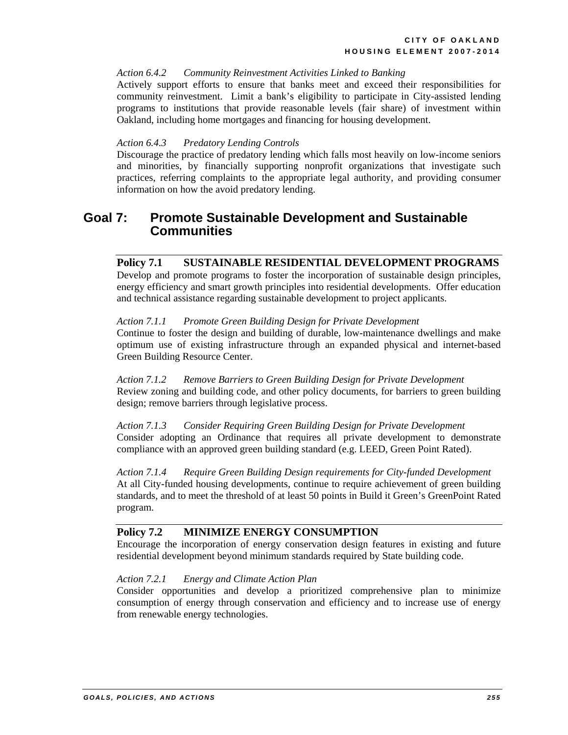*Action 6.4.2 Community Reinvestment Activities Linked to Banking*

Actively support efforts to ensure that banks meet and exceed their responsibilities for community reinvestment. Limit a bank's eligibility to participate in City-assisted lending programs to institutions that provide reasonable levels (fair share) of investment within Oakland, including home mortgages and financing for housing development.

*Action 6.4.3 Predatory Lending Controls*

Discourage the practice of predatory lending which falls most heavily on low-income seniors and minorities, by financially supporting nonprofit organizations that investigate such practices, referring complaints to the appropriate legal authority, and providing consumer information on how the avoid predatory lending.

## Goal 7: Promote Sustainable Development and Sustainable Communities

### Policy 7.1 SUSTAINABLE RESIDENTIAL DEVELOPMENT PROGRAMS

Develop and promote programs to foster the incorporation of sustainable design principles, energy efficiency and smart growth principles into residential developments. Offer education and technical assistance regarding sustainable development to project applicants.

*Action 7.1.1 Promote Green Building Design for Private Development*

Continue to foster the design and building of durable, low-maintenance dwellings and make optimum use of existing infrastructure through an expanded physical and internet-based Green Building Resource Center.

*Action 7.1.2 Remove Barriers to Green Building Design for Private Development*

Review zoning and building code, and other policy documents, for barriers to green building design; remove barriers through legislative process.

*Action 7.1.3 Consider Requiring Green Building Design for Private Development*

Consider adopting an Ordinance that requires all private development to demonstrate compliance with an approved green building standard (e.g. LEED, Green Point Rated).

*Action 7.1.4 Require Green Building Design requirements for City-funded Development*

At all City-funded housing developments, continue to require achievement of green building standards, and to meet the threshold of at least 50 points in Build it Green's GreenPoint Rated program.

### Policy 7.2 MINIMIZE ENERGY CONSUMPTION

Encourage the incorporation of energy conservation design features in existing and future residential development beyond minimum standards required by State building code.

*Action 7.2.1 Energy and Climate Action Plan*

Consider opportunities and develop a prioritized comprehensive plan to minimize consumption of energy through conservation and efficiency and to increase use of energy from renewable energy technologies.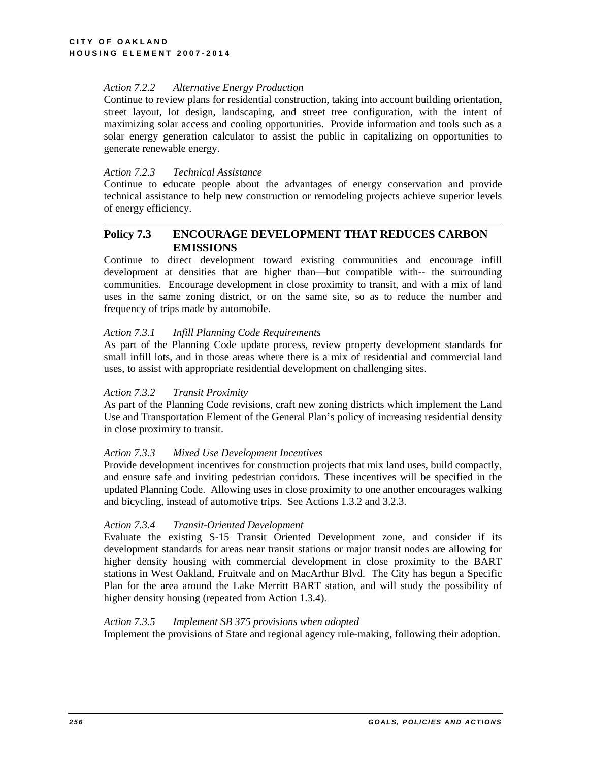*Action 7.2.2 Alternative Energy Production*

Continue to review plans for residential construction, taking into account building orientation, street layout, lot design, landscaping, and street tree configuration, with the intent of maximizing solar access and cooling opportunities. Provide information and tools such as a solar energy generation calculator to assist the public in capitalizing on opportunities to generate renewable energy.

*Action 7.2.3 Technical Assistance*

Continue to educate people about the advantages of energy conservation and provide technical assistance to help new construction or remodeling projects achieve superior levels of energy efficiency.

## Policy 7.3 ENCOURAGE DEVELOPMENT THAT REDUCES CARBON EMISSIONS

Continue to direct development toward existing communities and encourage infill development at densities that are higher than—but compatible with-- the surrounding communities. Encourage development in close proximity to transit, and with a mix of land uses in the same zoning district, or on the same site, so as to reduce the number and frequency of trips made by automobile.

*Action 7.3.1 Infill Planning Code Requirements*

As part of the Planning Code update process, review property development standards for small infill lots, and in those areas where there is a mix of residential and commercial land uses, to assist with appropriate residential development on challenging sites.

*Action 7.3.2 Transit Proximity*

As part of the Planning Code revisions, craft new zoning districts which implement the Land Use and Transportation Element of the General Plan's policy of increasing residential density in close proximity to transit.

*Action 7.3.3 Mixed Use Development Incentives*

Provide development incentives for construction projects that mix land uses, build compactly, and ensure safe and inviting pedestrian corridors. These incentives will be specified in the updated Planning Code. Allowing uses in close proximity to one another encourages walking and bicycling, instead of automotive trips. See Actions 1.3.2 and 3.2.3.

*Action 7.3.4 Transit-Oriented Development*

Evaluate the existing S-15 Transit Oriented Development zone, and consider if its development standards for areas near transit stations or major transit nodes are allowing for higher density housing with commercial development in close proximity to the BART stations in West Oakland, Fruitvale and on MacArthur Blvd. The City has begun a Specific Plan for the area around the Lake Merritt BART station, and will study the possibility of higher density housing (repeated from Action 1.3.4).

*Action 7.3.5 Implement SB 375 provisions when adopted*

Implement the provisions of State and regional agency rule-making, following their adoption.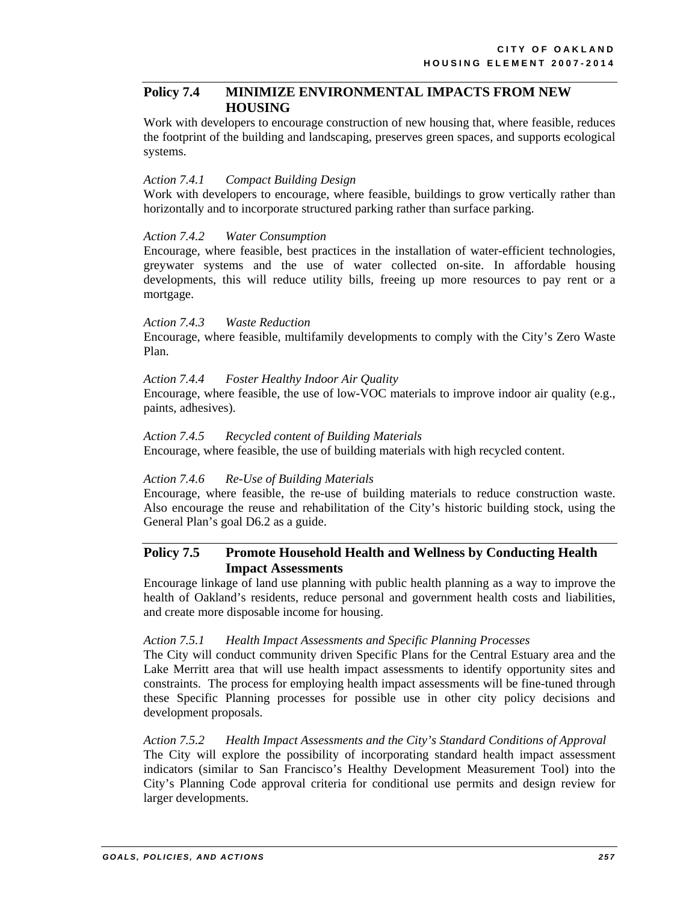## Policy 7.4 MINIMIZE ENVIRONMENTAL IMPACTS FROM NEW HOUSING

Work with developers to encourage construction of new housing that, where feasible, reduces the footprint of the building and landscaping, preserves green spaces, and supports ecological systems.

*Action 7.4.1 Compact Building Design*

Work with developers to encourage, where feasible, buildings to grow vertically rather than horizontally and to incorporate structured parking rather than surface parking.

*Action 7.4.2 Water Consumption*

Encourage, where feasible, best practices in the installation of water-efficient technologies, greywater systems and the use of water collected on-site. In affordable housing developments, this will reduce utility bills, freeing up more resources to pay rent or a mortgage.

*Action 7.4.3 Waste Reduction*

Encourage, where feasible, multifamily developments to comply with the City's Zero Waste Plan.

*Action 7.4.4 Foster Healthy Indoor Air Quality*

Encourage, where feasible, the use of low-VOC materials to improve indoor air quality (e.g., paints, adhesives).

*Action 7.4.5 Recycled content of Building Materials*

Encourage, where feasible, the use of building materials with high recycled content.

*Action 7.4.6 Re-Use of Building Materials*

Encourage, where feasible, the re-use of building materials to reduce construction waste. Also encourage the reuse and rehabilitation of the City's historic building stock, using the General Plan's goal D6.2 as a guide.

## Policy 7.5 Promote Household Health and Wellness by Conducting Health Impact Assessments

Encourage linkage of land use planning with public health planning as a way to improve the health of Oakland's residents, reduce personal and government health costs and liabilities, and create more disposable income for housing.

*Action 7.5.1 Health Impact Assessments and Specific Planning Processes*

The City will conduct community driven Specific Plans for the Central Estuary area and the Lake Merritt area that will use health impact assessments to identify opportunity sites and constraints. The process for employing health impact assessments will be fine-tuned through these Specific Planning processes for possible use in other city policy decisions and development proposals.

*Action 7.5.2 Health Impact Assessments and the City's Standard Conditions of Approval*

The City will explore the possibility of incorporating standard health impact assessment indicators (similar to San Francisco's Healthy Development Measurement Tool) into the City's Planning Code approval criteria for conditional use permits and design review for larger developments.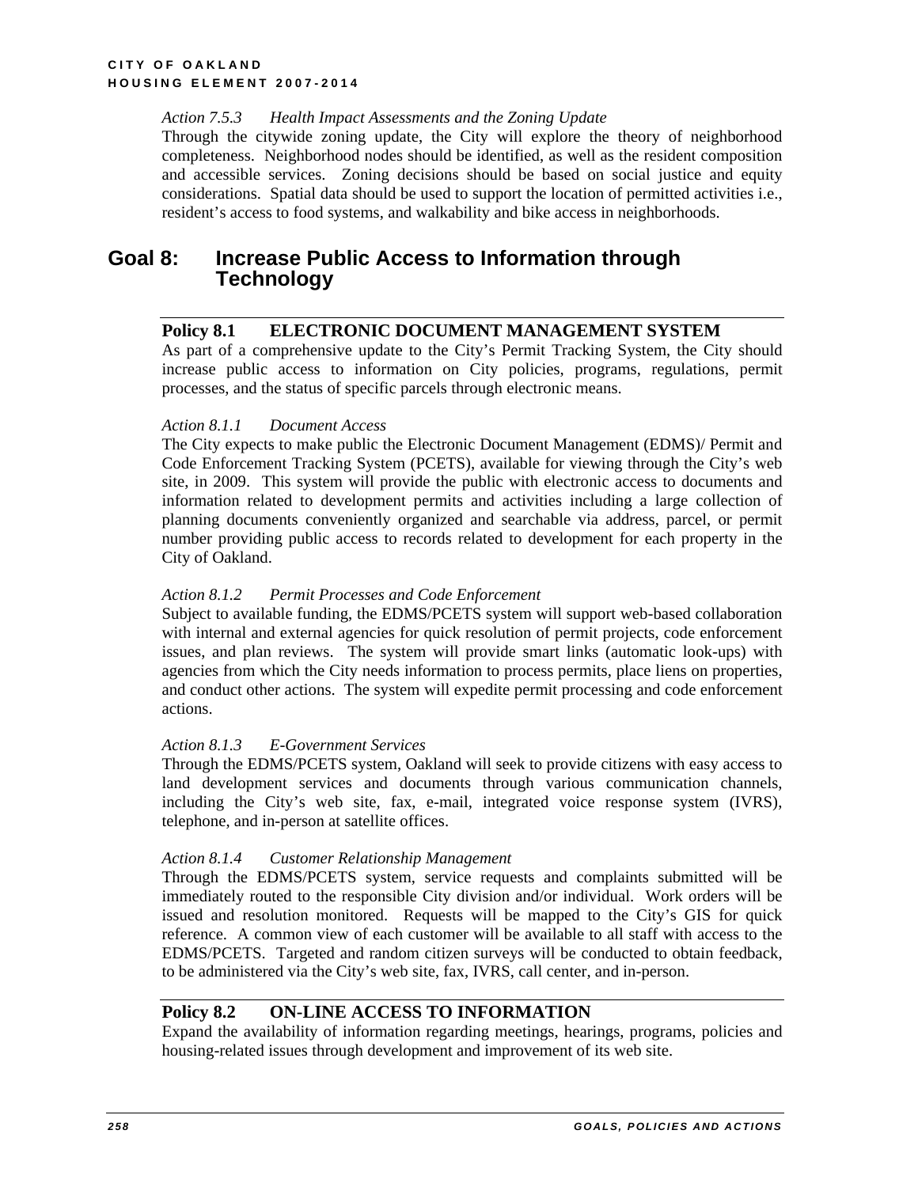*Action 7.5.3 Health Impact Assessments and the Zoning Update*

Through the citywide zoning update, the City will explore the theory of neighborhood completeness. Neighborhood nodes should be identified, as well as the resident composition and accessible services. Zoning decisions should be based on social justice and equity considerations. Spatial data should be used to support the location of permitted activities i.e., resident's access to food systems, and walkability and bike access in neighborhoods.

## Goal 8: Increase Public Access to Information through Technology

### Policy 8.1 ELECTRONIC DOCUMENT MANAGEMENT SYSTEM

As part of a comprehensive update to the City's Permit Tracking System, the City should increase public access to information on City policies, programs, regulations, permit processes, and the status of specific parcels through electronic means.

*Action 8.1.1 Document Access*

The City expects to make public the Electronic Document Management (EDMS)/ Permit and Code Enforcement Tracking System (PCETS), available for viewing through the City's web site, in 2009. This system will provide the public with electronic access to documents and information related to development permits and activities including a large collection of planning documents conveniently organized and searchable via address, parcel, or permit number providing public access to records related to development for each property in the City of Oakland.

*Action 8.1.2 Permit Processes and Code Enforcement*

Subject to available funding, the EDMS/PCETS system will support web-based collaboration with internal and external agencies for quick resolution of permit projects, code enforcement issues, and plan reviews. The system will provide smart links (automatic look-ups) with agencies from which the City needs information to process permits, place liens on properties, and conduct other actions. The system will expedite permit processing and code enforcement actions.

*Action 8.1.3 E-Government Services*

Through the EDMS/PCETS system, Oakland will seek to provide citizens with easy access to land development services and documents through various communication channels, including the City's web site, fax, e-mail, integrated voice response system (IVRS), telephone, and in-person at satellite offices.

*Action 8.1.4 Customer Relationship Management*

Through the EDMS/PCETS system, service requests and complaints submitted will be immediately routed to the responsible City division and/or individual. Work orders will be issued and resolution monitored. Requests will be mapped to the City's GIS for quick reference. A common view of each customer will be available to all staff with access to the EDMS/PCETS. Targeted and random citizen surveys will be conducted to obtain feedback, to be administered via the City's web site, fax, IVRS, call center, and in-person.

### Policy 8.2 ON-LINE ACCESS TO INFORMATION

Expand the availability of information regarding meetings, hearings, programs, policies and housing-related issues through development and improvement of its web site.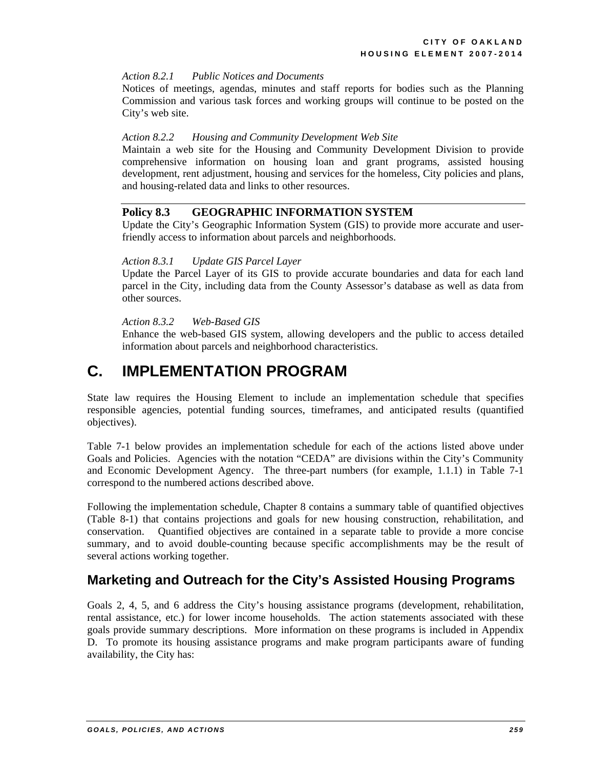*Action 8.2.1 Public Notices and Documents*

Notices of meetings, agendas, minutes and staff reports for bodies such as the Planning Commission and various task forces and working groups will continue to be posted on the City's web site.

*Action 8.2.2 Housing and Community Development Web Site*

Maintain a web site for the Housing and Community Development Division to provide comprehensive information on housing loan and grant programs, assisted housing development, rent adjustment, housing and services for the homeless, City policies and plans, and housing-related data and links to other resources.

**Policy 8.3 GEOGRAPHIC INFORMATION SYSTEM**

Update the City's Geographic Information System (GIS) to provide more accurate and user-friendly access to information about parcels and neighborhoods.

*Action 8.3.1 Update GIS Parcel Layer*

Update the Parcel Layer of its GIS to provide accurate boundaries and data for each land parcel in the City, including data from the County Assessor's database as well as data from other sources.

*Action 8.3.2 Web-Based GIS*

Enhance the web-based GIS system, allowing developers and the public to access detailed information about parcels and neighborhood characteristics.

# C. IMPLEMENTATION PROGRAM

State law requires the Housing Element to include an implementation schedule that specifies responsible agencies, potential funding sources, timeframes, and anticipated results (quantified objectives).

Table 7-1 below provides an implementation schedule for each of the actions listed above under Goals and Policies. Agencies with the notation "CEDA" are divisions within the City's Community and Economic Development Agency. The three-part numbers (for example, 1.1.1) in Table 7-1 correspond to the numbered actions described above.

Following the implementation schedule, Chapter 8 contains a summary table of quantified objectives (Table 8-1) that contains projections and goals for new housing construction, rehabilitation, and conservation. Quantified objectives are contained in a separate table to provide a more concise summary, and to avoid double-counting because specific accomplishments may be the result of several actions working together.

## Marketing and Outreach for the City's Assisted Housing Programs

Goals 2, 4, 5, and 6 address the City's housing assistance programs (development, rehabilitation, rental assistance, etc.) for lower income households. The action statements associated with these goals provide summary descriptions. More information on these programs is included in Appendix D. To promote its housing assistance programs and make program participants aware of funding availability, the City has: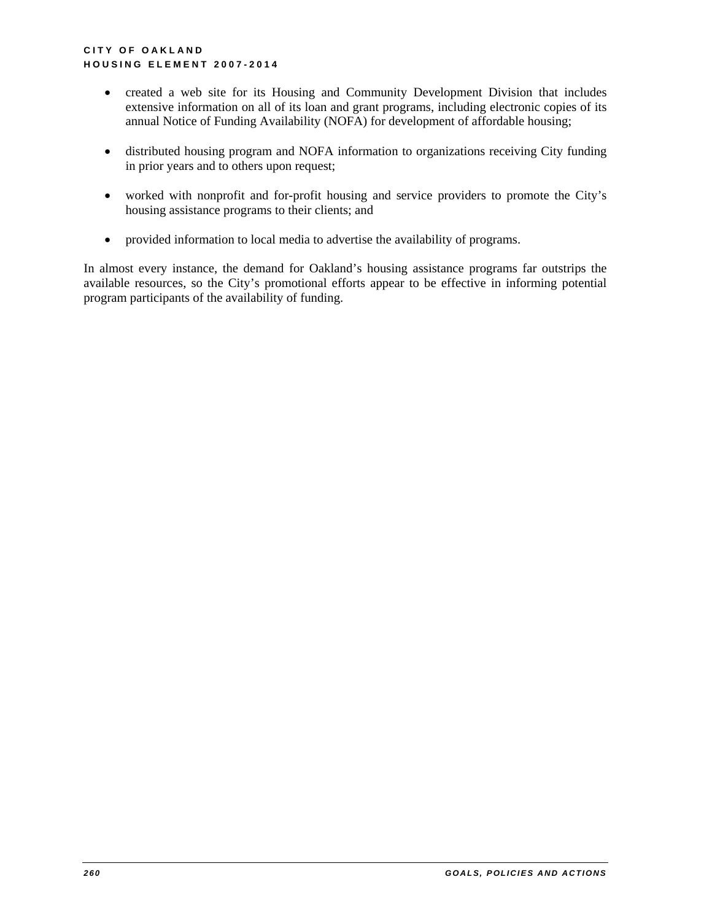- created a web site for its Housing and Community Development Division that includes extensive information on all of its loan and grant programs, including electronic copies of its annual Notice of Funding Availability (NOFA) for development of affordable housing;

- distributed housing program and NOFA information to organizations receiving City funding in prior years and to others upon request;

- worked with nonprofit and for-profit housing and service providers to promote the City's housing assistance programs to their clients; and

- provided information to local media to advertise the availability of programs.

In almost every instance, the demand for Oakland's housing assistance programs far outstrips the available resources, so the City's promotional efforts appear to be effective in informing potential program participants of the availability of funding.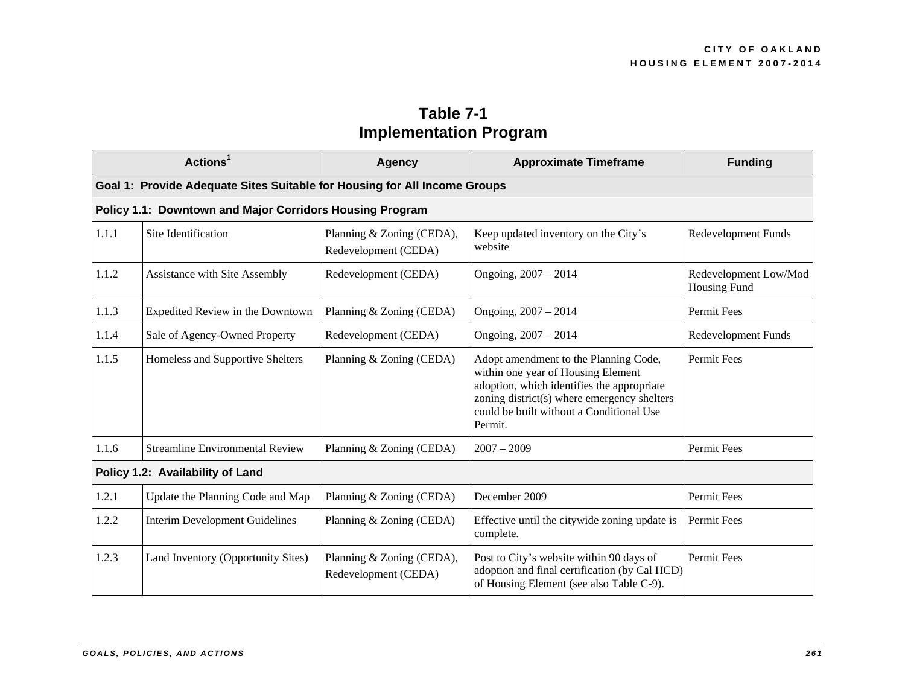# Table 7-1
# Implementation Program

| Actions[1] | | Agency | Approximate Timeframe | Funding |
|---|---|---|---|---|
| **Goal 1: Provide Adequate Sites Suitable for Housing for All Income Groups** | | | | |
| **Policy 1.1: Downtown and Major Corridors Housing Program** | | | | |
| 1.1.1 | Site Identification | Planning & Zoning (CEDA), Redevelopment (CEDA) | Keep updated inventory on the City's website | Redevelopment Funds |
| 1.1.2 | Assistance with Site Assembly | Redevelopment (CEDA) | Ongoing, 2007 – 2014 | Redevelopment Low/Mod Housing Fund |
| 1.1.3 | Expedited Review in the Downtown | Planning & Zoning (CEDA) | Ongoing, 2007 – 2014 | Permit Fees |
| 1.1.4 | Sale of Agency-Owned Property | Redevelopment (CEDA) | Ongoing, 2007 – 2014 | Redevelopment Funds |
| 1.1.5 | Homeless and Supportive Shelters | Planning & Zoning (CEDA) | Adopt amendment to the Planning Code, within one year of Housing Element adoption, which identifies the appropriate zoning district(s) where emergency shelters could be built without a Conditional Use Permit. | Permit Fees |
| 1.1.6 | Streamline Environmental Review | Planning & Zoning (CEDA) | 2007 – 2009 | Permit Fees |
| **Policy 1.2: Availability of Land** | | | | |
| 1.2.1 | Update the Planning Code and Map | Planning & Zoning (CEDA) | December 2009 | Permit Fees |
| 1.2.2 | Interim Development Guidelines | Planning & Zoning (CEDA) | Effective until the citywide zoning update is complete. | Permit Fees |
| 1.2.3 | Land Inventory (Opportunity Sites) | Planning & Zoning (CEDA), Redevelopment (CEDA) | Post to City's website within 90 days of adoption and final certification (by Cal HCD) of Housing Element (see also Table C-9). | Permit Fees |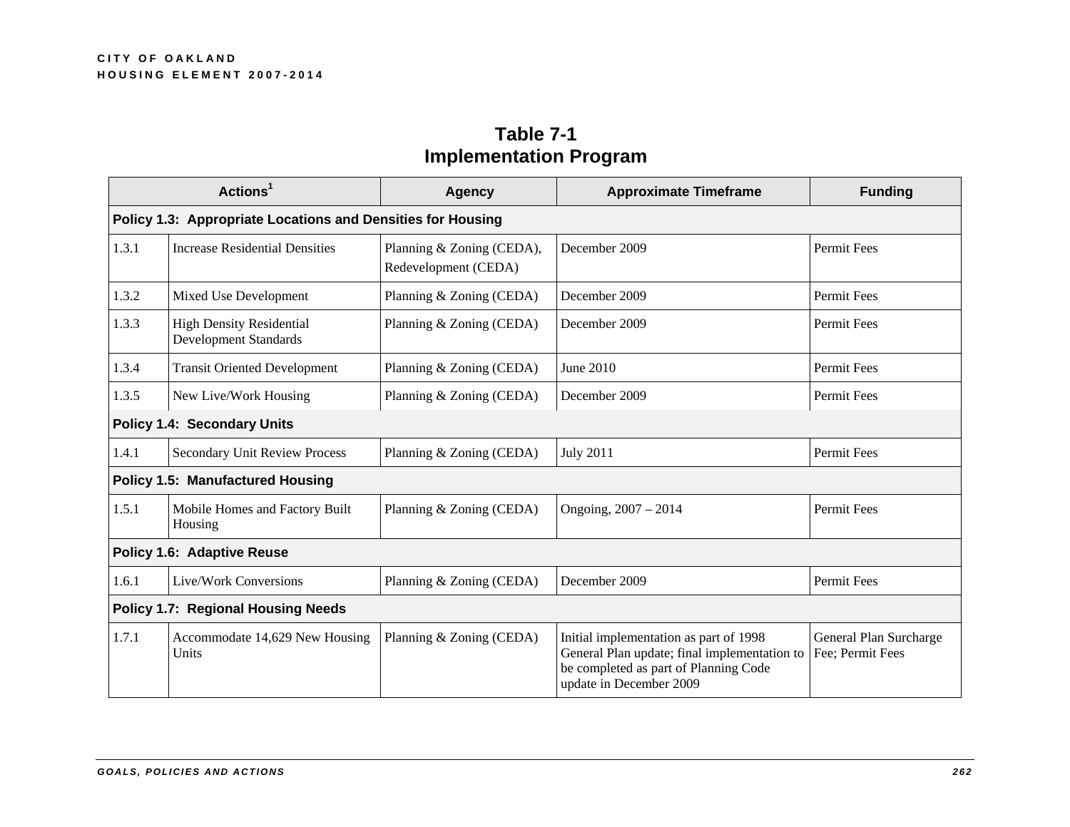## Table 7-1
## Implementation Program

| Actions[1] | | Agency | Approximate Timeframe | Funding |
|---|---|---|---|---|
| **Policy 1.3: Appropriate Locations and Densities for Housing** | | | | |
| 1.3.1 | Increase Residential Densities | Planning & Zoning (CEDA), Redevelopment (CEDA) | December 2009 | Permit Fees |
| 1.3.2 | Mixed Use Development | Planning & Zoning (CEDA) | December 2009 | Permit Fees |
| 1.3.3 | High Density Residential Development Standards | Planning & Zoning (CEDA) | December 2009 | Permit Fees |
| 1.3.4 | Transit Oriented Development | Planning & Zoning (CEDA) | June 2010 | Permit Fees |
| 1.3.5 | New Live/Work Housing | Planning & Zoning (CEDA) | December 2009 | Permit Fees |
| **Policy 1.4: Secondary Units** | | | | |
| 1.4.1 | Secondary Unit Review Process | Planning & Zoning (CEDA) | July 2011 | Permit Fees |
| **Policy 1.5: Manufactured Housing** | | | | |
| 1.5.1 | Mobile Homes and Factory Built Housing | Planning & Zoning (CEDA) | Ongoing, 2007 – 2014 | Permit Fees |
| **Policy 1.6: Adaptive Reuse** | | | | |
| 1.6.1 | Live/Work Conversions | Planning & Zoning (CEDA) | December 2009 | Permit Fees |
| **Policy 1.7: Regional Housing Needs** | | | | |
| 1.7.1 | Accommodate 14,629 New Housing Units | Planning & Zoning (CEDA) | Initial implementation as part of 1998 General Plan update; final implementation to be completed as part of Planning Code update in December 2009 | General Plan Surcharge Fee; Permit Fees |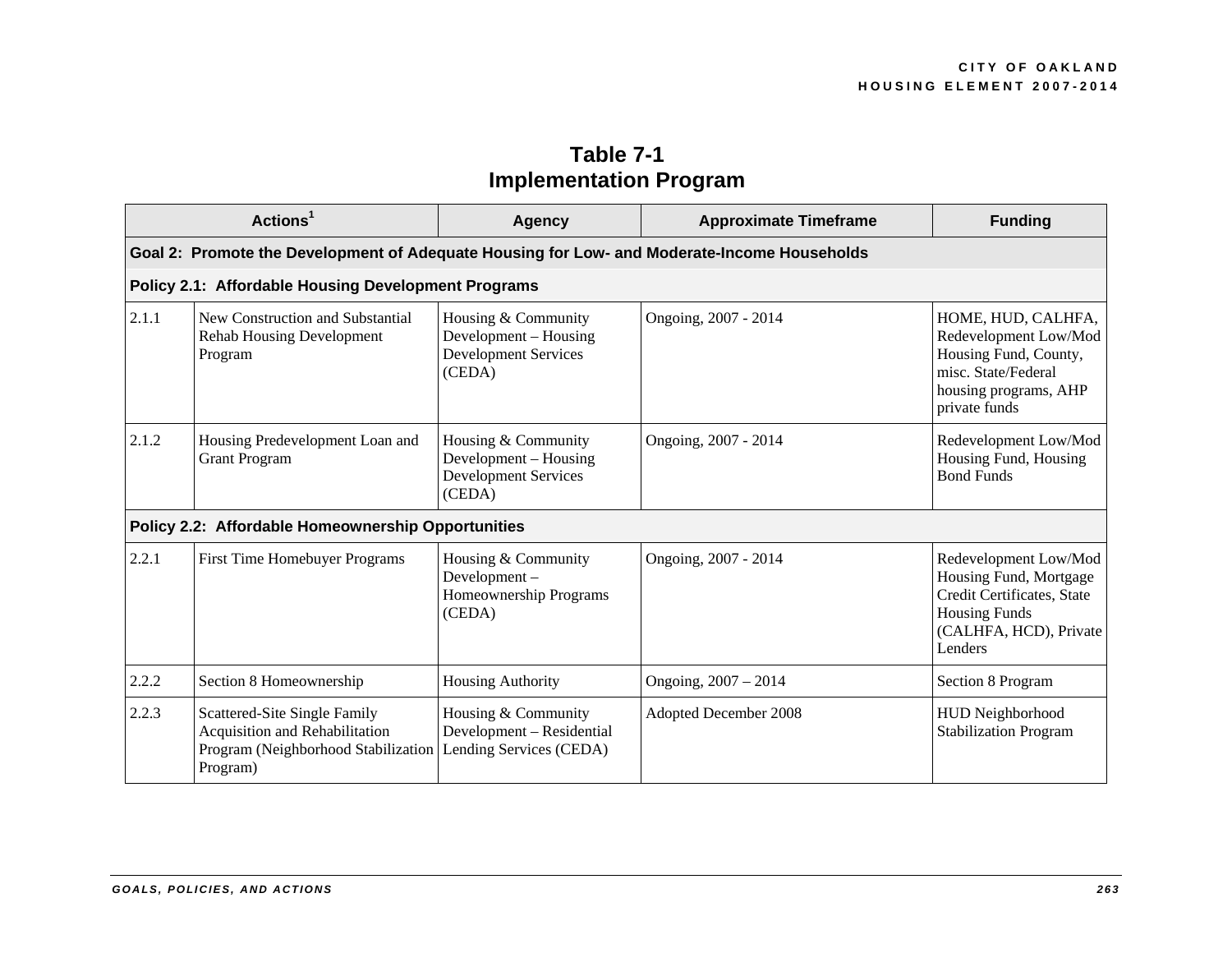## Table 7-1
## Implementation Program

| Actions[1] | | Agency | Approximate Timeframe | Funding |
|---|---|---|---|---|
| **Goal 2: Promote the Development of Adequate Housing for Low- and Moderate-Income Households** | | | | |
| **Policy 2.1: Affordable Housing Development Programs** | | | | |
| 2.1.1 | New Construction and Substantial Rehab Housing Development Program | Housing & Community Development – Housing Development Services (CEDA) | Ongoing, 2007 - 2014 | HOME, HUD, CALHFA, Redevelopment Low/Mod Housing Fund, County, misc. State/Federal housing programs, AHP private funds |
| 2.1.2 | Housing Predevelopment Loan and Grant Program | Housing & Community Development – Housing Development Services (CEDA) | Ongoing, 2007 - 2014 | Redevelopment Low/Mod Housing Fund, Housing Bond Funds |
| **Policy 2.2: Affordable Homeownership Opportunities** | | | | |
| 2.2.1 | First Time Homebuyer Programs | Housing & Community Development – Homeownership Programs (CEDA) | Ongoing, 2007 - 2014 | Redevelopment Low/Mod Housing Fund, Mortgage Credit Certificates, State Housing Funds (CALHFA, HCD), Private Lenders |
| 2.2.2 | Section 8 Homeownership | Housing Authority | Ongoing, 2007 – 2014 | Section 8 Program |
| 2.2.3 | Scattered-Site Single Family Acquisition and Rehabilitation Program (Neighborhood Stabilization Program) | Housing & Community Development – Residential Lending Services (CEDA) | Adopted December 2008 | HUD Neighborhood Stabilization Program |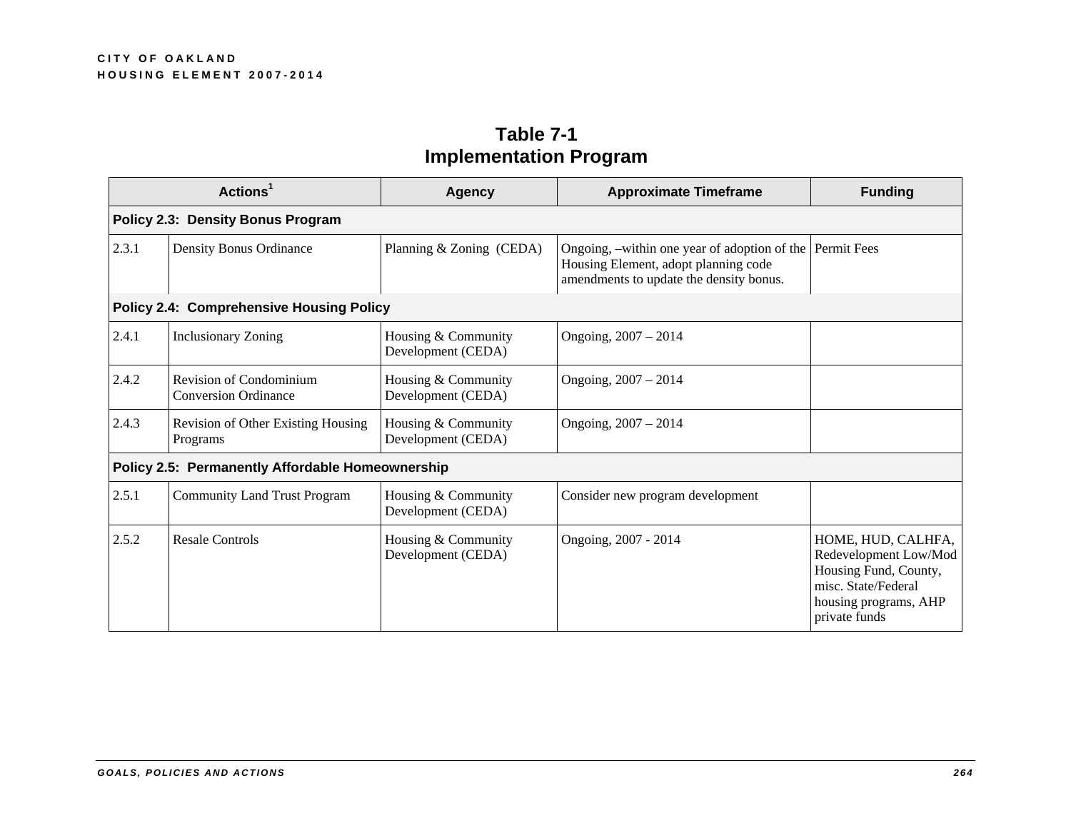## Table 7-1
## Implementation Program

| Actions[1] | | Agency | Approximate Timeframe | Funding |
|---|---|---|---|---|
| **Policy 2.3: Density Bonus Program** | | | | |
| 2.3.1 | Density Bonus Ordinance | Planning & Zoning (CEDA) | Ongoing, –within one year of adoption of the Housing Element, adopt planning code amendments to update the density bonus. | Permit Fees |
| **Policy 2.4: Comprehensive Housing Policy** | | | | |
| 2.4.1 | Inclusionary Zoning | Housing & Community Development (CEDA) | Ongoing, 2007 – 2014 | |
| 2.4.2 | Revision of Condominium Conversion Ordinance | Housing & Community Development (CEDA) | Ongoing, 2007 – 2014 | |
| 2.4.3 | Revision of Other Existing Housing Programs | Housing & Community Development (CEDA) | Ongoing, 2007 – 2014 | |
| **Policy 2.5: Permanently Affordable Homeownership** | | | | |
| 2.5.1 | Community Land Trust Program | Housing & Community Development (CEDA) | Consider new program development | |
| 2.5.2 | Resale Controls | Housing & Community Development (CEDA) | Ongoing, 2007 - 2014 | HOME, HUD, CALHFA, Redevelopment Low/Mod Housing Fund, County, misc. State/Federal housing programs, AHP private funds |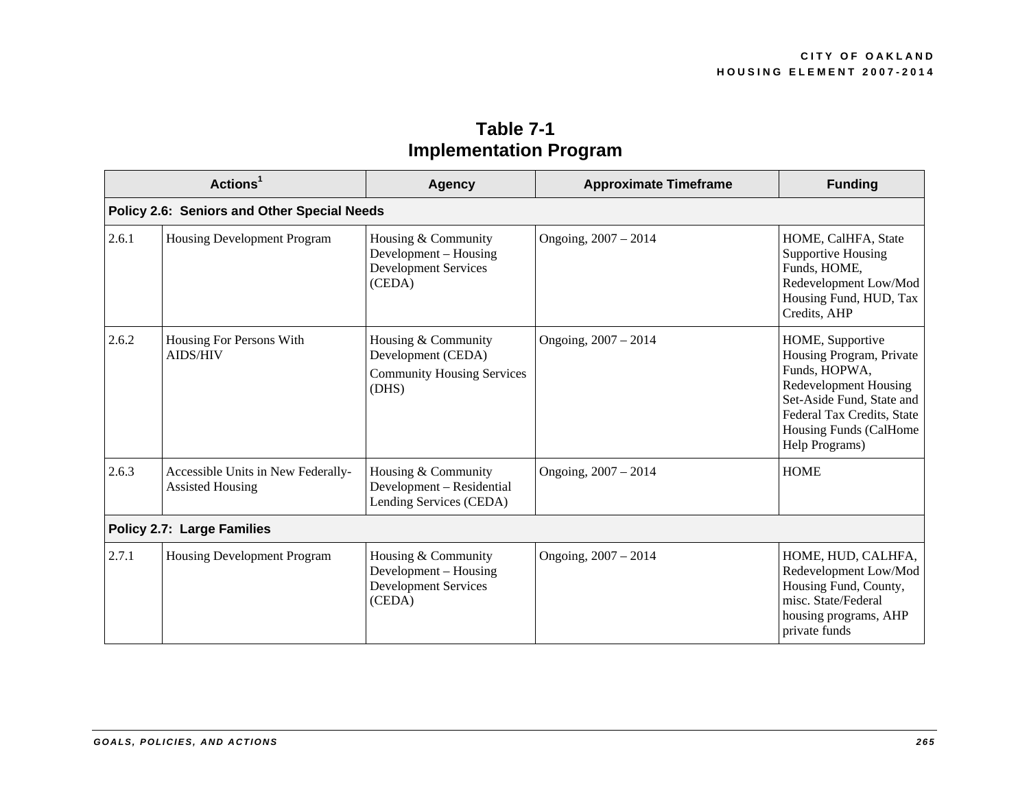# Table 7-1
# Implementation Program

| Actions[1] | | Agency | Approximate Timeframe | Funding |
|---|---|---|---|---|
| **Policy 2.6: Seniors and Other Special Needs** | | | | |
| 2.6.1 | Housing Development Program | Housing & Community Development – Housing Development Services (CEDA) | Ongoing, 2007 – 2014 | HOME, CalHFA, State Supportive Housing Funds, HOME, Redevelopment Low/Mod Housing Fund, HUD, Tax Credits, AHP |
| 2.6.2 | Housing For Persons With AIDS/HIV | Housing & Community Development (CEDA) Community Housing Services (DHS) | Ongoing, 2007 – 2014 | HOME, Supportive Housing Program, Private Funds, HOPWA, Redevelopment Housing Set-Aside Fund, State and Federal Tax Credits, State Housing Funds (CalHome Help Programs) |
| 2.6.3 | Accessible Units in New Federally-Assisted Housing | Housing & Community Development – Residential Lending Services (CEDA) | Ongoing, 2007 – 2014 | HOME |
| **Policy 2.7: Large Families** | | | | |
| 2.7.1 | Housing Development Program | Housing & Community Development – Housing Development Services (CEDA) | Ongoing, 2007 – 2014 | HOME, HUD, CALHFA, Redevelopment Low/Mod Housing Fund, County, misc. State/Federal housing programs, AHP private funds |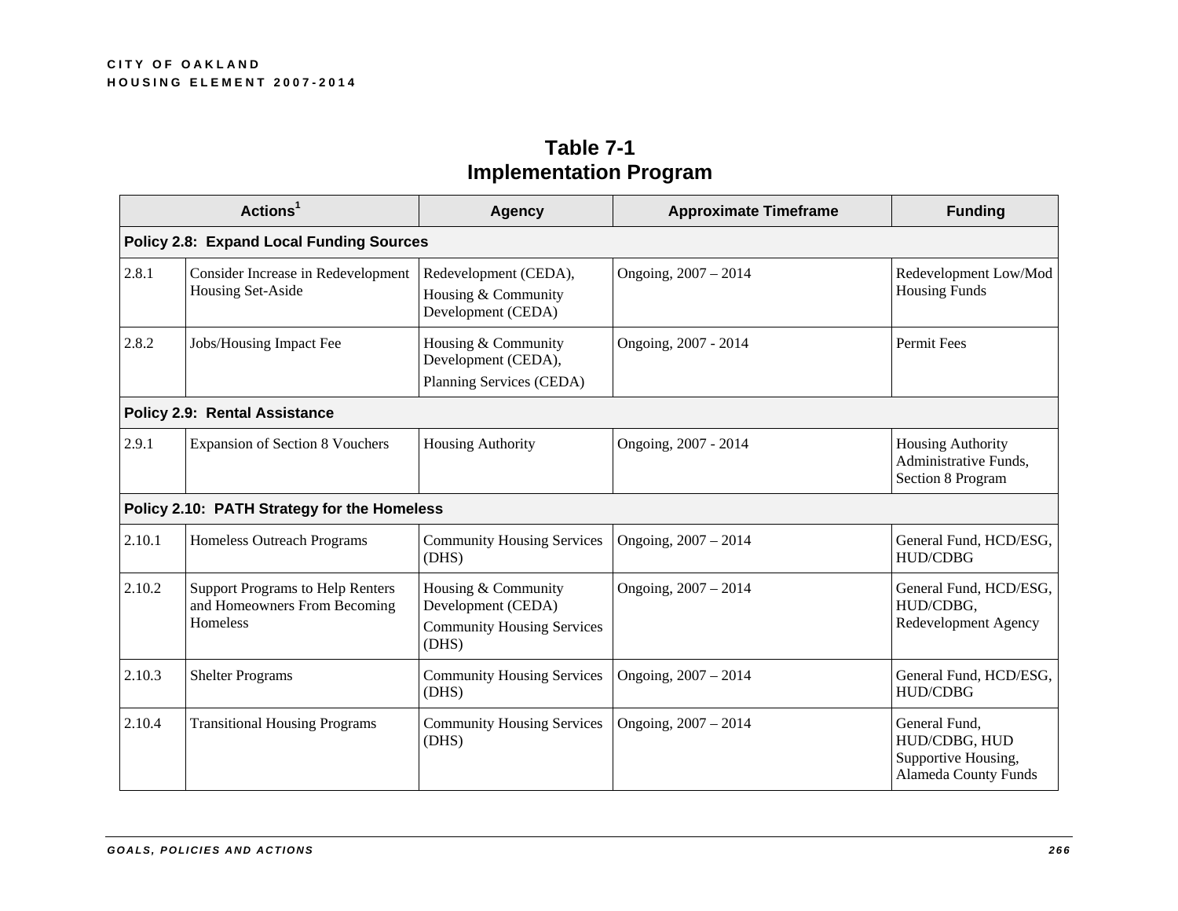# Table 7-1
## Implementation Program

| Actions[1] | | Agency | Approximate Timeframe | Funding |
|---|---|---|---|---|
| **Policy 2.8: Expand Local Funding Sources** | | | | |
| 2.8.1 | Consider Increase in Redevelopment Housing Set-Aside | Redevelopment (CEDA), Housing & Community Development (CEDA) | Ongoing, 2007 – 2014 | Redevelopment Low/Mod Housing Funds |
| 2.8.2 | Jobs/Housing Impact Fee | Housing & Community Development (CEDA), Planning Services (CEDA) | Ongoing, 2007 - 2014 | Permit Fees |
| **Policy 2.9: Rental Assistance** | | | | |
| 2.9.1 | Expansion of Section 8 Vouchers | Housing Authority | Ongoing, 2007 - 2014 | Housing Authority Administrative Funds, Section 8 Program |
| **Policy 2.10: PATH Strategy for the Homeless** | | | | |
| 2.10.1 | Homeless Outreach Programs | Community Housing Services (DHS) | Ongoing, 2007 – 2014 | General Fund, HCD/ESG, HUD/CDBG |
| 2.10.2 | Support Programs to Help Renters and Homeowners From Becoming Homeless | Housing & Community Development (CEDA) Community Housing Services (DHS) | Ongoing, 2007 – 2014 | General Fund, HCD/ESG, HUD/CDBG, Redevelopment Agency |
| 2.10.3 | Shelter Programs | Community Housing Services (DHS) | Ongoing, 2007 – 2014 | General Fund, HCD/ESG, HUD/CDBG |
| 2.10.4 | Transitional Housing Programs | Community Housing Services (DHS) | Ongoing, 2007 – 2014 | General Fund, HUD/CDBG, HUD Supportive Housing, Alameda County Funds |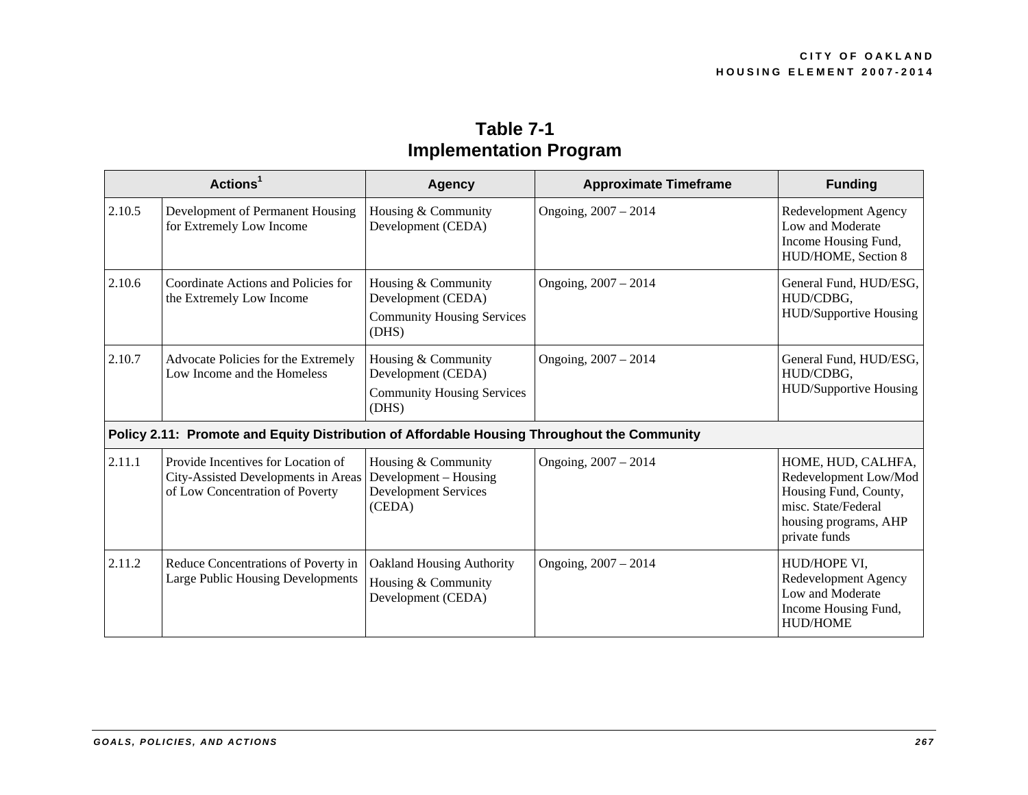# Table 7-1
# Implementation Program

| Actions[1] | | Agency | Approximate Timeframe | Funding |
|---|---|---|---|---|
| 2.10.5 | Development of Permanent Housing for Extremely Low Income | Housing & Community Development (CEDA) | Ongoing, 2007 – 2014 | Redevelopment Agency Low and Moderate Income Housing Fund, HUD/HOME, Section 8 |
| 2.10.6 | Coordinate Actions and Policies for the Extremely Low Income | Housing & Community Development (CEDA)<br>Community Housing Services (DHS) | Ongoing, 2007 – 2014 | General Fund, HUD/ESG, HUD/CDBG, HUD/Supportive Housing |
| 2.10.7 | Advocate Policies for the Extremely Low Income and the Homeless | Housing & Community Development (CEDA)<br>Community Housing Services (DHS) | Ongoing, 2007 – 2014 | General Fund, HUD/ESG, HUD/CDBG, HUD/Supportive Housing |
| **Policy 2.11: Promote and Equity Distribution of Affordable Housing Throughout the Community** | | | | |
| 2.11.1 | Provide Incentives for Location of City-Assisted Developments in Areas of Low Concentration of Poverty | Housing & Community Development – Housing Development Services (CEDA) | Ongoing, 2007 – 2014 | HOME, HUD, CALHFA, Redevelopment Low/Mod Housing Fund, County, misc. State/Federal housing programs, AHP private funds |
| 2.11.2 | Reduce Concentrations of Poverty in Large Public Housing Developments | Oakland Housing Authority<br>Housing & Community Development (CEDA) | Ongoing, 2007 – 2014 | HUD/HOPE VI, Redevelopment Agency Low and Moderate Income Housing Fund, HUD/HOME |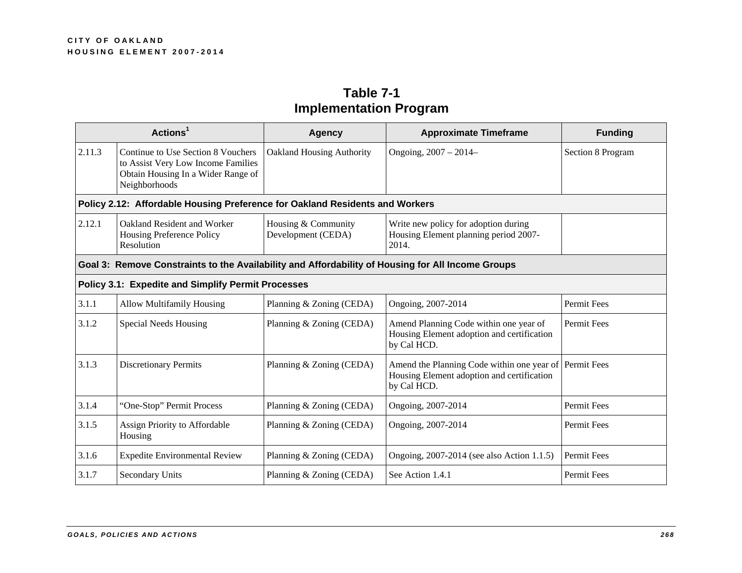## Table 7-1
## Implementation Program

| Actions[1] | | Agency | Approximate Timeframe | Funding |
|---|---|---|---|---|
| 2.11.3 | Continue to Use Section 8 Vouchers to Assist Very Low Income Families Obtain Housing In a Wider Range of Neighborhoods | Oakland Housing Authority | Ongoing, 2007 – 2014– | Section 8 Program |
| **Policy 2.12: Affordable Housing Preference for Oakland Residents and Workers** | | | | |
| 2.12.1 | Oakland Resident and Worker Housing Preference Policy Resolution | Housing & Community Development (CEDA) | Write new policy for adoption during Housing Element planning period 2007-2014. | |
| **Goal 3: Remove Constraints to the Availability and Affordability of Housing for All Income Groups** | | | | |
| **Policy 3.1: Expedite and Simplify Permit Processes** | | | | |
| 3.1.1 | Allow Multifamily Housing | Planning & Zoning (CEDA) | Ongoing, 2007-2014 | Permit Fees |
| 3.1.2 | Special Needs Housing | Planning & Zoning (CEDA) | Amend Planning Code within one year of Housing Element adoption and certification by Cal HCD. | Permit Fees |
| 3.1.3 | Discretionary Permits | Planning & Zoning (CEDA) | Amend the Planning Code within one year of Housing Element adoption and certification by Cal HCD. | Permit Fees |
| 3.1.4 | "One-Stop" Permit Process | Planning & Zoning (CEDA) | Ongoing, 2007-2014 | Permit Fees |
| 3.1.5 | Assign Priority to Affordable Housing | Planning & Zoning (CEDA) | Ongoing, 2007-2014 | Permit Fees |
| 3.1.6 | Expedite Environmental Review | Planning & Zoning (CEDA) | Ongoing, 2007-2014 (see also Action 1.1.5) | Permit Fees |
| 3.1.7 | Secondary Units | Planning & Zoning (CEDA) | See Action 1.4.1 | Permit Fees |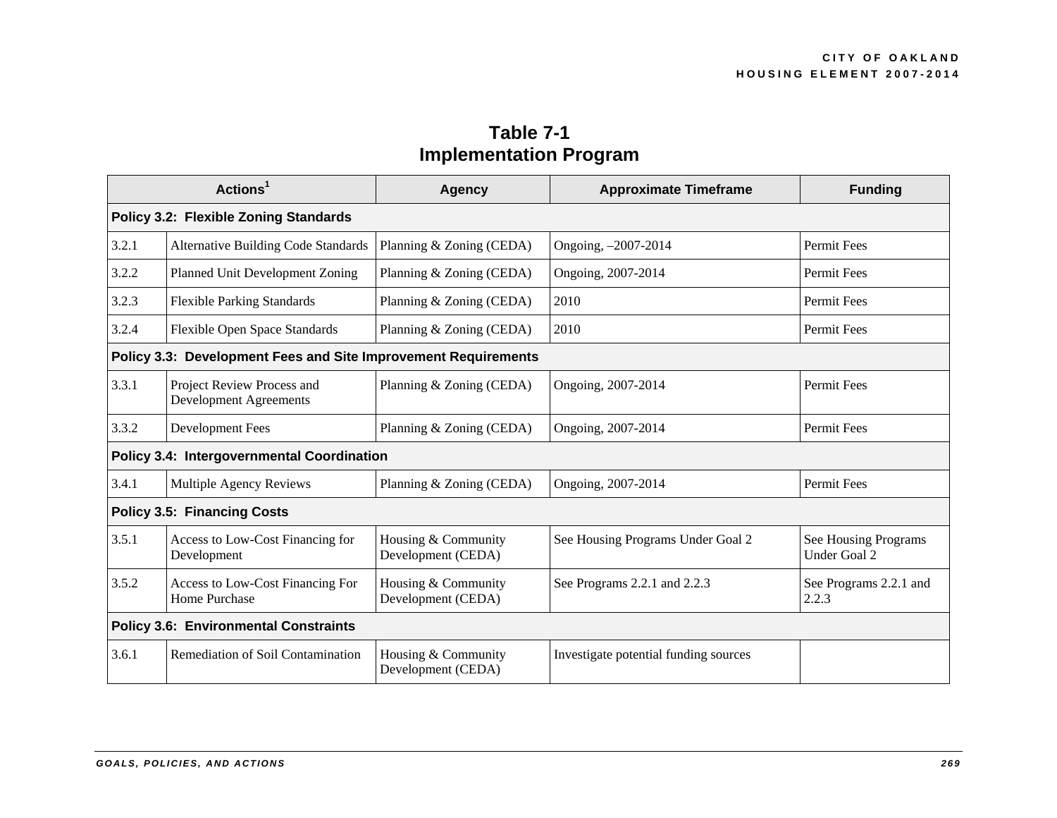# Table 7-1
# Implementation Program

| Actions[1] | | Agency | Approximate Timeframe | Funding |
|---|---|---|---|---|
| **Policy 3.2: Flexible Zoning Standards** | | | | |
| 3.2.1 | Alternative Building Code Standards | Planning & Zoning (CEDA) | Ongoing, –2007-2014 | Permit Fees |
| 3.2.2 | Planned Unit Development Zoning | Planning & Zoning (CEDA) | Ongoing, 2007-2014 | Permit Fees |
| 3.2.3 | Flexible Parking Standards | Planning & Zoning (CEDA) | 2010 | Permit Fees |
| 3.2.4 | Flexible Open Space Standards | Planning & Zoning (CEDA) | 2010 | Permit Fees |
| **Policy 3.3: Development Fees and Site Improvement Requirements** | | | | |
| 3.3.1 | Project Review Process and Development Agreements | Planning & Zoning (CEDA) | Ongoing, 2007-2014 | Permit Fees |
| 3.3.2 | Development Fees | Planning & Zoning (CEDA) | Ongoing, 2007-2014 | Permit Fees |
| **Policy 3.4: Intergovernmental Coordination** | | | | |
| 3.4.1 | Multiple Agency Reviews | Planning & Zoning (CEDA) | Ongoing, 2007-2014 | Permit Fees |
| **Policy 3.5: Financing Costs** | | | | |
| 3.5.1 | Access to Low-Cost Financing for Development | Housing & Community Development (CEDA) | See Housing Programs Under Goal 2 | See Housing Programs Under Goal 2 |
| 3.5.2 | Access to Low-Cost Financing For Home Purchase | Housing & Community Development (CEDA) | See Programs 2.2.1 and 2.2.3 | See Programs 2.2.1 and 2.2.3 |
| **Policy 3.6: Environmental Constraints** | | | | |
| 3.6.1 | Remediation of Soil Contamination | Housing & Community Development (CEDA) | Investigate potential funding sources | |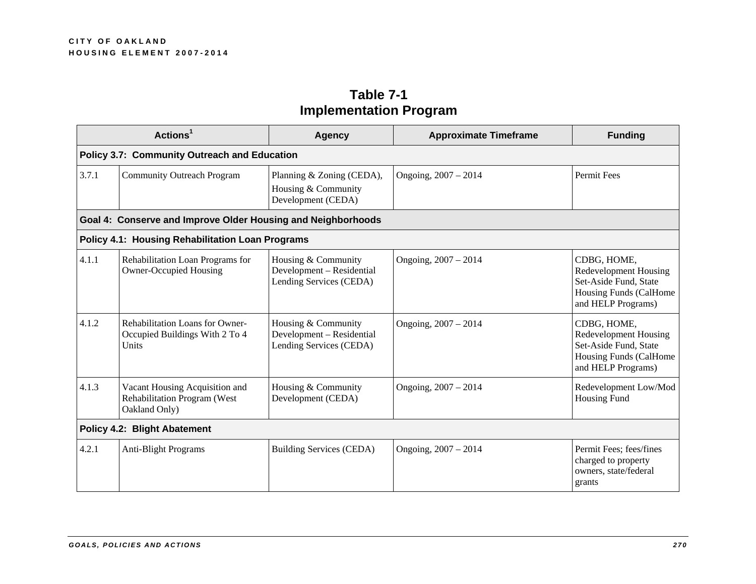## Table 7-1
## Implementation Program

| Actions[1] | | Agency | Approximate Timeframe | Funding |
|---|---|---|---|---|
| **Policy 3.7: Community Outreach and Education** | | | | |
| 3.7.1 | Community Outreach Program | Planning & Zoning (CEDA), Housing & Community Development (CEDA) | Ongoing, 2007 – 2014 | Permit Fees |
| **Goal 4: Conserve and Improve Older Housing and Neighborhoods** | | | | |
| **Policy 4.1: Housing Rehabilitation Loan Programs** | | | | |
| 4.1.1 | Rehabilitation Loan Programs for Owner-Occupied Housing | Housing & Community Development – Residential Lending Services (CEDA) | Ongoing, 2007 – 2014 | CDBG, HOME, Redevelopment Housing Set-Aside Fund, State Housing Funds (CalHome and HELP Programs) |
| 4.1.2 | Rehabilitation Loans for Owner-Occupied Buildings With 2 To 4 Units | Housing & Community Development – Residential Lending Services (CEDA) | Ongoing, 2007 – 2014 | CDBG, HOME, Redevelopment Housing Set-Aside Fund, State Housing Funds (CalHome and HELP Programs) |
| 4.1.3 | Vacant Housing Acquisition and Rehabilitation Program (West Oakland Only) | Housing & Community Development (CEDA) | Ongoing, 2007 – 2014 | Redevelopment Low/Mod Housing Fund |
| **Policy 4.2: Blight Abatement** | | | | |
| 4.2.1 | Anti-Blight Programs | Building Services (CEDA) | Ongoing, 2007 – 2014 | Permit Fees; fees/fines charged to property owners, state/federal grants |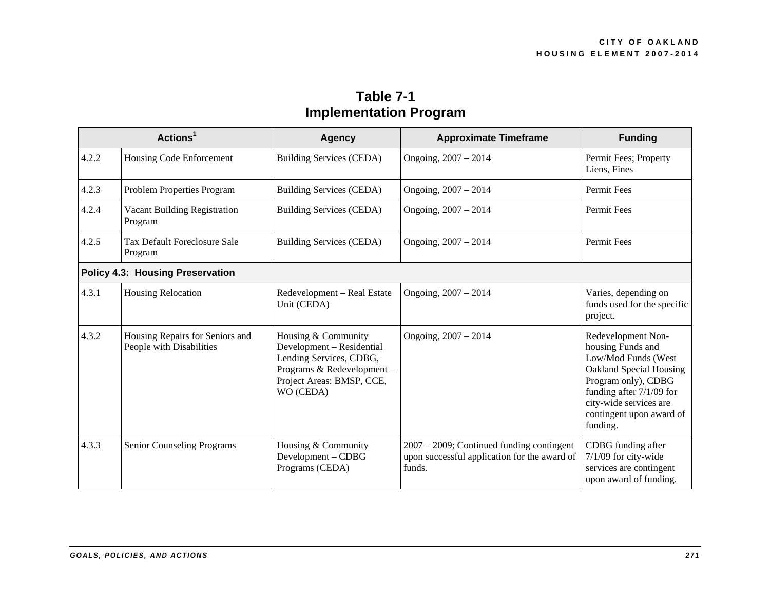## Table 7-1
## Implementation Program

| Actions[1] | | Agency | Approximate Timeframe | Funding |
|---|---|---|---|---|
| 4.2.2 | Housing Code Enforcement | Building Services (CEDA) | Ongoing, 2007 – 2014 | Permit Fees; Property Liens, Fines |
| 4.2.3 | Problem Properties Program | Building Services (CEDA) | Ongoing, 2007 – 2014 | Permit Fees |
| 4.2.4 | Vacant Building Registration Program | Building Services (CEDA) | Ongoing, 2007 – 2014 | Permit Fees |
| 4.2.5 | Tax Default Foreclosure Sale Program | Building Services (CEDA) | Ongoing, 2007 – 2014 | Permit Fees |
| **Policy 4.3: Housing Preservation** | | | | |
| 4.3.1 | Housing Relocation | Redevelopment – Real Estate Unit (CEDA) | Ongoing, 2007 – 2014 | Varies, depending on funds used for the specific project. |
| 4.3.2 | Housing Repairs for Seniors and People with Disabilities | Housing & Community Development – Residential Lending Services, CDBG, Programs & Redevelopment – Project Areas: BMSP, CCE, WO (CEDA) | Ongoing, 2007 – 2014 | Redevelopment Non-housing Funds and Low/Mod Funds (West Oakland Special Housing Program only), CDBG funding after 7/1/09 for city-wide services are contingent upon award of funding. |
| 4.3.3 | Senior Counseling Programs | Housing & Community Development – CDBG Programs (CEDA) | 2007 – 2009; Continued funding contingent upon successful application for the award of funds. | CDBG funding after 7/1/09 for city-wide services are contingent upon award of funding. |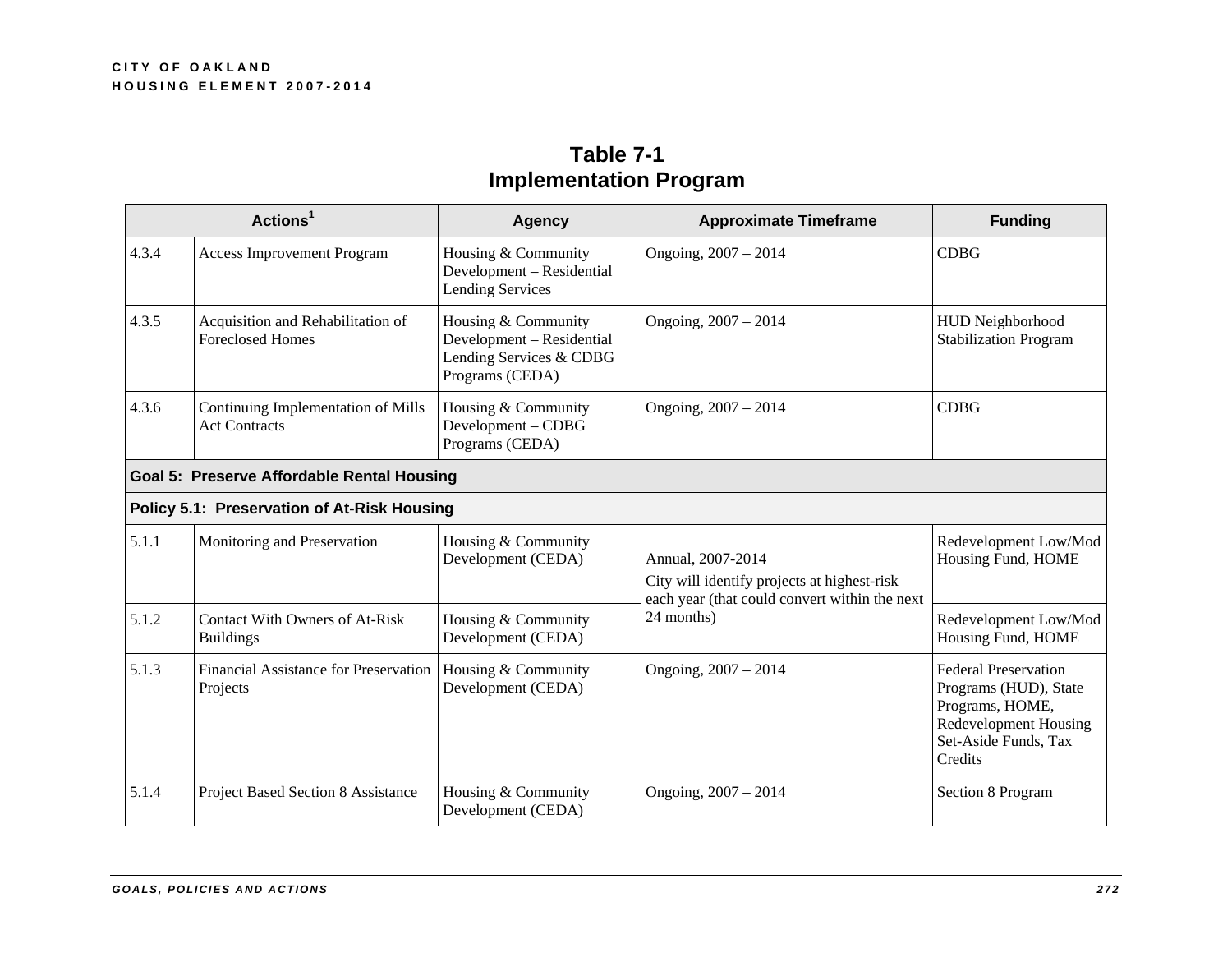# Table 7-1
# Implementation Program

| Actions[1] | | Agency | Approximate Timeframe | Funding |
|---|---|---|---|---|
| 4.3.4 | Access Improvement Program | Housing & Community Development – Residential Lending Services | Ongoing, 2007 – 2014 | CDBG |
| 4.3.5 | Acquisition and Rehabilitation of Foreclosed Homes | Housing & Community Development – Residential Lending Services & CDBG Programs (CEDA) | Ongoing, 2007 – 2014 | HUD Neighborhood Stabilization Program |
| 4.3.6 | Continuing Implementation of Mills Act Contracts | Housing & Community Development – CDBG Programs (CEDA) | Ongoing, 2007 – 2014 | CDBG |
| **Goal 5: Preserve Affordable Rental Housing** | | | | |
| **Policy 5.1: Preservation of At-Risk Housing** | | | | |
| 5.1.1 | Monitoring and Preservation | Housing & Community Development (CEDA) | Annual, 2007-2014 City will identify projects at highest-risk each year (that could convert within the next 24 months) | Redevelopment Low/Mod Housing Fund, HOME |
| 5.1.2 | Contact With Owners of At-Risk Buildings | Housing & Community Development (CEDA) | | Redevelopment Low/Mod Housing Fund, HOME |
| 5.1.3 | Financial Assistance for Preservation Projects | Housing & Community Development (CEDA) | Ongoing, 2007 – 2014 | Federal Preservation Programs (HUD), State Programs, HOME, Redevelopment Housing Set-Aside Funds, Tax Credits |
| 5.1.4 | Project Based Section 8 Assistance | Housing & Community Development (CEDA) | Ongoing, 2007 – 2014 | Section 8 Program |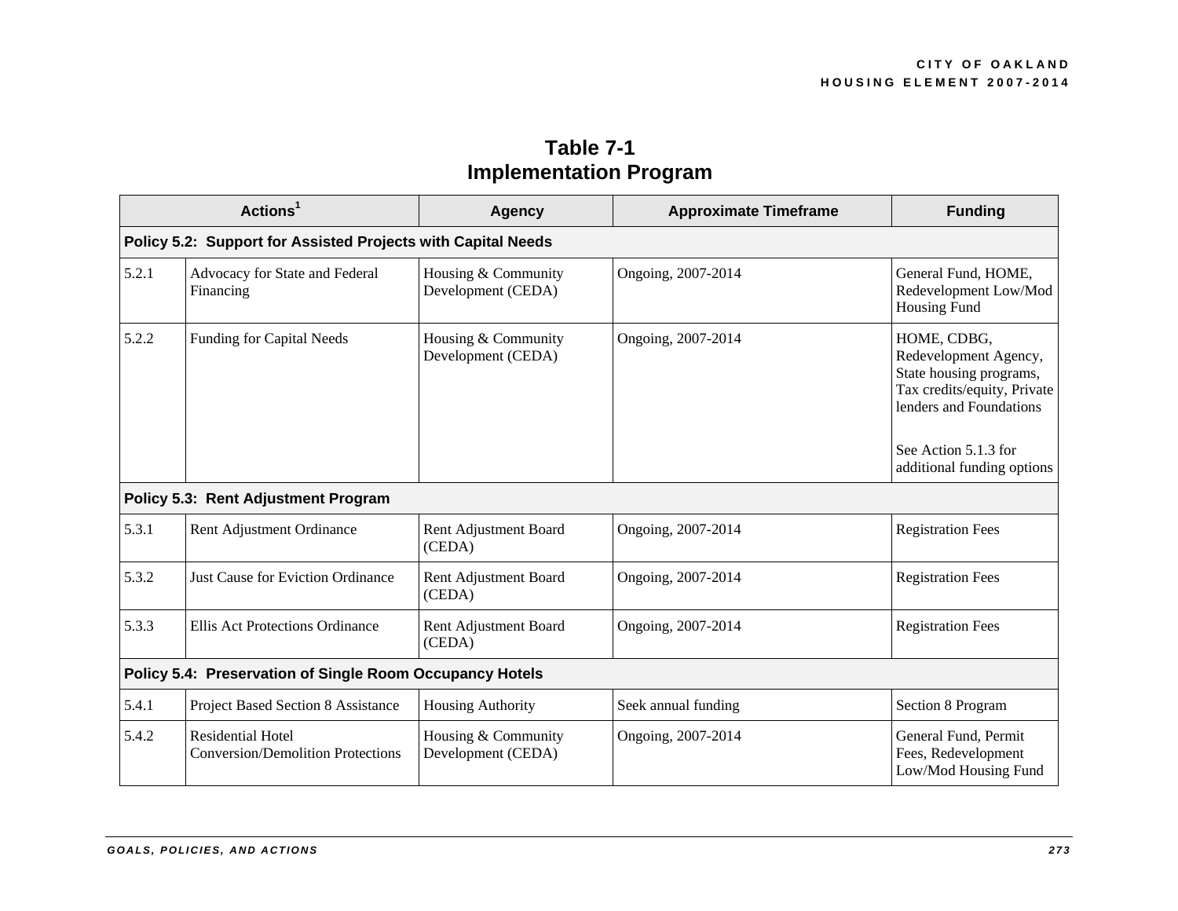# Table 7-1
# Implementation Program

| Actions[1] | | Agency | Approximate Timeframe | Funding |
|---|---|---|---|---|
| **Policy 5.2: Support for Assisted Projects with Capital Needs** | | | | |
| 5.2.1 | Advocacy for State and Federal Financing | Housing & Community Development (CEDA) | Ongoing, 2007-2014 | General Fund, HOME, Redevelopment Low/Mod Housing Fund |
| 5.2.2 | Funding for Capital Needs | Housing & Community Development (CEDA) | Ongoing, 2007-2014 | HOME, CDBG, Redevelopment Agency, State housing programs, Tax credits/equity, Private lenders and Foundations<br><br>See Action 5.1.3 for additional funding options |
| **Policy 5.3: Rent Adjustment Program** | | | | |
| 5.3.1 | Rent Adjustment Ordinance | Rent Adjustment Board (CEDA) | Ongoing, 2007-2014 | Registration Fees |
| 5.3.2 | Just Cause for Eviction Ordinance | Rent Adjustment Board (CEDA) | Ongoing, 2007-2014 | Registration Fees |
| 5.3.3 | Ellis Act Protections Ordinance | Rent Adjustment Board (CEDA) | Ongoing, 2007-2014 | Registration Fees |
| **Policy 5.4: Preservation of Single Room Occupancy Hotels** | | | | |
| 5.4.1 | Project Based Section 8 Assistance | Housing Authority | Seek annual funding | Section 8 Program |
| 5.4.2 | Residential Hotel Conversion/Demolition Protections | Housing & Community Development (CEDA) | Ongoing, 2007-2014 | General Fund, Permit Fees, Redevelopment Low/Mod Housing Fund |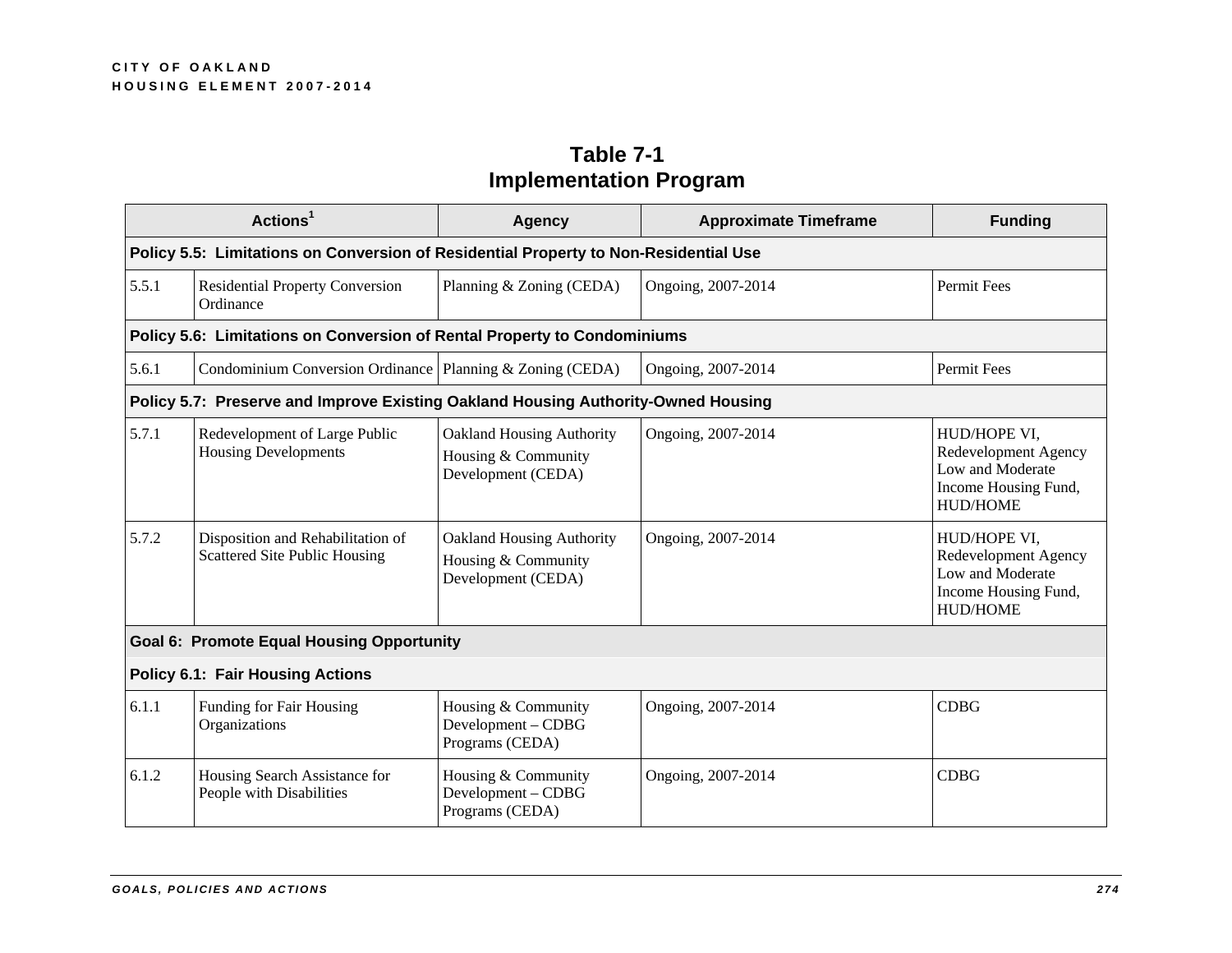# Table 7-1
## Implementation Program

| Actions[1] | | Agency | Approximate Timeframe | Funding |
|---|---|---|---|---|
| **Policy 5.5: Limitations on Conversion of Residential Property to Non-Residential Use** | | | | |
| 5.5.1 | Residential Property Conversion Ordinance | Planning & Zoning (CEDA) | Ongoing, 2007-2014 | Permit Fees |
| **Policy 5.6: Limitations on Conversion of Rental Property to Condominiums** | | | | |
| 5.6.1 | Condominium Conversion Ordinance | Planning & Zoning (CEDA) | Ongoing, 2007-2014 | Permit Fees |
| **Policy 5.7: Preserve and Improve Existing Oakland Housing Authority-Owned Housing** | | | | |
| 5.7.1 | Redevelopment of Large Public Housing Developments | Oakland Housing Authority<br>Housing & Community Development (CEDA) | Ongoing, 2007-2014 | HUD/HOPE VI, Redevelopment Agency Low and Moderate Income Housing Fund, HUD/HOME |
| 5.7.2 | Disposition and Rehabilitation of Scattered Site Public Housing | Oakland Housing Authority<br>Housing & Community Development (CEDA) | Ongoing, 2007-2014 | HUD/HOPE VI, Redevelopment Agency Low and Moderate Income Housing Fund, HUD/HOME |
| **Goal 6: Promote Equal Housing Opportunity** | | | | |
| **Policy 6.1: Fair Housing Actions** | | | | |
| 6.1.1 | Funding for Fair Housing Organizations | Housing & Community Development – CDBG Programs (CEDA) | Ongoing, 2007-2014 | CDBG |
| 6.1.2 | Housing Search Assistance for People with Disabilities | Housing & Community Development – CDBG Programs (CEDA) | Ongoing, 2007-2014 | CDBG |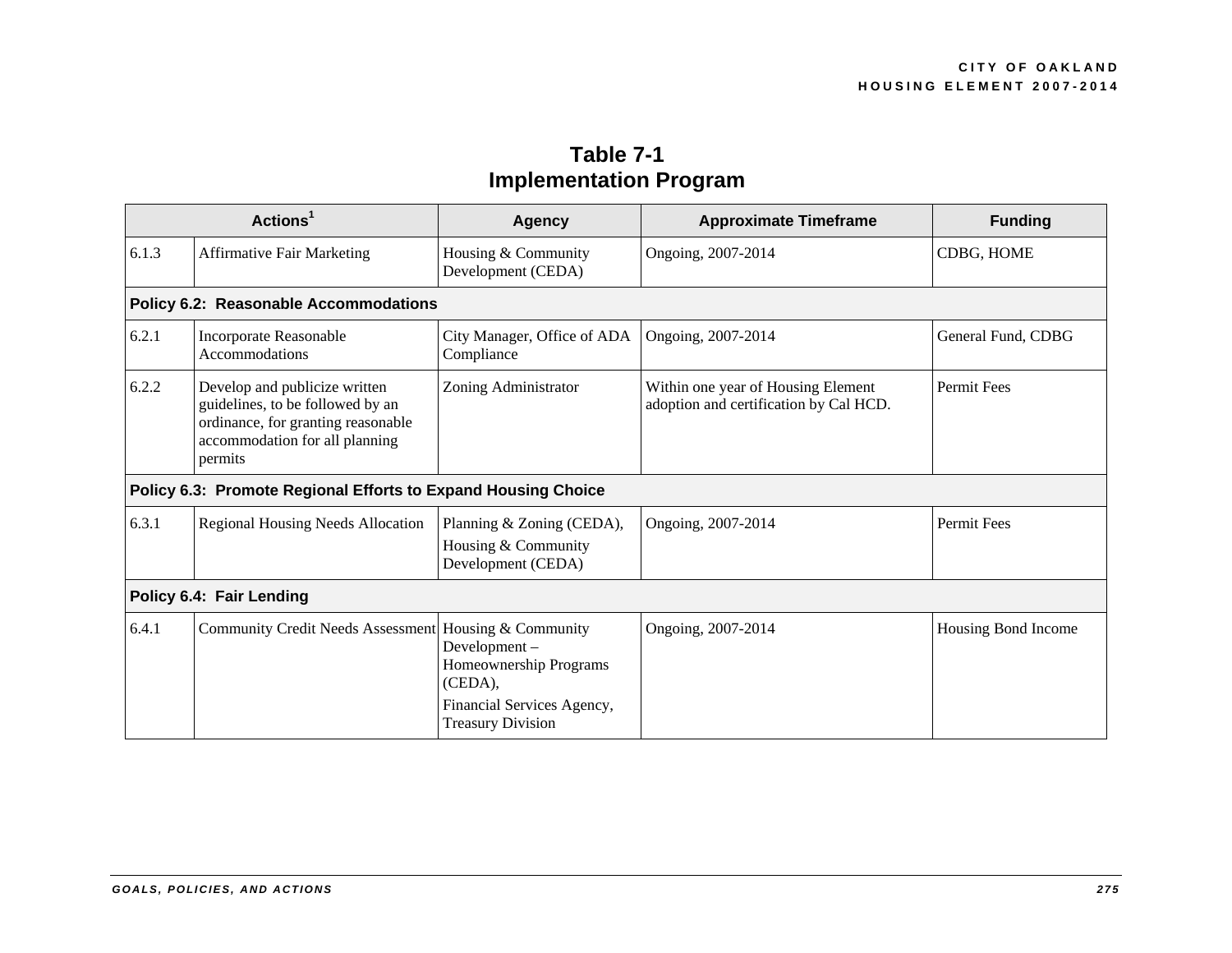# Table 7-1
# Implementation Program

| Actions[1] | | Agency | Approximate Timeframe | Funding |
|---|---|---|---|---|
| 6.1.3 | Affirmative Fair Marketing | Housing & Community Development (CEDA) | Ongoing, 2007-2014 | CDBG, HOME |
| **Policy 6.2: Reasonable Accommodations** | | | | |
| 6.2.1 | Incorporate Reasonable Accommodations | City Manager, Office of ADA Compliance | Ongoing, 2007-2014 | General Fund, CDBG |
| 6.2.2 | Develop and publicize written guidelines, to be followed by an ordinance, for granting reasonable accommodation for all planning permits | Zoning Administrator | Within one year of Housing Element adoption and certification by Cal HCD. | Permit Fees |
| **Policy 6.3: Promote Regional Efforts to Expand Housing Choice** | | | | |
| 6.3.1 | Regional Housing Needs Allocation | Planning & Zoning (CEDA), Housing & Community Development (CEDA) | Ongoing, 2007-2014 | Permit Fees |
| **Policy 6.4: Fair Lending** | | | | |
| 6.4.1 | Community Credit Needs Assessment | Housing & Community Development – Homeownership Programs (CEDA), Financial Services Agency, Treasury Division | Ongoing, 2007-2014 | Housing Bond Income |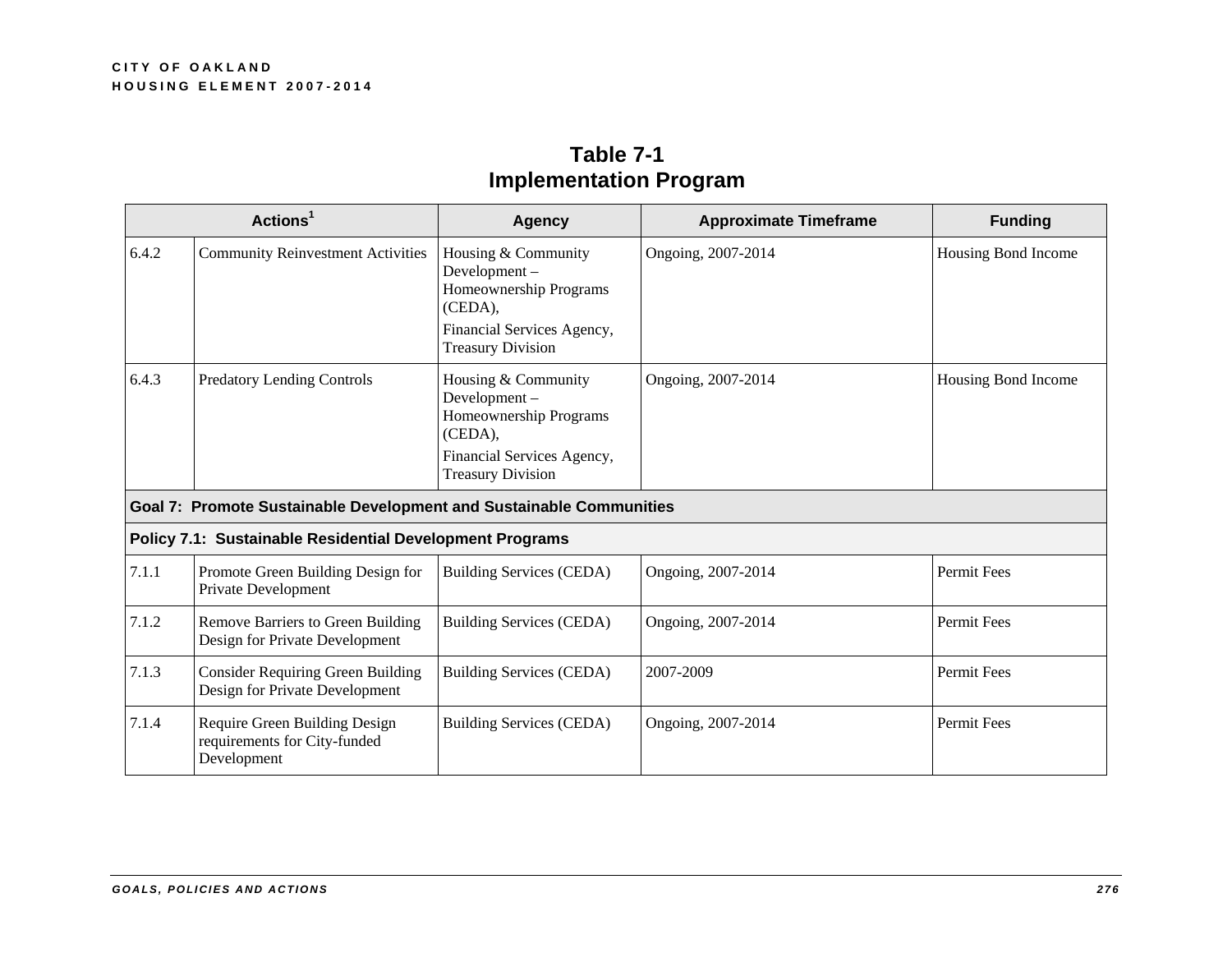## Table 7-1
## Implementation Program

| Actions[1] | | Agency | Approximate Timeframe | Funding |
|---|---|---|---|---|
| 6.4.2 | Community Reinvestment Activities | Housing & Community Development – Homeownership Programs (CEDA), Financial Services Agency, Treasury Division | Ongoing, 2007-2014 | Housing Bond Income |
| 6.4.3 | Predatory Lending Controls | Housing & Community Development – Homeownership Programs (CEDA), Financial Services Agency, Treasury Division | Ongoing, 2007-2014 | Housing Bond Income |
| **Goal 7: Promote Sustainable Development and Sustainable Communities** | | | | |
| **Policy 7.1: Sustainable Residential Development Programs** | | | | |
| 7.1.1 | Promote Green Building Design for Private Development | Building Services (CEDA) | Ongoing, 2007-2014 | Permit Fees |
| 7.1.2 | Remove Barriers to Green Building Design for Private Development | Building Services (CEDA) | Ongoing, 2007-2014 | Permit Fees |
| 7.1.3 | Consider Requiring Green Building Design for Private Development | Building Services (CEDA) | 2007-2009 | Permit Fees |
| 7.1.4 | Require Green Building Design requirements for City-funded Development | Building Services (CEDA) | Ongoing, 2007-2014 | Permit Fees |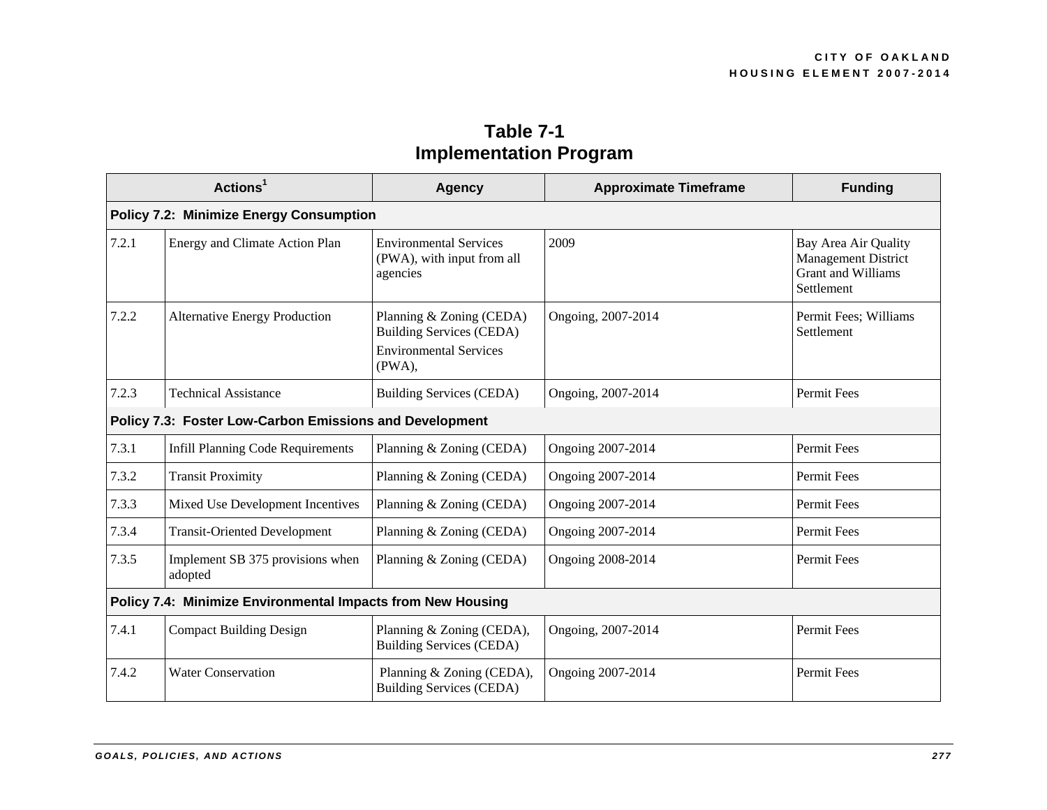# Table 7-1
# Implementation Program

| Actions[1] | | Agency | Approximate Timeframe | Funding |
|---|---|---|---|---|
| **Policy 7.2: Minimize Energy Consumption** | | | | |
| 7.2.1 | Energy and Climate Action Plan | Environmental Services (PWA), with input from all agencies | 2009 | Bay Area Air Quality Management District Grant and Williams Settlement |
| 7.2.2 | Alternative Energy Production | Planning & Zoning (CEDA) Building Services (CEDA) Environmental Services (PWA), | Ongoing, 2007-2014 | Permit Fees; Williams Settlement |
| 7.2.3 | Technical Assistance | Building Services (CEDA) | Ongoing, 2007-2014 | Permit Fees |
| **Policy 7.3: Foster Low-Carbon Emissions and Development** | | | | |
| 7.3.1 | Infill Planning Code Requirements | Planning & Zoning (CEDA) | Ongoing 2007-2014 | Permit Fees |
| 7.3.2 | Transit Proximity | Planning & Zoning (CEDA) | Ongoing 2007-2014 | Permit Fees |
| 7.3.3 | Mixed Use Development Incentives | Planning & Zoning (CEDA) | Ongoing 2007-2014 | Permit Fees |
| 7.3.4 | Transit-Oriented Development | Planning & Zoning (CEDA) | Ongoing 2007-2014 | Permit Fees |
| 7.3.5 | Implement SB 375 provisions when adopted | Planning & Zoning (CEDA) | Ongoing 2008-2014 | Permit Fees |
| **Policy 7.4: Minimize Environmental Impacts from New Housing** | | | | |
| 7.4.1 | Compact Building Design | Planning & Zoning (CEDA), Building Services (CEDA) | Ongoing, 2007-2014 | Permit Fees |
| 7.4.2 | Water Conservation | Planning & Zoning (CEDA), Building Services (CEDA) | Ongoing 2007-2014 | Permit Fees |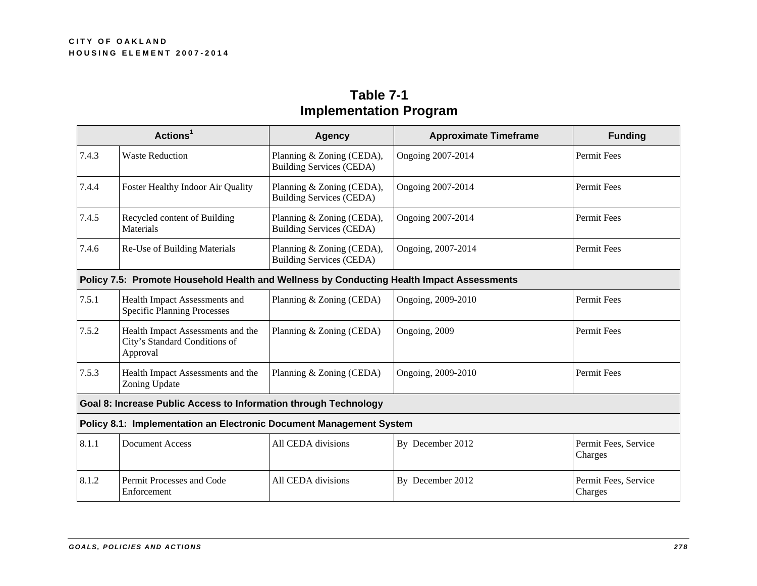## Table 7-1
## Implementation Program

| Actions[1] | | Agency | Approximate Timeframe | Funding |
|---|---|---|---|---|
| 7.4.3 | Waste Reduction | Planning & Zoning (CEDA), Building Services (CEDA) | Ongoing 2007-2014 | Permit Fees |
| 7.4.4 | Foster Healthy Indoor Air Quality | Planning & Zoning (CEDA), Building Services (CEDA) | Ongoing 2007-2014 | Permit Fees |
| 7.4.5 | Recycled content of Building Materials | Planning & Zoning (CEDA), Building Services (CEDA) | Ongoing 2007-2014 | Permit Fees |
| 7.4.6 | Re-Use of Building Materials | Planning & Zoning (CEDA), Building Services (CEDA) | Ongoing, 2007-2014 | Permit Fees |
| **Policy 7.5: Promote Household Health and Wellness by Conducting Health Impact Assessments** | | | | |
| 7.5.1 | Health Impact Assessments and Specific Planning Processes | Planning & Zoning (CEDA) | Ongoing, 2009-2010 | Permit Fees |
| 7.5.2 | Health Impact Assessments and the City's Standard Conditions of Approval | Planning & Zoning (CEDA) | Ongoing, 2009 | Permit Fees |
| 7.5.3 | Health Impact Assessments and the Zoning Update | Planning & Zoning (CEDA) | Ongoing, 2009-2010 | Permit Fees |
| **Goal 8: Increase Public Access to Information through Technology** | | | | |
| **Policy 8.1: Implementation an Electronic Document Management System** | | | | |
| 8.1.1 | Document Access | All CEDA divisions | By December 2012 | Permit Fees, Service Charges |
| 8.1.2 | Permit Processes and Code Enforcement | All CEDA divisions | By December 2012 | Permit Fees, Service Charges |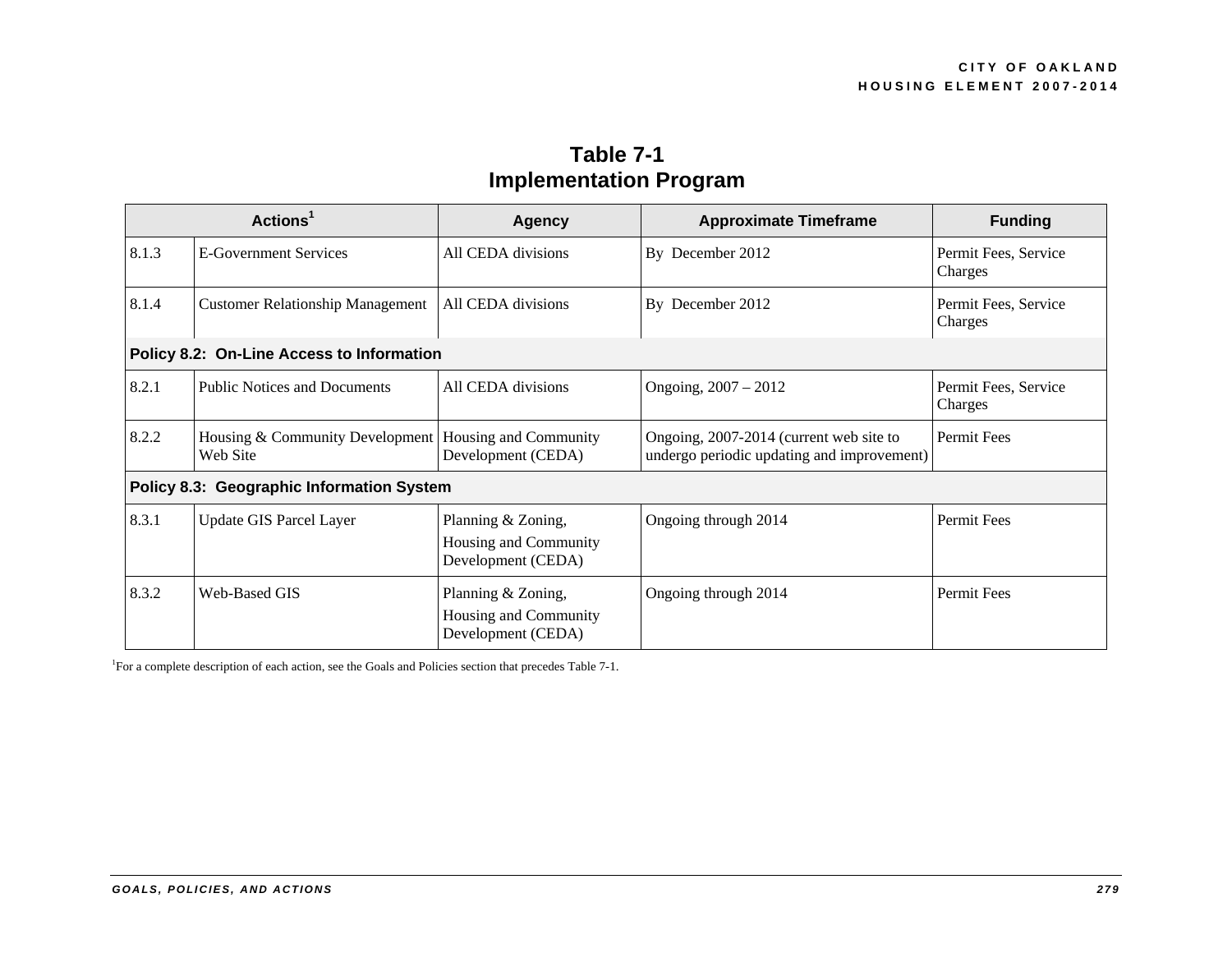# Table 7-1
# Implementation Program

| Actions[1] | | Agency | Approximate Timeframe | Funding |
|---|---|---|---|---|
| 8.1.3 | E-Government Services | All CEDA divisions | By December 2012 | Permit Fees, Service Charges |
| 8.1.4 | Customer Relationship Management | All CEDA divisions | By December 2012 | Permit Fees, Service Charges |
| **Policy 8.2: On-Line Access to Information** | | | | |
| 8.2.1 | Public Notices and Documents | All CEDA divisions | Ongoing, 2007 – 2012 | Permit Fees, Service Charges |
| 8.2.2 | Housing & Community Development Web Site | Housing and Community Development (CEDA) | Ongoing, 2007-2014 (current web site to undergo periodic updating and improvement) | Permit Fees |
| **Policy 8.3: Geographic Information System** | | | | |
| 8.3.1 | Update GIS Parcel Layer | Planning & Zoning, Housing and Community Development (CEDA) | Ongoing through 2014 | Permit Fees |
| 8.3.2 | Web-Based GIS | Planning & Zoning, Housing and Community Development (CEDA) | Ongoing through 2014 | Permit Fees |

[1]For a complete description of each action, see the Goals and Policies section that precedes Table 7-1.